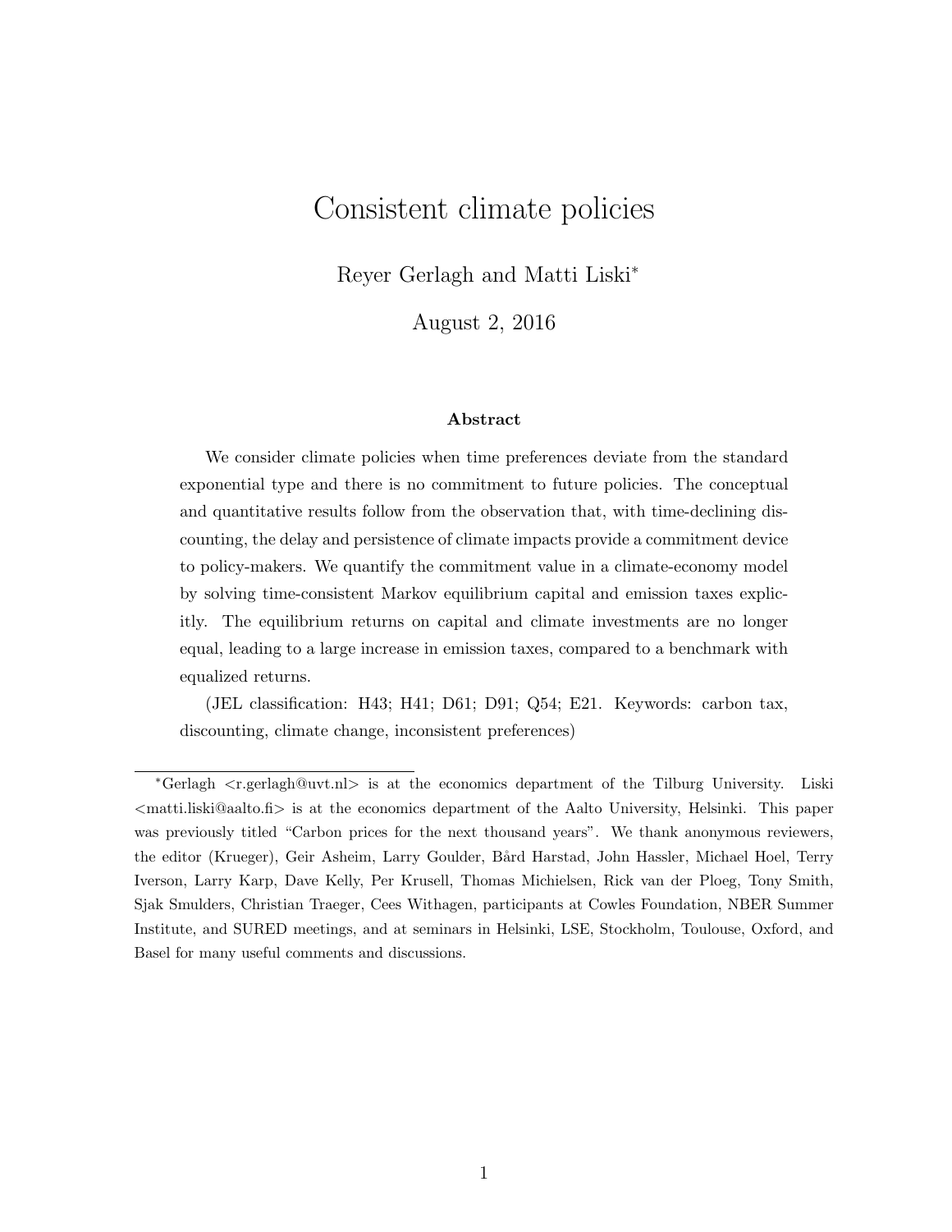# Consistent climate policies

Reyer Gerlagh and Matti Liski*

August 2, 2016

### Abstract

We consider climate policies when time preferences deviate from the standard exponential type and there is no commitment to future policies. The conceptual and quantitative results follow from the observation that, with time-declining discounting, the delay and persistence of climate impacts provide a commitment device to policy-makers. We quantify the commitment value in a climate-economy model by solving time-consistent Markov equilibrium capital and emission taxes explicitly. The equilibrium returns on capital and climate investments are no longer equal, leading to a large increase in emission taxes, compared to a benchmark with equalized returns.

(JEL classification: H43; H41; D61; D91; Q54; E21. Keywords: carbon tax, discounting, climate change, inconsistent preferences)

---

*Gerlagh <r.gerlagh@uvt.nl> is at the economics department of the Tilburg University. Liski <matti.liski@aalto.fi> is at the economics department of the Aalto University, Helsinki. This paper was previously titled "Carbon prices for the next thousand years". We thank anonymous reviewers, the editor (Krueger), Geir Asheim, Larry Goulder, Bård Harstad, John Hassler, Michael Hoel, Terry Iverson, Larry Karp, Dave Kelly, Per Krusell, Thomas Michielsen, Rick van der Ploeg, Tony Smith, Sjak Smulders, Christian Traeger, Cees Withagen, participants at Cowles Foundation, NBER Summer Institute, and SURED meetings, and at seminars in Helsinki, LSE, Stockholm, Toulouse, Oxford, and Basel for many useful comments and discussions.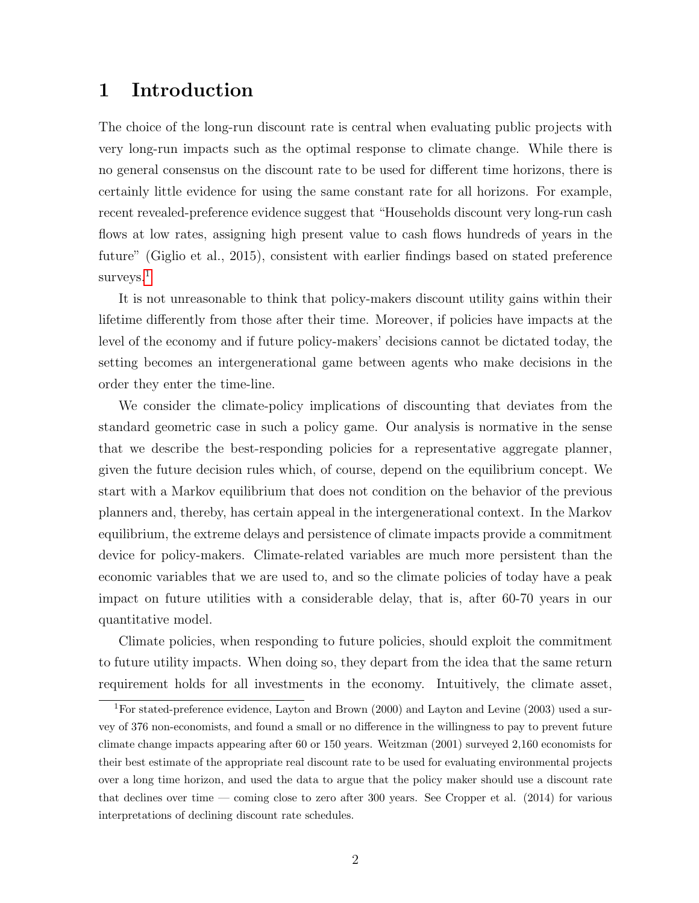# 1 Introduction

The choice of the long-run discount rate is central when evaluating public projects with very long-run impacts such as the optimal response to climate change. While there is no general consensus on the discount rate to be used for different time horizons, there is certainly little evidence for using the same constant rate for all horizons. For example, recent revealed-preference evidence suggest that "Households discount very long-run cash flows at low rates, assigning high present value to cash flows hundreds of years in the future" (Giglio et al., 2015), consistent with earlier findings based on stated preference surveys.[1]

It is not unreasonable to think that policy-makers discount utility gains within their lifetime differently from those after their time. Moreover, if policies have impacts at the level of the economy and if future policy-makers' decisions cannot be dictated today, the setting becomes an intergenerational game between agents who make decisions in the order they enter the time-line.

We consider the climate-policy implications of discounting that deviates from the standard geometric case in such a policy game. Our analysis is normative in the sense that we describe the best-responding policies for a representative aggregate planner, given the future decision rules which, of course, depend on the equilibrium concept. We start with a Markov equilibrium that does not condition on the behavior of the previous planners and, thereby, has certain appeal in the intergenerational context. In the Markov equilibrium, the extreme delays and persistence of climate impacts provide a commitment device for policy-makers. Climate-related variables are much more persistent than the economic variables that we are used to, and so the climate policies of today have a peak impact on future utilities with a considerable delay, that is, after 60-70 years in our quantitative model.

Climate policies, when responding to future policies, should exploit the commitment to future utility impacts. When doing so, they depart from the idea that the same return requirement holds for all investments in the economy. Intuitively, the climate asset,

[1] For stated-preference evidence, Layton and Brown (2000) and Layton and Levine (2003) used a survey of 376 non-economists, and found a small or no difference in the willingness to pay to prevent future climate change impacts appearing after 60 or 150 years. Weitzman (2001) surveyed 2,160 economists for their best estimate of the appropriate real discount rate to be used for evaluating environmental projects over a long time horizon, and used the data to argue that the policy maker should use a discount rate that declines over time — coming close to zero after 300 years. See Cropper et al. (2014) for various interpretations of declining discount rate schedules.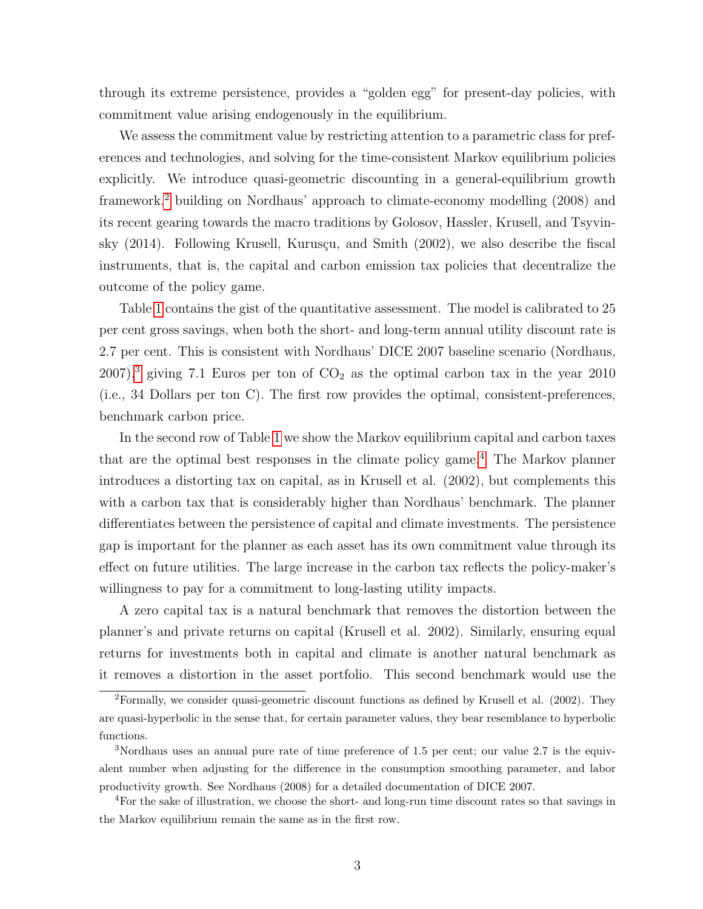through its extreme persistence, provides a "golden egg" for present-day policies, with commitment value arising endogenously in the equilibrium.

We assess the commitment value by restricting attention to a parametric class for preferences and technologies, and solving for the time-consistent Markov equilibrium policies explicitly. We introduce quasi-geometric discounting in a general-equilibrium growth framework,[2] building on Nordhaus' approach to climate-economy modelling (2008) and its recent gearing towards the macro traditions by Golosov, Hassler, Krusell, and Tsyvinsky (2014). Following Krusell, Kurusçu, and Smith (2002), we also describe the fiscal instruments, that is, the capital and carbon emission tax policies that decentralize the outcome of the policy game.

Table 1 contains the gist of the quantitative assessment. The model is calibrated to 25 per cent gross savings, when both the short- and long-term annual utility discount rate is 2.7 per cent. This is consistent with Nordhaus' DICE 2007 baseline scenario (Nordhaus, 2007),[3] giving 7.1 Euros per ton of $CO_2$ as the optimal carbon tax in the year 2010 (i.e., 34 Dollars per ton C). The first row provides the optimal, consistent-preferences, benchmark carbon price.

In the second row of Table 1 we show the Markov equilibrium capital and carbon taxes that are the optimal best responses in the climate policy game.[4] The Markov planner introduces a distorting tax on capital, as in Krusell et al. (2002), but complements this with a carbon tax that is considerably higher than Nordhaus' benchmark. The planner differentiates between the persistence of capital and climate investments. The persistence gap is important for the planner as each asset has its own commitment value through its effect on future utilities. The large increase in the carbon tax reflects the policy-maker's willingness to pay for a commitment to long-lasting utility impacts.

A zero capital tax is a natural benchmark that removes the distortion between the planner's and private returns on capital (Krusell et al. 2002). Similarly, ensuring equal returns for investments both in capital and climate is another natural benchmark as it removes a distortion in the asset portfolio. This second benchmark would use the

[2] Formally, we consider quasi-geometric discount functions as defined by Krusell et al. (2002). They are quasi-hyperbolic in the sense that, for certain parameter values, they bear resemblance to hyperbolic functions.

[3] Nordhaus uses an annual pure rate of time preference of 1.5 per cent; our value 2.7 is the equivalent number when adjusting for the difference in the consumption smoothing parameter, and labor productivity growth. See Nordhaus (2008) for a detailed documentation of DICE 2007.

[4] For the sake of illustration, we choose the short- and long-run time discount rates so that savings in the Markov equilibrium remain the same as in the first row.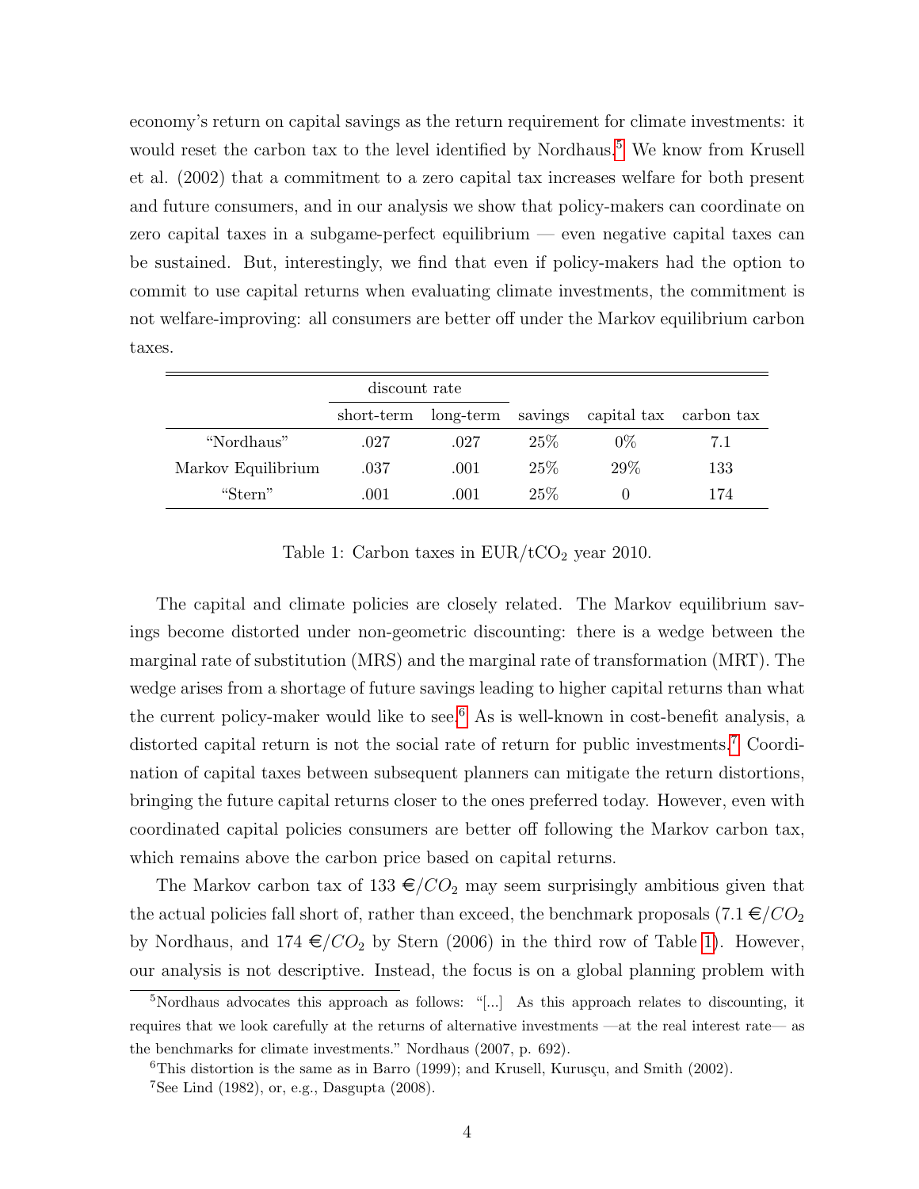economy's return on capital savings as the return requirement for climate investments: it would reset the carbon tax to the level identified by Nordhaus.[5] We know from Krusell et al. (2002) that a commitment to a zero capital tax increases welfare for both present and future consumers, and in our analysis we show that policy-makers can coordinate on zero capital taxes in a subgame-perfect equilibrium — even negative capital taxes can be sustained. But, interestingly, we find that even if policy-makers had the option to commit to use capital returns when evaluating climate investments, the commitment is not welfare-improving: all consumers are better off under the Markov equilibrium carbon taxes.

| | discount rate | | | | |
|---|---|---|---|---|---|
| | short-term | long-term | savings | capital tax | carbon tax |
| "Nordhaus" | .027 | .027 | 25% | 0% | 7.1 |
| Markov Equilibrium | .037 | .001 | 25% | 29% | 133 |
| "Stern" | .001 | .001 | 25% | 0 | 174 |

Table 1: Carbon taxes in EUR/t$CO_2$ year 2010.

The capital and climate policies are closely related. The Markov equilibrium savings become distorted under non-geometric discounting: there is a wedge between the marginal rate of substitution (MRS) and the marginal rate of transformation (MRT). The wedge arises from a shortage of future savings leading to higher capital returns than what the current policy-maker would like to see.[6] As is well-known in cost-benefit analysis, a distorted capital return is not the social rate of return for public investments.[7] Coordination of capital taxes between subsequent planners can mitigate the return distortions, bringing the future capital returns closer to the ones preferred today. However, even with coordinated capital policies consumers are better off following the Markov carbon tax, which remains above the carbon price based on capital returns.

The Markov carbon tax of 133 €/$CO_2$ may seem surprisingly ambitious given that the actual policies fall short of, rather than exceed, the benchmark proposals (7.1 €/$CO_2$ by Nordhaus, and 174 €/$CO_2$ by Stern (2006) in the third row of Table 1). However, our analysis is not descriptive. Instead, the focus is on a global planning problem with

[5] Nordhaus advocates this approach as follows: "[...] As this approach relates to discounting, it requires that we look carefully at the returns of alternative investments —at the real interest rate— as the benchmarks for climate investments." Nordhaus (2007, p. 692).

[6] This distortion is the same as in Barro (1999); and Krusell, Kurusçu, and Smith (2002).

[7] See Lind (1982), or, e.g., Dasgupta (2008).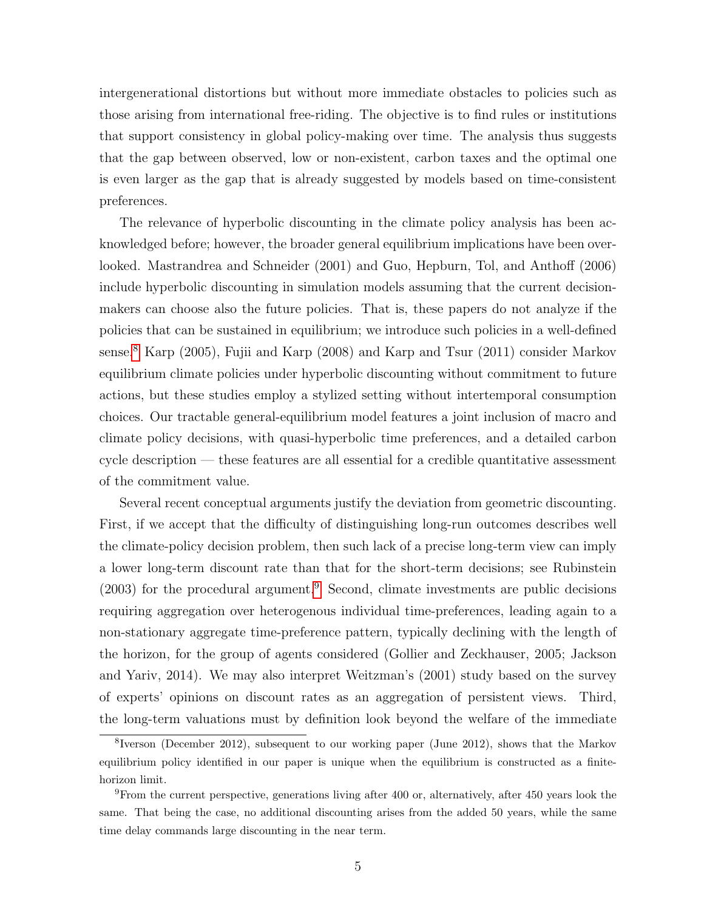intergenerational distortions but without more immediate obstacles to policies such as those arising from international free-riding. The objective is to find rules or institutions that support consistency in global policy-making over time. The analysis thus suggests that the gap between observed, low or non-existent, carbon taxes and the optimal one is even larger as the gap that is already suggested by models based on time-consistent preferences.

The relevance of hyperbolic discounting in the climate policy analysis has been acknowledged before; however, the broader general equilibrium implications have been overlooked. Mastrandrea and Schneider (2001) and Guo, Hepburn, Tol, and Anthoff (2006) include hyperbolic discounting in simulation models assuming that the current decision-makers can choose also the future policies. That is, these papers do not analyze if the policies that can be sustained in equilibrium; we introduce such policies in a well-defined sense.[8] Karp (2005), Fujii and Karp (2008) and Karp and Tsur (2011) consider Markov equilibrium climate policies under hyperbolic discounting without commitment to future actions, but these studies employ a stylized setting without intertemporal consumption choices. Our tractable general-equilibrium model features a joint inclusion of macro and climate policy decisions, with quasi-hyperbolic time preferences, and a detailed carbon cycle description — these features are all essential for a credible quantitative assessment of the commitment value.

Several recent conceptual arguments justify the deviation from geometric discounting. First, if we accept that the difficulty of distinguishing long-run outcomes describes well the climate-policy decision problem, then such lack of a precise long-term view can imply a lower long-term discount rate than that for the short-term decisions; see Rubinstein (2003) for the procedural argument.[9] Second, climate investments are public decisions requiring aggregation over heterogenous individual time-preferences, leading again to a non-stationary aggregate time-preference pattern, typically declining with the length of the horizon, for the group of agents considered (Gollier and Zeckhauser, 2005; Jackson and Yariv, 2014). We may also interpret Weitzman's (2001) study based on the survey of experts' opinions on discount rates as an aggregation of persistent views. Third, the long-term valuations must by definition look beyond the welfare of the immediate

[8] Iverson (December 2012), subsequent to our working paper (June 2012), shows that the Markov equilibrium policy identified in our paper is unique when the equilibrium is constructed as a finite-horizon limit.

[9] From the current perspective, generations living after 400 or, alternatively, after 450 years look the same. That being the case, no additional discounting arises from the added 50 years, while the same time delay commands large discounting in the near term.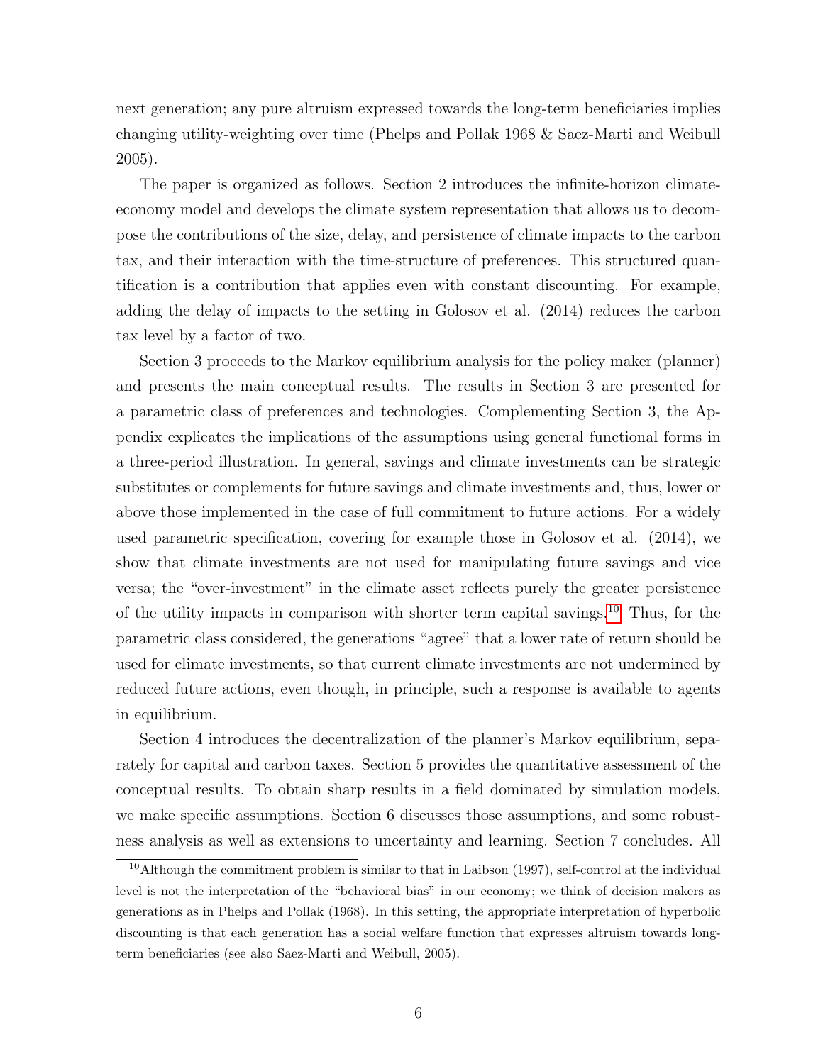next generation; any pure altruism expressed towards the long-term beneficiaries implies changing utility-weighting over time (Phelps and Pollak 1968 & Saez-Marti and Weibull 2005).

The paper is organized as follows. Section 2 introduces the infinite-horizon climate-economy model and develops the climate system representation that allows us to decompose the contributions of the size, delay, and persistence of climate impacts to the carbon tax, and their interaction with the time-structure of preferences. This structured quantification is a contribution that applies even with constant discounting. For example, adding the delay of impacts to the setting in Golosov et al. (2014) reduces the carbon tax level by a factor of two.

Section 3 proceeds to the Markov equilibrium analysis for the policy maker (planner) and presents the main conceptual results. The results in Section 3 are presented for a parametric class of preferences and technologies. Complementing Section 3, the Appendix explicates the implications of the assumptions using general functional forms in a three-period illustration. In general, savings and climate investments can be strategic substitutes or complements for future savings and climate investments and, thus, lower or above those implemented in the case of full commitment to future actions. For a widely used parametric specification, covering for example those in Golosov et al. (2014), we show that climate investments are not used for manipulating future savings and vice versa; the "over-investment" in the climate asset reflects purely the greater persistence of the utility impacts in comparison with shorter term capital savings.[10] Thus, for the parametric class considered, the generations "agree" that a lower rate of return should be used for climate investments, so that current climate investments are not undermined by reduced future actions, even though, in principle, such a response is available to agents in equilibrium.

Section 4 introduces the decentralization of the planner's Markov equilibrium, separately for capital and carbon taxes. Section 5 provides the quantitative assessment of the conceptual results. To obtain sharp results in a field dominated by simulation models, we make specific assumptions. Section 6 discusses those assumptions, and some robustness analysis as well as extensions to uncertainty and learning. Section 7 concludes. All

[10] Although the commitment problem is similar to that in Laibson (1997), self-control at the individual level is not the interpretation of the "behavioral bias" in our economy; we think of decision makers as generations as in Phelps and Pollak (1968). In this setting, the appropriate interpretation of hyperbolic discounting is that each generation has a social welfare function that expresses altruism towards long-term beneficiaries (see also Saez-Marti and Weibull, 2005).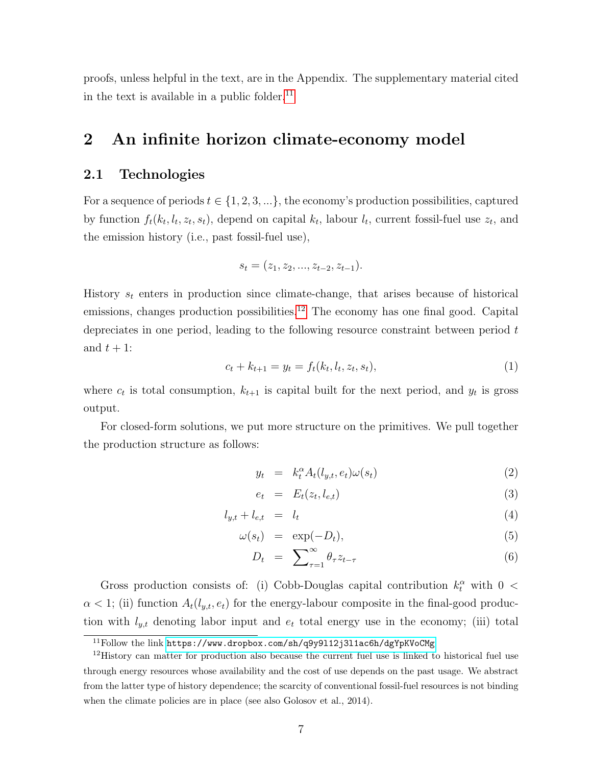proofs, unless helpful in the text, are in the Appendix. The supplementary material cited in the text is available in a public folder.[11]

## 2 An infinite horizon climate-economy model

### 2.1 Technologies

For a sequence of periods $t \in \{1, 2, 3, ...\}$, the economy's production possibilities, captured by function $f_t(k_t, l_t, z_t, s_t)$, depend on capital $k_t$, labour $l_t$, current fossil-fuel use $z_t$, and the emission history (i.e., past fossil-fuel use),

$$s_t = (z_1, z_2, ..., z_{t-2}, z_{t-1}).$$

History $s_t$ enters in production since climate-change, that arises because of historical emissions, changes production possibilities.[12] The economy has one final good. Capital depreciates in one period, leading to the following resource constraint between period $t$ and $t+1$:

$$c_t + k_{t+1} = y_t = f_t(k_t, l_t, z_t, s_t), \tag{1}$$

where $c_t$ is total consumption, $k_{t+1}$ is capital built for the next period, and $y_t$ is gross output.

For closed-form solutions, we put more structure on the primitives. We pull together the production structure as follows:

$$\begin{aligned} y_t &= k_t^{\alpha} A_t(l_{y,t}, e_t)\omega(s_t) && (2) \\ e_t &= E_t(z_t, l_{e,t}) && (3) \\ l_{y,t} + l_{e,t} &= l_t && (4) \\ \omega(s_t) &= \exp(-D_t), && (5) \\ D_t &= \sum\nolimits_{\tau=1}^{\infty} \theta_\tau z_{t-\tau} && (6) \end{aligned}$$

Gross production consists of: (i) Cobb-Douglas capital contribution $k_t^{\alpha}$ with $0 < \alpha < 1$; (ii) function $A_t(l_{y,t}, e_t)$ for the energy-labour composite in the final-good production with $l_{y,t}$ denoting labor input and $e_t$ total energy use in the economy; (iii) total

[11] Follow the link https://www.dropbox.com/sh/q9y9l12j3l1ac6h/dgYpKVoCMg

[12] History can matter for production also because the current fuel use is linked to historical fuel use through energy resources whose availability and the cost of use depends on the past usage. We abstract from the latter type of history dependence; the scarcity of conventional fossil-fuel resources is not binding when the climate policies are in place (see also Golosov et al., 2014).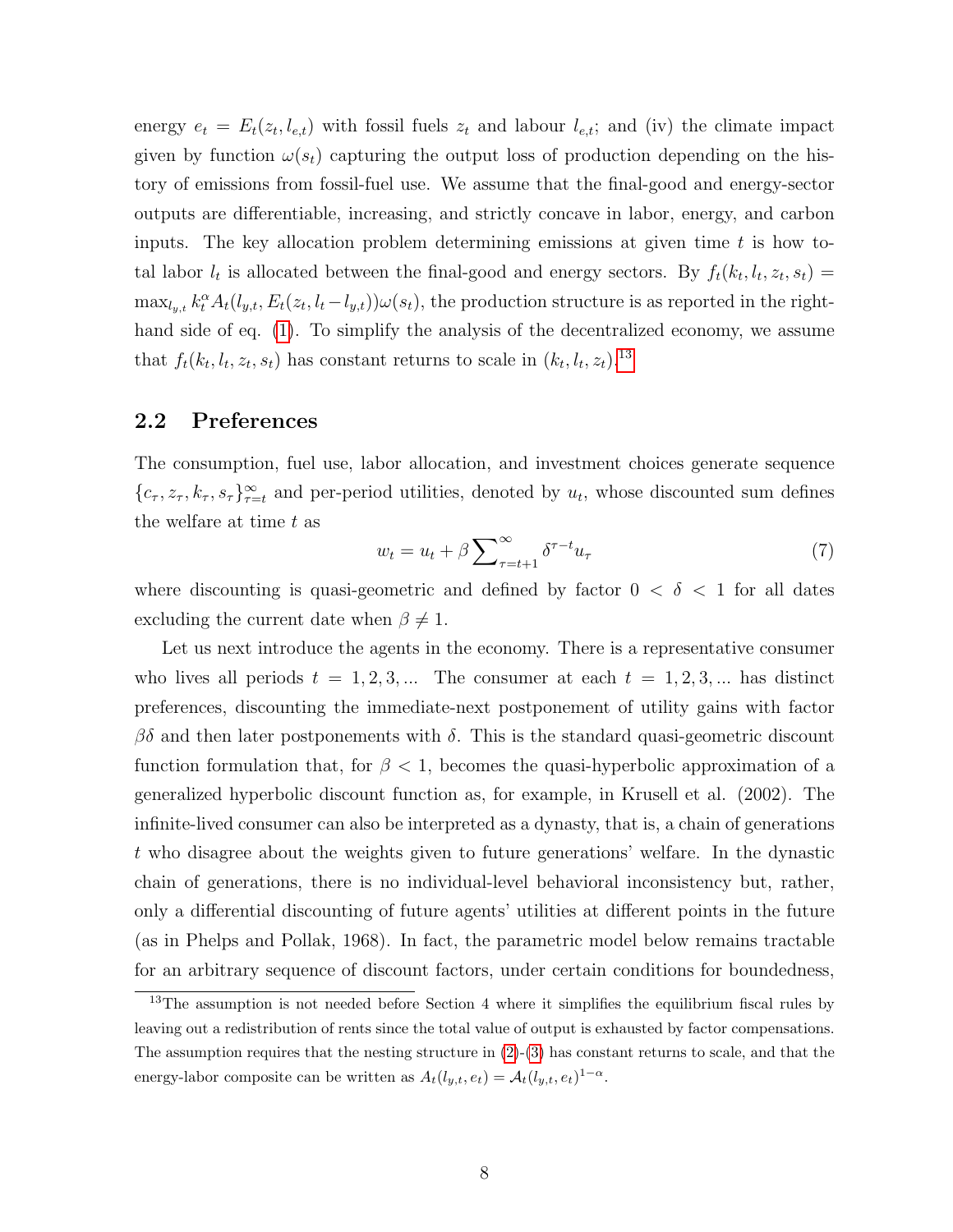energy $e_t = E_t(z_t, l_{e,t})$ with fossil fuels $z_t$ and labour $l_{e,t}$; and (iv) the climate impact given by function $\omega(s_t)$ capturing the output loss of production depending on the history of emissions from fossil-fuel use. We assume that the final-good and energy-sector outputs are differentiable, increasing, and strictly concave in labor, energy, and carbon inputs. The key allocation problem determining emissions at given time $t$ is how total labor $l_t$ is allocated between the final-good and energy sectors. By $f_t(k_t, l_t, z_t, s_t) = \max_{l_{y,t}} k_t^{\alpha} A_t(l_{y,t}, E_t(z_t, l_t - l_{y,t}))\omega(s_t)$, the production structure is as reported in the right-hand side of eq. (1). To simplify the analysis of the decentralized economy, we assume that $f_t(k_t, l_t, z_t, s_t)$ has constant returns to scale in $(k_t, l_t, z_t)$.[13]

## 2.2 Preferences

The consumption, fuel use, labor allocation, and investment choices generate sequence $\{c_\tau, z_\tau, k_\tau, s_\tau\}_{\tau=t}^{\infty}$ and per-period utilities, denoted by $u_t$, whose discounted sum defines the welfare at time $t$ as

$$w_t = u_t + \beta \sum\nolimits_{\tau=t+1}^{\infty} \delta^{\tau-t} u_\tau \tag{7}$$

where discounting is quasi-geometric and defined by factor $0 < \delta < 1$ for all dates excluding the current date when $\beta \neq 1$.

Let us next introduce the agents in the economy. There is a representative consumer who lives all periods $t = 1, 2, 3, ...$ The consumer at each $t = 1, 2, 3, ...$ has distinct preferences, discounting the immediate-next postponement of utility gains with factor $\beta\delta$ and then later postponements with $\delta$. This is the standard quasi-geometric discount function formulation that, for $\beta < 1$, becomes the quasi-hyperbolic approximation of a generalized hyperbolic discount function as, for example, in Krusell et al. (2002). The infinite-lived consumer can also be interpreted as a dynasty, that is, a chain of generations $t$ who disagree about the weights given to future generations' welfare. In the dynastic chain of generations, there is no individual-level behavioral inconsistency but, rather, only a differential discounting of future agents' utilities at different points in the future (as in Phelps and Pollak, 1968). In fact, the parametric model below remains tractable for an arbitrary sequence of discount factors, under certain conditions for boundedness,

[13] The assumption is not needed before Section 4 where it simplifies the equilibrium fiscal rules by leaving out a redistribution of rents since the total value of output is exhausted by factor compensations. The assumption requires that the nesting structure in (2)-(3) has constant returns to scale, and that the energy-labor composite can be written as $A_t(l_{y,t}, e_t) = \mathcal{A}_t(l_{y,t}, e_t)^{1-\alpha}$.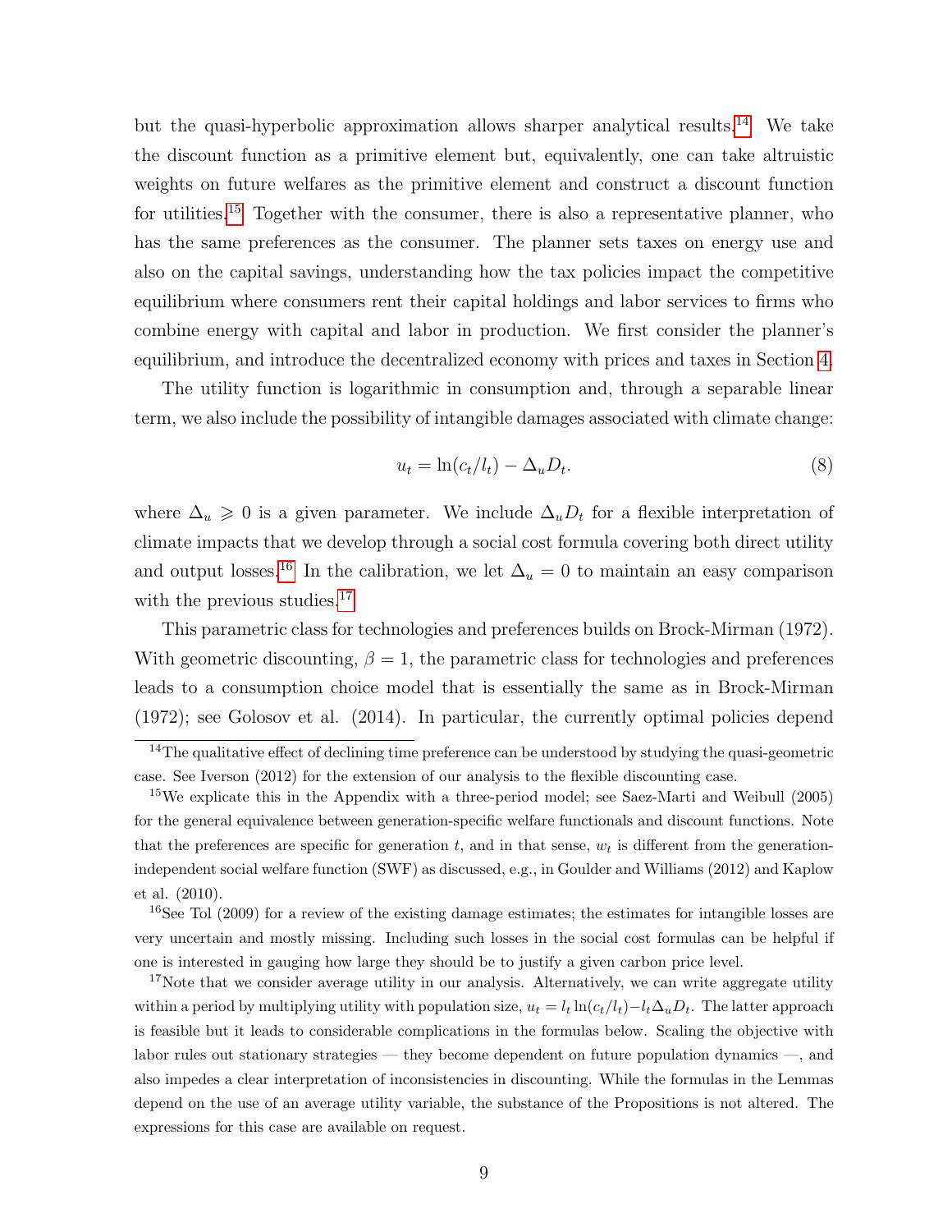but the quasi-hyperbolic approximation allows sharper analytical results.[14] We take the discount function as a primitive element but, equivalently, one can take altruistic weights on future welfares as the primitive element and construct a discount function for utilities.[15] Together with the consumer, there is also a representative planner, who has the same preferences as the consumer. The planner sets taxes on energy use and also on the capital savings, understanding how the tax policies impact the competitive equilibrium where consumers rent their capital holdings and labor services to firms who combine energy with capital and labor in production. We first consider the planner's equilibrium, and introduce the decentralized economy with prices and taxes in Section 4.

The utility function is logarithmic in consumption and, through a separable linear term, we also include the possibility of intangible damages associated with climate change:

$$u_t = \ln(c_t/l_t) - \Delta_u D_t. \tag{8}$$

where $\Delta_u \geqslant 0$ is a given parameter. We include $\Delta_u D_t$ for a flexible interpretation of climate impacts that we develop through a social cost formula covering both direct utility and output losses.[16] In the calibration, we let $\Delta_u = 0$ to maintain an easy comparison with the previous studies.[17]

This parametric class for technologies and preferences builds on Brock-Mirman (1972). With geometric discounting, $\beta = 1$, the parametric class for technologies and preferences leads to a consumption choice model that is essentially the same as in Brock-Mirman (1972); see Golosov et al. (2014). In particular, the currently optimal policies depend

---

[14] The qualitative effect of declining time preference can be understood by studying the quasi-geometric case. See Iverson (2012) for the extension of our analysis to the flexible discounting case.

[15] We explicate this in the Appendix with a three-period model; see Saez-Marti and Weibull (2005) for the general equivalence between generation-specific welfare functionals and discount functions. Note that the preferences are specific for generation $t$, and in that sense, $w_t$ is different from the generation-independent social welfare function (SWF) as discussed, e.g., in Goulder and Williams (2012) and Kaplow et al. (2010).

[16] See Tol (2009) for a review of the existing damage estimates; the estimates for intangible losses are very uncertain and mostly missing. Including such losses in the social cost formulas can be helpful if one is interested in gauging how large they should be to justify a given carbon price level.

[17] Note that we consider average utility in our analysis. Alternatively, we can write aggregate utility within a period by multiplying utility with population size, $u_t = l_t \ln(c_t/l_t) - l_t \Delta_u D_t$. The latter approach is feasible but it leads to considerable complications in the formulas below. Scaling the objective with labor rules out stationary strategies — they become dependent on future population dynamics —, and also impedes a clear interpretation of inconsistencies in discounting. While the formulas in the Lemmas depend on the use of an average utility variable, the substance of the Propositions is not altered. The expressions for this case are available on request.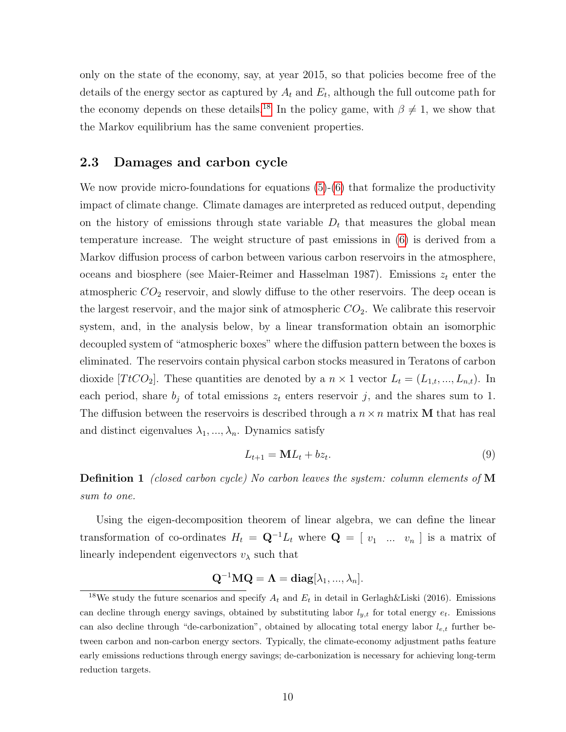only on the state of the economy, say, at year 2015, so that policies become free of the details of the energy sector as captured by $A_t$ and $E_t$, although the full outcome path for the economy depends on these details.[18] In the policy game, with $\beta \neq 1$, we show that the Markov equilibrium has the same convenient properties.

## 2.3 Damages and carbon cycle

We now provide micro-foundations for equations (5)-(6) that formalize the productivity impact of climate change. Climate damages are interpreted as reduced output, depending on the history of emissions through state variable $D_t$ that measures the global mean temperature increase. The weight structure of past emissions in (6) is derived from a Markov diffusion process of carbon between various carbon reservoirs in the atmosphere, oceans and biosphere (see Maier-Reimer and Hasselman 1987). Emissions $z_t$ enter the atmospheric $CO_2$ reservoir, and slowly diffuse to the other reservoirs. The deep ocean is the largest reservoir, and the major sink of atmospheric $CO_2$. We calibrate this reservoir system, and, in the analysis below, by a linear transformation obtain an isomorphic decoupled system of "atmospheric boxes" where the diffusion pattern between the boxes is eliminated. The reservoirs contain physical carbon stocks measured in Teratons of carbon dioxide [$TtCO_2$]. These quantities are denoted by a $n \times 1$ vector $L_t = (L_{1,t}, ..., L_{n,t})$. In each period, share $b_j$ of total emissions $z_t$ enters reservoir $j$, and the shares sum to 1. The diffusion between the reservoirs is described through a $n \times n$ matrix $\mathbf{M}$ that has real and distinct eigenvalues $\lambda_1, ..., \lambda_n$. Dynamics satisfy

$$L_{t+1} = \mathbf{M}L_t + bz_t. \tag{9}$$

**Definition 1** *(closed carbon cycle) No carbon leaves the system: column elements of* $\mathbf{M}$ *sum to one.*

Using the eigen-decomposition theorem of linear algebra, we can define the linear transformation of co-ordinates $H_t = \mathbf{Q}^{-1}L_t$ where $\mathbf{Q} = [\ v_1 \ \ ... \ \ v_n\ ]$ is a matrix of linearly independent eigenvectors $v_\lambda$ such that

$$\mathbf{Q}^{-1}\mathbf{M}\mathbf{Q} = \mathbf{\Lambda} = \mathbf{diag}[\lambda_1, ..., \lambda_n].$$

[18] We study the future scenarios and specify $A_t$ and $E_t$ in detail in Gerlagh&Liski (2016). Emissions can decline through energy savings, obtained by substituting labor $l_{y,t}$ for total energy $e_t$. Emissions can also decline through "de-carbonization", obtained by allocating total energy labor $l_{e,t}$ further between carbon and non-carbon energy sectors. Typically, the climate-economy adjustment paths feature early emissions reductions through energy savings; de-carbonization is necessary for achieving long-term reduction targets.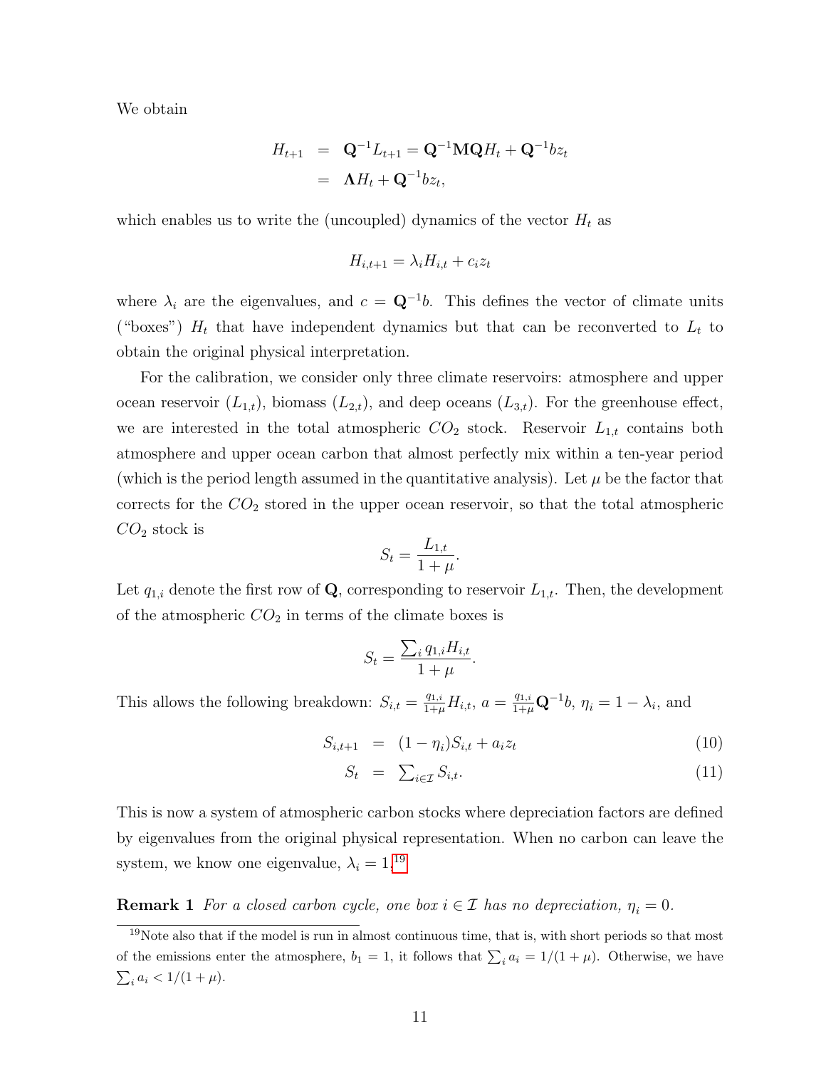We obtain

$$\begin{aligned} H_{t+1} &= \mathbf{Q}^{-1} L_{t+1} = \mathbf{Q}^{-1}\mathbf{M}\mathbf{Q} H_t + \mathbf{Q}^{-1} b z_t \\ &= \mathbf{\Lambda} H_t + \mathbf{Q}^{-1} b z_t, \end{aligned}$$

which enables us to write the (uncoupled) dynamics of the vector $H_t$ as

$$H_{i,t+1} = \lambda_i H_{i,t} + c_i z_t$$

where $\lambda_i$ are the eigenvalues, and $c = \mathbf{Q}^{-1} b$. This defines the vector of climate units ("boxes") $H_t$ that have independent dynamics but that can be reconverted to $L_t$ to obtain the original physical interpretation.

For the calibration, we consider only three climate reservoirs: atmosphere and upper ocean reservoir ($L_{1,t}$), biomass ($L_{2,t}$), and deep oceans ($L_{3,t}$). For the greenhouse effect, we are interested in the total atmospheric $CO_2$ stock. Reservoir $L_{1,t}$ contains both atmosphere and upper ocean carbon that almost perfectly mix within a ten-year period (which is the period length assumed in the quantitative analysis). Let $\mu$ be the factor that corrects for the $CO_2$ stored in the upper ocean reservoir, so that the total atmospheric $CO_2$ stock is

$$S_t = \frac{L_{1,t}}{1+\mu}.$$

Let $q_{1,i}$ denote the first row of $\mathbf{Q}$, corresponding to reservoir $L_{1,t}$. Then, the development of the atmospheric $CO_2$ in terms of the climate boxes is

$$S_t = \frac{\sum_i q_{1,i} H_{i,t}}{1+\mu}.$$

This allows the following breakdown: $S_{i,t} = \frac{q_{1,i}}{1+\mu} H_{i,t}$, $a = \frac{q_{1,i}}{1+\mu} \mathbf{Q}^{-1} b$, $\eta_i = 1 - \lambda_i$, and

$$S_{i,t+1} = (1-\eta_i) S_{i,t} + a_i z_t \tag{10}$$

$$S_t = \textstyle\sum_{i \in \mathcal{I}} S_{i,t}. \tag{11}$$

This is now a system of atmospheric carbon stocks where depreciation factors are defined by eigenvalues from the original physical representation. When no carbon can leave the system, we know one eigenvalue, $\lambda_i = 1$.[19]

**Remark 1** *For a closed carbon cycle, one box $i \in \mathcal{I}$ has no depreciation, $\eta_i = 0$.*

[19] Note also that if the model is run in almost continuous time, that is, with short periods so that most of the emissions enter the atmosphere, $b_1 = 1$, it follows that $\sum_i a_i = 1/(1+\mu)$. Otherwise, we have $\sum_i a_i < 1/(1+\mu)$.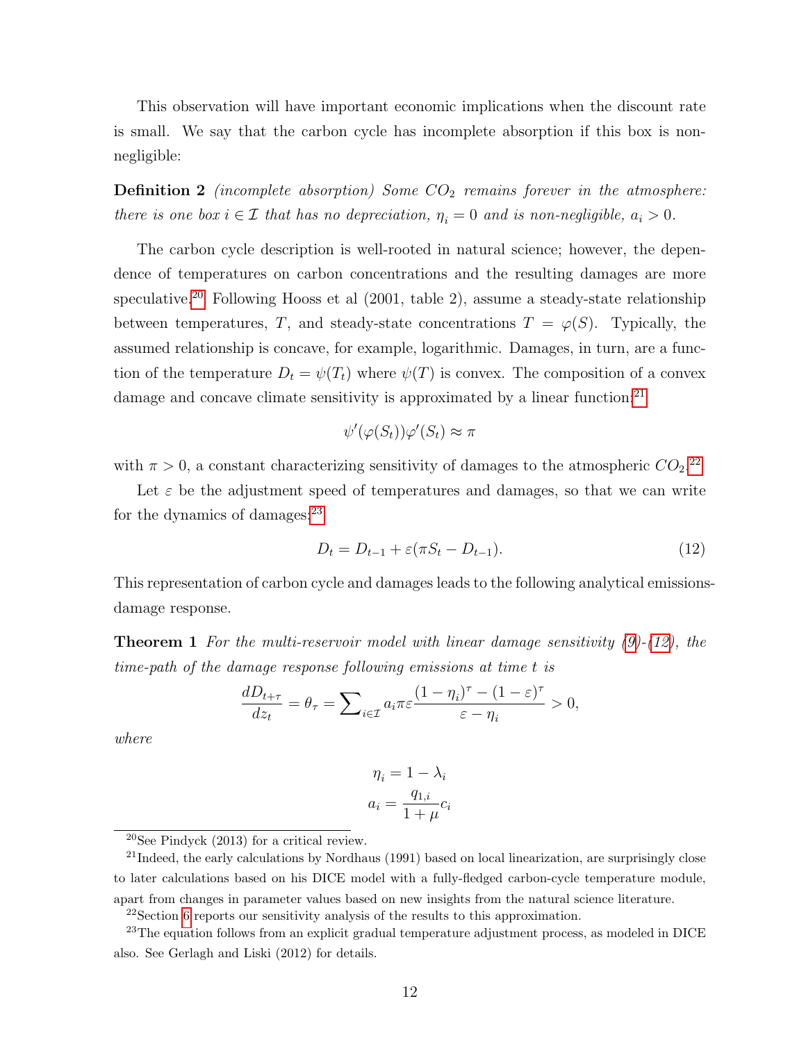This observation will have important economic implications when the discount rate is small. We say that the carbon cycle has incomplete absorption if this box is non-negligible:

**Definition 2** *(incomplete absorption) Some $CO_2$ remains forever in the atmosphere: there is one box $i \in \mathcal{I}$ that has no depreciation, $\eta_i = 0$ and is non-negligible, $a_i > 0$.*

The carbon cycle description is well-rooted in natural science; however, the dependence of temperatures on carbon concentrations and the resulting damages are more speculative.[20] Following Hooss et al (2001, table 2), assume a steady-state relationship between temperatures, $T$, and steady-state concentrations $T = \varphi(S)$. Typically, the assumed relationship is concave, for example, logarithmic. Damages, in turn, are a function of the temperature $D_t = \psi(T_t)$ where $\psi(T)$ is convex. The composition of a convex damage and concave climate sensitivity is approximated by a linear function:[21]

$$\psi'(\varphi(S_t))\varphi'(S_t) \approx \pi$$

with $\pi > 0$, a constant characterizing sensitivity of damages to the atmospheric $CO_2$.[22]

Let $\varepsilon$ be the adjustment speed of temperatures and damages, so that we can write for the dynamics of damages:[23]

$$D_t = D_{t-1} + \varepsilon(\pi S_t - D_{t-1}). \tag{12}$$

This representation of carbon cycle and damages leads to the following analytical emissions-damage response.

**Theorem 1** *For the multi-reservoir model with linear damage sensitivity (9)-(12), the time-path of the damage response following emissions at time $t$ is*

$$\frac{dD_{t+\tau}}{dz_t} = \theta_\tau = \sum\nolimits_{i \in \mathcal{I}} a_i \pi \varepsilon \frac{(1-\eta_i)^\tau - (1-\varepsilon)^\tau}{\varepsilon - \eta_i} > 0,$$

*where*

$$\eta_i = 1 - \lambda_i$$
$$a_i = \frac{q_{1,i}}{1+\mu} c_i$$

[20] See Pindyck (2013) for a critical review.

[21] Indeed, the early calculations by Nordhaus (1991) based on local linearization, are surprisingly close to later calculations based on his DICE model with a fully-fledged carbon-cycle temperature module, apart from changes in parameter values based on new insights from the natural science literature.

[22] Section 6 reports our sensitivity analysis of the results to this approximation.

[23] The equation follows from an explicit gradual temperature adjustment process, as modeled in DICE also. See Gerlagh and Liski (2012) for details.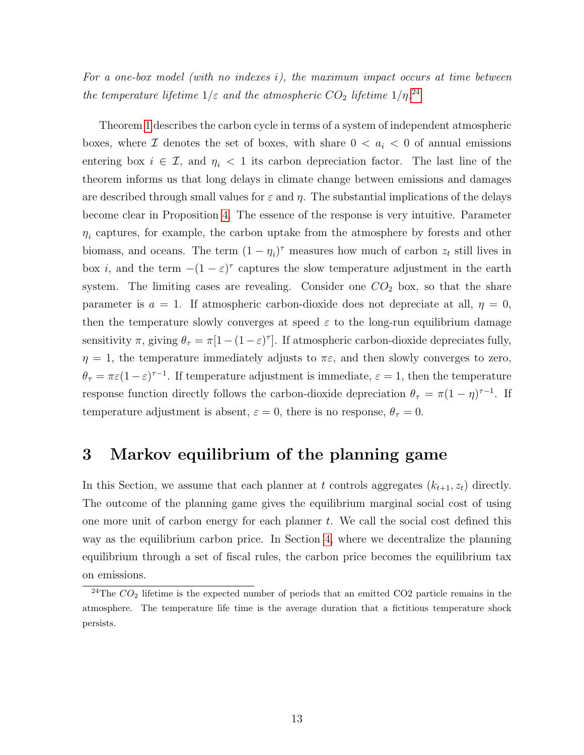*For a one-box model (with no indexes $i$), the maximum impact occurs at time between the temperature lifetime $1/\varepsilon$ and the atmospheric $CO_2$ lifetime $1/\eta$.*[24]

Theorem 1 describes the carbon cycle in terms of a system of independent atmospheric boxes, where $\mathcal{I}$ denotes the set of boxes, with share $0 < a_i < 0$ of annual emissions entering box $i \in \mathcal{I}$, and $\eta_i < 1$ its carbon depreciation factor. The last line of the theorem informs us that long delays in climate change between emissions and damages are described through small values for $\varepsilon$ and $\eta$. The substantial implications of the delays become clear in Proposition 4. The essence of the response is very intuitive. Parameter $\eta_i$ captures, for example, the carbon uptake from the atmosphere by forests and other biomass, and oceans. The term $(1 - \eta_i)^\tau$ measures how much of carbon $z_t$ still lives in box $i$, and the term $-(1 - \varepsilon)^\tau$ captures the slow temperature adjustment in the earth system. The limiting cases are revealing. Consider one $CO_2$ box, so that the share parameter is $a = 1$. If atmospheric carbon-dioxide does not depreciate at all, $\eta = 0$, then the temperature slowly converges at speed $\varepsilon$ to the long-run equilibrium damage sensitivity $\pi$, giving $\theta_\tau = \pi[1 - (1 - \varepsilon)^\tau]$. If atmospheric carbon-dioxide depreciates fully, $\eta = 1$, the temperature immediately adjusts to $\pi\varepsilon$, and then slowly converges to zero, $\theta_\tau = \pi\varepsilon(1 - \varepsilon)^{\tau-1}$. If temperature adjustment is immediate, $\varepsilon = 1$, then the temperature response function directly follows the carbon-dioxide depreciation $\theta_\tau = \pi(1 - \eta)^{\tau-1}$. If temperature adjustment is absent, $\varepsilon = 0$, there is no response, $\theta_\tau = 0$.

# 3 Markov equilibrium of the planning game

In this Section, we assume that each planner at $t$ controls aggregates $(k_{t+1}, z_t)$ directly. The outcome of the planning game gives the equilibrium marginal social cost of using one more unit of carbon energy for each planner $t$. We call the social cost defined this way as the equilibrium carbon price. In Section 4, where we decentralize the planning equilibrium through a set of fiscal rules, the carbon price becomes the equilibrium tax on emissions.

[24] The $CO_2$ lifetime is the expected number of periods that an emitted CO2 particle remains in the atmosphere. The temperature life time is the average duration that a fictitious temperature shock persists.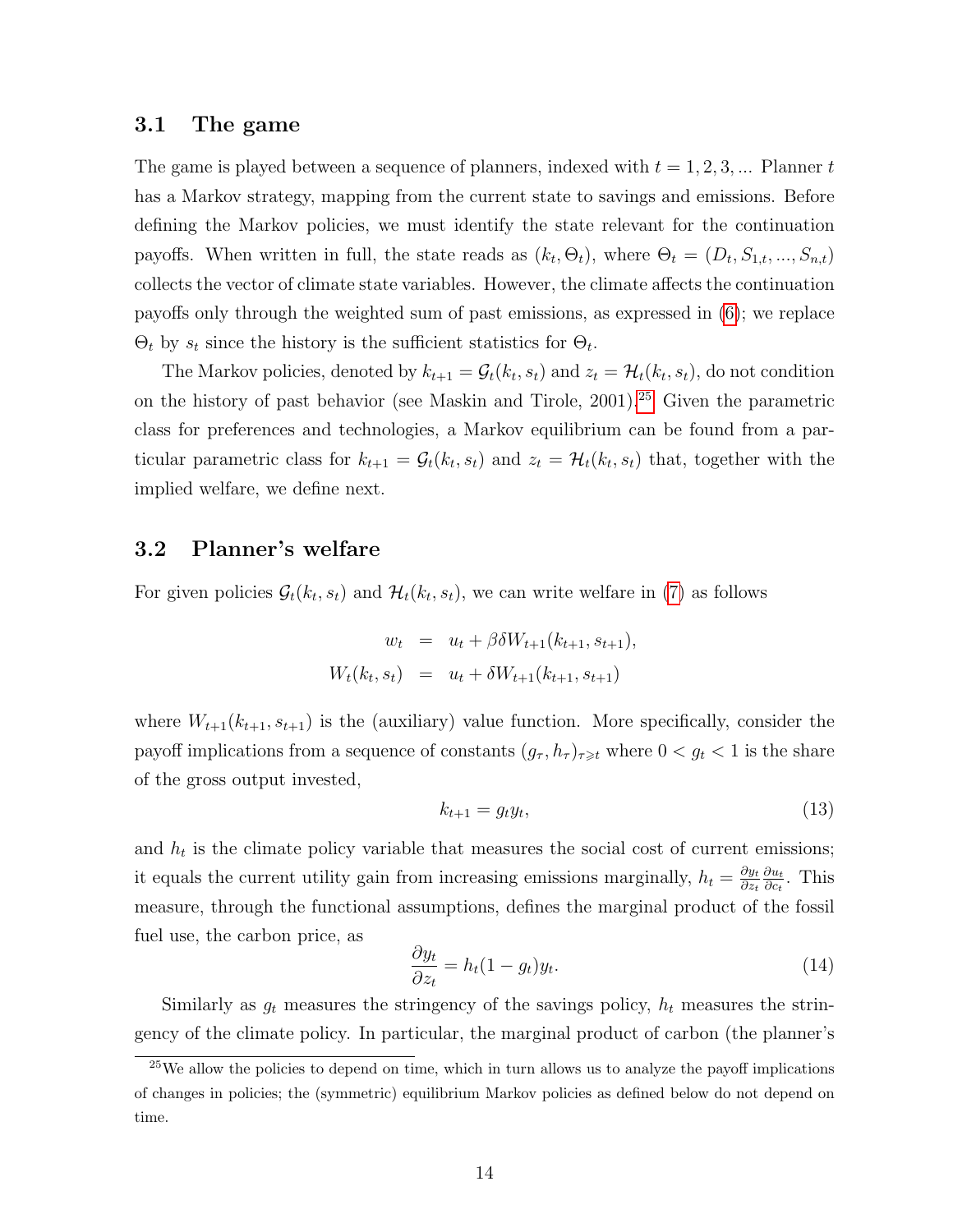### 3.1 The game

The game is played between a sequence of planners, indexed with $t = 1, 2, 3, ...$ Planner $t$ has a Markov strategy, mapping from the current state to savings and emissions. Before defining the Markov policies, we must identify the state relevant for the continuation payoffs. When written in full, the state reads as $(k_t, \Theta_t)$, where $\Theta_t = (D_t, S_{1,t}, ..., S_{n,t})$ collects the vector of climate state variables. However, the climate affects the continuation payoffs only through the weighted sum of past emissions, as expressed in (6); we replace $\Theta_t$ by $s_t$ since the history is the sufficient statistics for $\Theta_t$.

The Markov policies, denoted by $k_{t+1} = \mathcal{G}_t(k_t, s_t)$ and $z_t = \mathcal{H}_t(k_t, s_t)$, do not condition on the history of past behavior (see Maskin and Tirole, 2001).[25] Given the parametric class for preferences and technologies, a Markov equilibrium can be found from a particular parametric class for $k_{t+1} = \mathcal{G}_t(k_t, s_t)$ and $z_t = \mathcal{H}_t(k_t, s_t)$ that, together with the implied welfare, we define next.

### 3.2 Planner's welfare

For given policies $\mathcal{G}_t(k_t, s_t)$ and $\mathcal{H}_t(k_t, s_t)$, we can write welfare in (7) as follows

$$
\begin{aligned}
w_t &= u_t + \beta\delta W_{t+1}(k_{t+1}, s_{t+1}), \\
W_t(k_t, s_t) &= u_t + \delta W_{t+1}(k_{t+1}, s_{t+1})
\end{aligned}
$$

where $W_{t+1}(k_{t+1}, s_{t+1})$ is the (auxiliary) value function. More specifically, consider the payoff implications from a sequence of constants $(g_\tau, h_\tau)_{\tau \geqslant t}$ where $0 < g_t < 1$ is the share of the gross output invested,

$$
k_{t+1} = g_t y_t, \tag{13}
$$

and $h_t$ is the climate policy variable that measures the social cost of current emissions; it equals the current utility gain from increasing emissions marginally, $h_t = \frac{\partial y_t}{\partial z_t} \frac{\partial u_t}{\partial c_t}$. This measure, through the functional assumptions, defines the marginal product of the fossil fuel use, the carbon price, as

$$
\frac{\partial y_t}{\partial z_t} = h_t(1 - g_t)y_t. \tag{14}
$$

Similarly as $g_t$ measures the stringency of the savings policy, $h_t$ measures the stringency of the climate policy. In particular, the marginal product of carbon (the planner's

[25] We allow the policies to depend on time, which in turn allows us to analyze the payoff implications of changes in policies; the (symmetric) equilibrium Markov policies as defined below do not depend on time.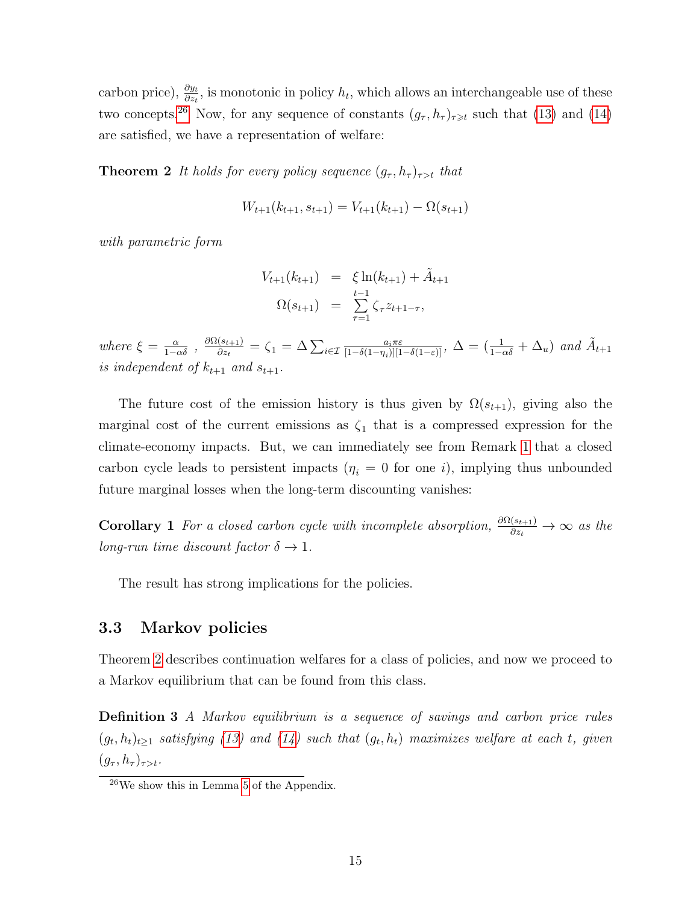carbon price), $\frac{\partial y_t}{\partial z_t}$, is monotonic in policy $h_t$, which allows an interchangeable use of these two concepts.[26] Now, for any sequence of constants $(g_\tau, h_\tau)_{\tau \geqslant t}$ such that (13) and (14) are satisfied, we have a representation of welfare:

**Theorem 2** *It holds for every policy sequence* $(g_\tau, h_\tau)_{\tau > t}$ *that*

$$W_{t+1}(k_{t+1}, s_{t+1}) = V_{t+1}(k_{t+1}) - \Omega(s_{t+1})$$

*with parametric form*

$$\begin{aligned} V_{t+1}(k_{t+1}) &= \xi \ln(k_{t+1}) + \tilde{A}_{t+1} \\ \Omega(s_{t+1}) &= \sum_{\tau=1}^{t-1} \zeta_\tau z_{t+1-\tau}, \end{aligned}$$

*where* $\xi = \frac{\alpha}{1-\alpha\delta}$ , $\frac{\partial \Omega(s_{t+1})}{\partial z_t} = \zeta_1 = \Delta \sum_{i \in \mathcal{I}} \frac{a_i \pi \varepsilon}{[1-\delta(1-\eta_i)][1-\delta(1-\varepsilon)]}$, $\Delta = (\frac{1}{1-\alpha\delta} + \Delta_u)$ *and* $\tilde{A}_{t+1}$ *is independent of* $k_{t+1}$ *and* $s_{t+1}$.

The future cost of the emission history is thus given by $\Omega(s_{t+1})$, giving also the marginal cost of the current emissions as $\zeta_1$ that is a compressed expression for the climate-economy impacts. But, we can immediately see from Remark 1 that a closed carbon cycle leads to persistent impacts ($\eta_i = 0$ for one $i$), implying thus unbounded future marginal losses when the long-term discounting vanishes:

**Corollary 1** *For a closed carbon cycle with incomplete absorption,* $\frac{\partial \Omega(s_{t+1})}{\partial z_t} \to \infty$ *as the long-run time discount factor* $\delta \to 1$.

The result has strong implications for the policies.

### 3.3 Markov policies

Theorem 2 describes continuation welfares for a class of policies, and now we proceed to a Markov equilibrium that can be found from this class.

**Definition 3** *A Markov equilibrium is a sequence of savings and carbon price rules* $(g_t, h_t)_{t \geq 1}$ *satisfying (13) and (14) such that* $(g_t, h_t)$ *maximizes welfare at each* $t$*, given* $(g_\tau, h_\tau)_{\tau > t}$.

[26] We show this in Lemma 5 of the Appendix.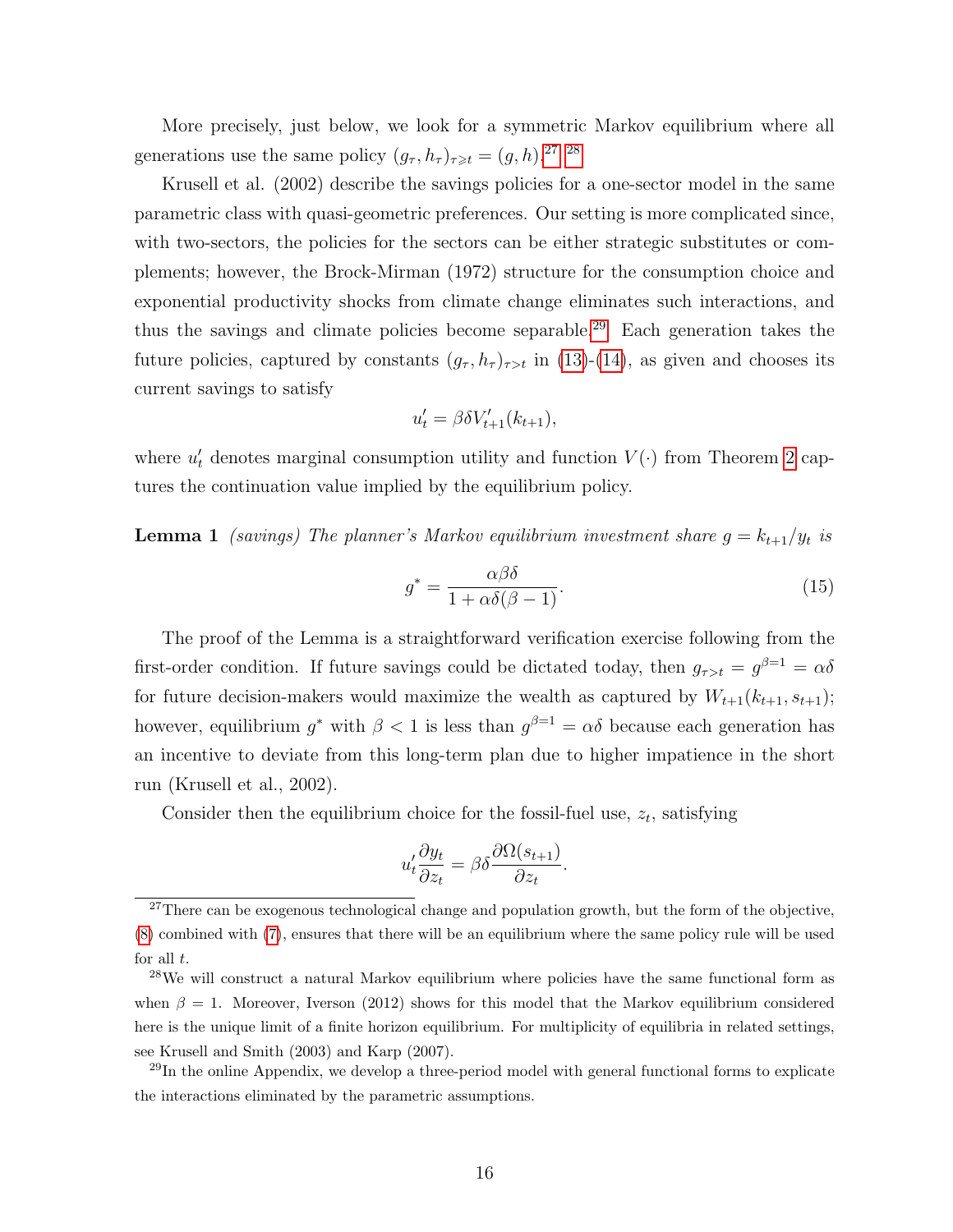More precisely, just below, we look for a symmetric Markov equilibrium where all generations use the same policy $(g_\tau, h_\tau)_{\tau \geqslant t} = (g, h)$.[27] [28]

Krusell et al. (2002) describe the savings policies for a one-sector model in the same parametric class with quasi-geometric preferences. Our setting is more complicated since, with two-sectors, the policies for the sectors can be either strategic substitutes or complements; however, the Brock-Mirman (1972) structure for the consumption choice and exponential productivity shocks from climate change eliminates such interactions, and thus the savings and climate policies become separable.[29] Each generation takes the future policies, captured by constants $(g_\tau, h_\tau)_{\tau > t}$ in (13)-(14), as given and chooses its current savings to satisfy

$$u'_t = \beta\delta V'_{t+1}(k_{t+1}),$$

where $u'_t$ denotes marginal consumption utility and function $V(\cdot)$ from Theorem 2 captures the continuation value implied by the equilibrium policy.

**Lemma 1** *(savings) The planner's Markov equilibrium investment share $g = k_{t+1}/y_t$ is*

$$g^* = \frac{\alpha\beta\delta}{1 + \alpha\delta(\beta - 1)}. \tag{15}$$

The proof of the Lemma is a straightforward verification exercise following from the first-order condition. If future savings could be dictated today, then $g_{\tau > t} = g^{\beta=1} = \alpha\delta$ for future decision-makers would maximize the wealth as captured by $W_{t+1}(k_{t+1}, s_{t+1})$; however, equilibrium $g^*$ with $\beta < 1$ is less than $g^{\beta=1} = \alpha\delta$ because each generation has an incentive to deviate from this long-term plan due to higher impatience in the short run (Krusell et al., 2002).

Consider then the equilibrium choice for the fossil-fuel use, $z_t$, satisfying

$$u'_t \frac{\partial y_t}{\partial z_t} = \beta\delta \frac{\partial \Omega(s_{t+1})}{\partial z_t}.$$

[27] There can be exogenous technological change and population growth, but the form of the objective, (8) combined with (7), ensures that there will be an equilibrium where the same policy rule will be used for all $t$.

[28] We will construct a natural Markov equilibrium where policies have the same functional form as when $\beta = 1$. Moreover, Iverson (2012) shows for this model that the Markov equilibrium considered here is the unique limit of a finite horizon equilibrium. For multiplicity of equilibria in related settings, see Krusell and Smith (2003) and Karp (2007).

[29] In the online Appendix, we develop a three-period model with general functional forms to explicate the interactions eliminated by the parametric assumptions.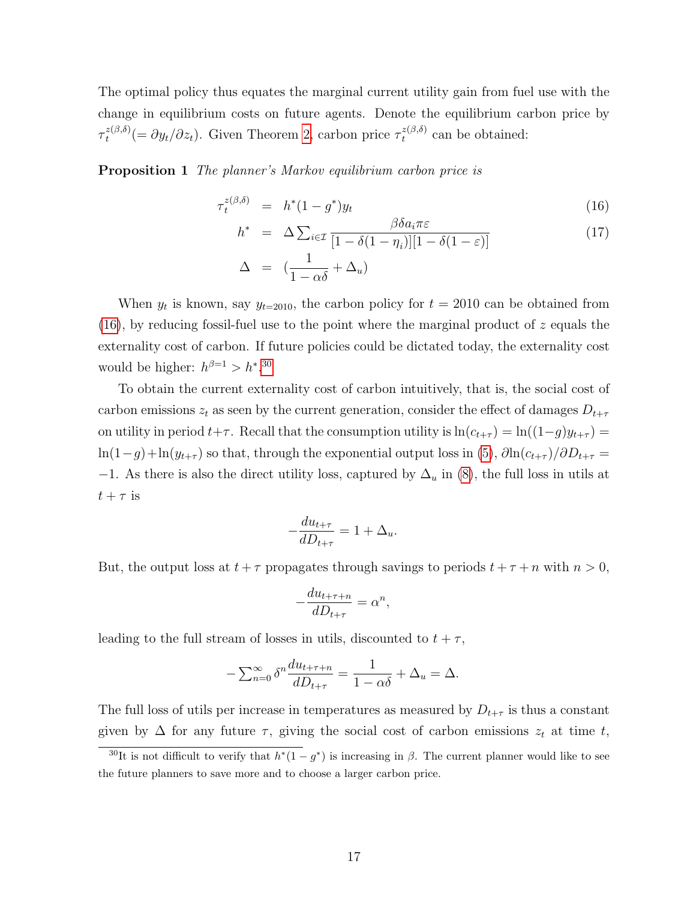The optimal policy thus equates the marginal current utility gain from fuel use with the change in equilibrium costs on future agents. Denote the equilibrium carbon price by $\tau_t^{z(\beta,\delta)}(=\partial y_t/\partial z_t)$. Given Theorem 2, carbon price $\tau_t^{z(\beta,\delta)}$ can be obtained:

**Proposition 1** *The planner's Markov equilibrium carbon price is*

$$\tau_t^{z(\beta,\delta)} = h^*(1-g^*)y_t \tag{16}$$

$$h^* = \Delta \sum_{i\in\mathcal{I}} \frac{\beta\delta a_i \pi\varepsilon}{[1-\delta(1-\eta_i)][1-\delta(1-\varepsilon)]} \tag{17}$$

$$\Delta = \left(\frac{1}{1-\alpha\delta}+\Delta_u\right)$$

When $y_t$ is known, say $y_{t=2010}$, the carbon policy for $t = 2010$ can be obtained from (16), by reducing fossil-fuel use to the point where the marginal product of $z$ equals the externality cost of carbon. If future policies could be dictated today, the externality cost would be higher: $h^{\beta=1} > h^*$.[30]

To obtain the current externality cost of carbon intuitively, that is, the social cost of carbon emissions $z_t$ as seen by the current generation, consider the effect of damages $D_{t+\tau}$ on utility in period $t+\tau$. Recall that the consumption utility is $\ln(c_{t+\tau}) = \ln((1-g)y_{t+\tau}) = \ln(1-g)+\ln(y_{t+\tau})$ so that, through the exponential output loss in (5), $\partial \ln(c_{t+\tau})/\partial D_{t+\tau} = -1$. As there is also the direct utility loss, captured by $\Delta_u$ in (8), the full loss in utils at $t+\tau$ is

$$-\frac{du_{t+\tau}}{dD_{t+\tau}} = 1+\Delta_u.$$

But, the output loss at $t+\tau$ propagates through savings to periods $t+\tau+n$ with $n>0$,

$$-\frac{du_{t+\tau+n}}{dD_{t+\tau}} = \alpha^n,$$

leading to the full stream of losses in utils, discounted to $t+\tau$,

$$-\sum_{n=0}^{\infty}\delta^n \frac{du_{t+\tau+n}}{dD_{t+\tau}} = \frac{1}{1-\alpha\delta}+\Delta_u = \Delta.$$

The full loss of utils per increase in temperatures as measured by $D_{t+\tau}$ is thus a constant given by $\Delta$ for any future $\tau$, giving the social cost of carbon emissions $z_t$ at time $t$,

[30] It is not difficult to verify that $h^*(1-g^*)$ is increasing in $\beta$. The current planner would like to see the future planners to save more and to choose a larger carbon price.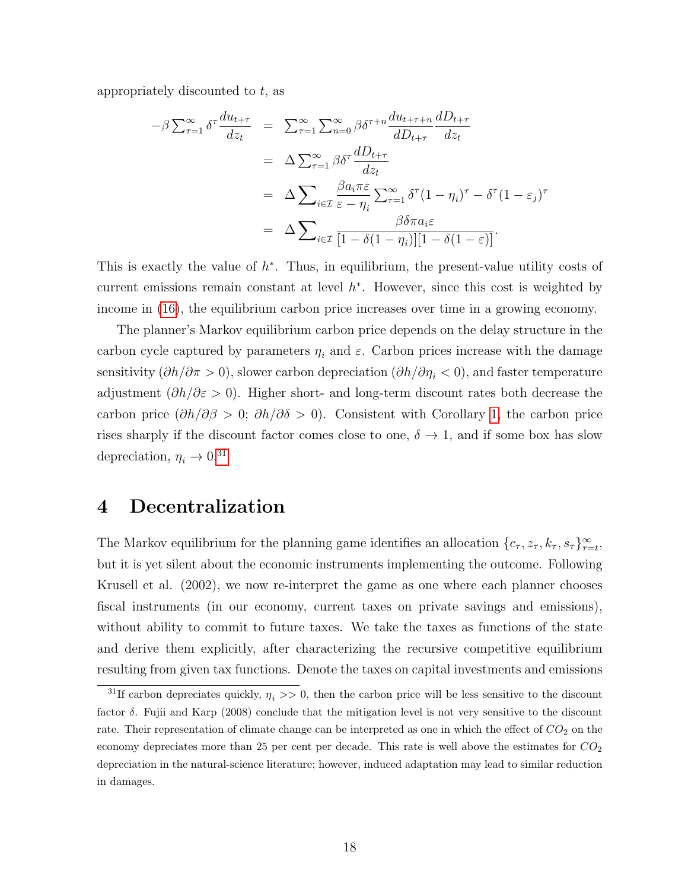appropriately discounted to $t$, as

$$
\begin{aligned}
-\beta \sum_{\tau=1}^{\infty} \delta^{\tau} \frac{du_{t+\tau}}{dz_t} &= \sum_{\tau=1}^{\infty} \sum_{n=0}^{\infty} \beta \delta^{\tau+n} \frac{du_{t+\tau+n}}{dD_{t+\tau}} \frac{dD_{t+\tau}}{dz_t} \\
&= \Delta \sum_{\tau=1}^{\infty} \beta \delta^{\tau} \frac{dD_{t+\tau}}{dz_t} \\
&= \Delta \sum_{i \in \mathcal{I}} \frac{\beta a_i \pi \varepsilon}{\varepsilon - \eta_i} \sum_{\tau=1}^{\infty} \delta^{\tau}(1-\eta_i)^{\tau} - \delta^{\tau}(1-\varepsilon_j)^{\tau} \\
&= \Delta \sum_{i \in \mathcal{I}} \frac{\beta \delta \pi a_i \varepsilon}{[1-\delta(1-\eta_i)][1-\delta(1-\varepsilon)]}.
\end{aligned}
$$

This is exactly the value of $h^*$. Thus, in equilibrium, the present-value utility costs of current emissions remain constant at level $h^*$. However, since this cost is weighted by income in (16), the equilibrium carbon price increases over time in a growing economy.

The planner's Markov equilibrium carbon price depends on the delay structure in the carbon cycle captured by parameters $\eta_i$ and $\varepsilon$. Carbon prices increase with the damage sensitivity ($\partial h/\partial \pi > 0$), slower carbon depreciation ($\partial h/\partial \eta_i < 0$), and faster temperature adjustment ($\partial h/\partial \varepsilon > 0$). Higher short- and long-term discount rates both decrease the carbon price ($\partial h/\partial \beta > 0$; $\partial h/\partial \delta > 0$). Consistent with Corollary 1, the carbon price rises sharply if the discount factor comes close to one, $\delta \to 1$, and if some box has slow depreciation, $\eta_i \to 0$.[31]

# 4 Decentralization

The Markov equilibrium for the planning game identifies an allocation $\{c_\tau, z_\tau, k_\tau, s_\tau\}_{\tau=t}^{\infty}$, but it is yet silent about the economic instruments implementing the outcome. Following Krusell et al. (2002), we now re-interpret the game as one where each planner chooses fiscal instruments (in our economy, current taxes on private savings and emissions), without ability to commit to future taxes. We take the taxes as functions of the state and derive them explicitly, after characterizing the recursive competitive equilibrium resulting from given tax functions. Denote the taxes on capital investments and emissions

[31] If carbon depreciates quickly, $\eta_i >> 0$, then the carbon price will be less sensitive to the discount factor $\delta$. Fujii and Karp (2008) conclude that the mitigation level is not very sensitive to the discount rate. Their representation of climate change can be interpreted as one in which the effect of $CO_2$ on the economy depreciates more than 25 per cent per decade. This rate is well above the estimates for $CO_2$ depreciation in the natural-science literature; however, induced adaptation may lead to similar reduction in damages.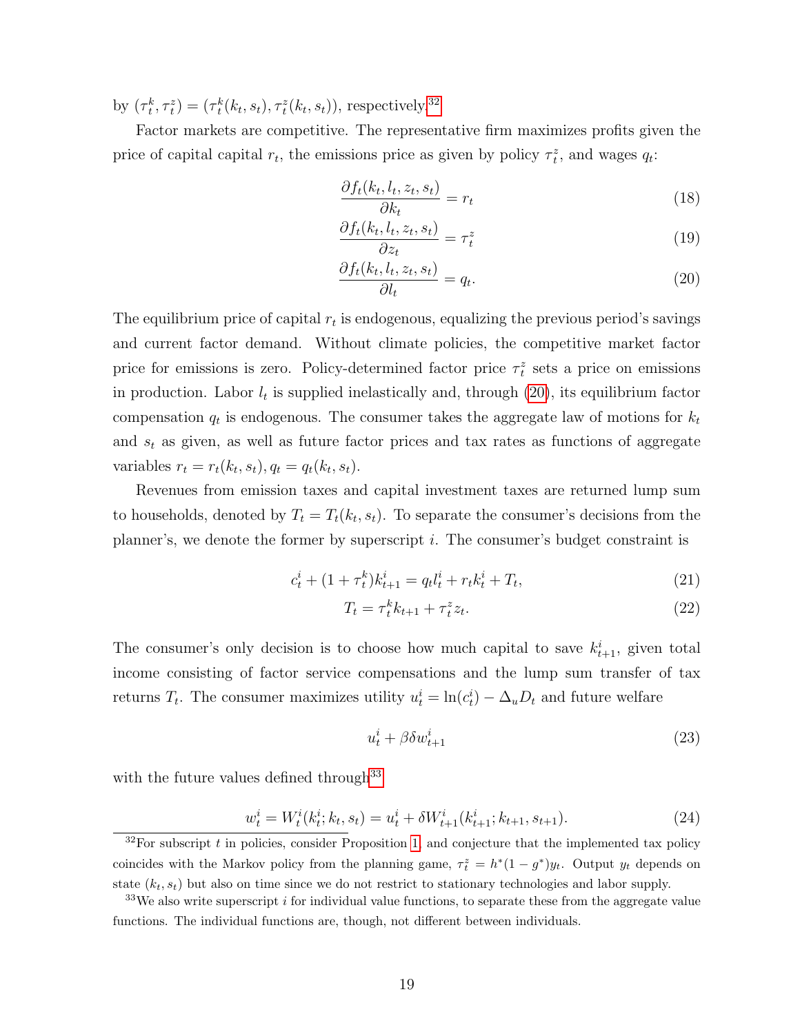by $(\tau_t^k, \tau_t^z) = (\tau_t^k(k_t, s_t), \tau_t^z(k_t, s_t))$, respectively.[32]

Factor markets are competitive. The representative firm maximizes profits given the price of capital capital $r_t$, the emissions price as given by policy $\tau_t^z$, and wages $q_t$:

$$\frac{\partial f_t(k_t, l_t, z_t, s_t)}{\partial k_t} = r_t \tag{18}$$

$$\frac{\partial f_t(k_t, l_t, z_t, s_t)}{\partial z_t} = \tau_t^z \tag{19}$$

$$\frac{\partial f_t(k_t, l_t, z_t, s_t)}{\partial l_t} = q_t. \tag{20}$$

The equilibrium price of capital $r_t$ is endogenous, equalizing the previous period's savings and current factor demand. Without climate policies, the competitive market factor price for emissions is zero. Policy-determined factor price $\tau_t^z$ sets a price on emissions in production. Labor $l_t$ is supplied inelastically and, through (20), its equilibrium factor compensation $q_t$ is endogenous. The consumer takes the aggregate law of motions for $k_t$ and $s_t$ as given, as well as future factor prices and tax rates as functions of aggregate variables $r_t = r_t(k_t, s_t), q_t = q_t(k_t, s_t)$.

Revenues from emission taxes and capital investment taxes are returned lump sum to households, denoted by $T_t = T_t(k_t, s_t)$. To separate the consumer's decisions from the planner's, we denote the former by superscript $i$. The consumer's budget constraint is

$$c_t^i + (1 + \tau_t^k)k_{t+1}^i = q_t l_t^i + r_t k_t^i + T_t, \tag{21}$$

$$T_t = \tau_t^k k_{t+1} + \tau_t^z z_t. \tag{22}$$

The consumer's only decision is to choose how much capital to save $k_{t+1}^i$, given total income consisting of factor service compensations and the lump sum transfer of tax returns $T_t$. The consumer maximizes utility $u_t^i = \ln(c_t^i) - \Delta_u D_t$ and future welfare

$$u_t^i + \beta\delta w_{t+1}^i \tag{23}$$

with the future values defined through[33]

$$w_t^i = W_t^i(k_t^i; k_t, s_t) = u_t^i + \delta W_{t+1}^i(k_{t+1}^i; k_{t+1}, s_{t+1}). \tag{24}$$

[32] For subscript $t$ in policies, consider Proposition 1, and conjecture that the implemented tax policy coincides with the Markov policy from the planning game, $\tau_t^z = h^*(1 - g^*)y_t$. Output $y_t$ depends on state $(k_t, s_t)$ but also on time since we do not restrict to stationary technologies and labor supply.

[33] We also write superscript $i$ for individual value functions, to separate these from the aggregate value functions. The individual functions are, though, not different between individuals.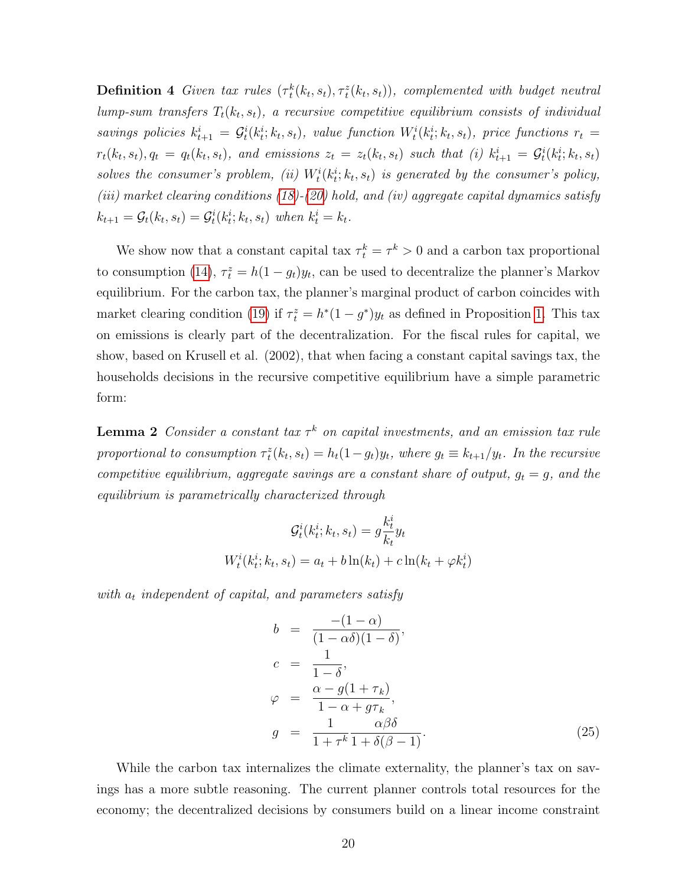**Definition 4** *Given tax rules $(\tau_t^k(k_t, s_t), \tau_t^z(k_t, s_t))$, complemented with budget neutral lump-sum transfers $T_t(k_t, s_t)$, a recursive competitive equilibrium consists of individual savings policies $k_{t+1}^i = \mathcal{G}_t^i(k_t^i; k_t, s_t)$, value function $W_t^i(k_t^i; k_t, s_t)$, price functions $r_t = r_t(k_t, s_t), q_t = q_t(k_t, s_t)$, and emissions $z_t = z_t(k_t, s_t)$ such that (i) $k_{t+1}^i = \mathcal{G}_t^i(k_t^i; k_t, s_t)$ solves the consumer's problem, (ii) $W_t^i(k_t^i; k_t, s_t)$ is generated by the consumer's policy, (iii) market clearing conditions (18)-(20) hold, and (iv) aggregate capital dynamics satisfy $k_{t+1} = \mathcal{G}_t(k_t, s_t) = \mathcal{G}_t^i(k_t^i; k_t, s_t)$ when $k_t^i = k_t$.*

We show now that a constant capital tax $\tau_t^k = \tau^k > 0$ and a carbon tax proportional to consumption (14), $\tau_t^z = h(1 - g_t)y_t$, can be used to decentralize the planner's Markov equilibrium. For the carbon tax, the planner's marginal product of carbon coincides with market clearing condition (19) if $\tau_t^z = h^*(1 - g^*)y_t$ as defined in Proposition 1. This tax on emissions is clearly part of the decentralization. For the fiscal rules for capital, we show, based on Krusell et al. (2002), that when facing a constant capital savings tax, the households decisions in the recursive competitive equilibrium have a simple parametric form:

**Lemma 2** *Consider a constant tax $\tau^k$ on capital investments, and an emission tax rule proportional to consumption $\tau_t^z(k_t, s_t) = h_t(1 - g_t)y_t$, where $g_t \equiv k_{t+1}/y_t$. In the recursive competitive equilibrium, aggregate savings are a constant share of output, $g_t = g$, and the equilibrium is parametrically characterized through*

$$\mathcal{G}_t^i(k_t^i; k_t, s_t) = g \frac{k_t^i}{k_t} y_t$$

$$W_t^i(k_t^i; k_t, s_t) = a_t + b \ln(k_t) + c \ln(k_t + \varphi k_t^i)$$

*with $a_t$ independent of capital, and parameters satisfy*

$$\begin{aligned}
b &= \frac{-(1-\alpha)}{(1-\alpha\delta)(1-\delta)}, \\
c &= \frac{1}{1-\delta}, \\
\varphi &= \frac{\alpha - g(1+\tau_k)}{1-\alpha+g\tau_k}, \\
g &= \frac{1}{1+\tau^k}\frac{\alpha\beta\delta}{1+\delta(\beta-1)}.
\end{aligned} \tag{25}$$

While the carbon tax internalizes the climate externality, the planner's tax on savings has a more subtle reasoning. The current planner controls total resources for the economy; the decentralized decisions by consumers build on a linear income constraint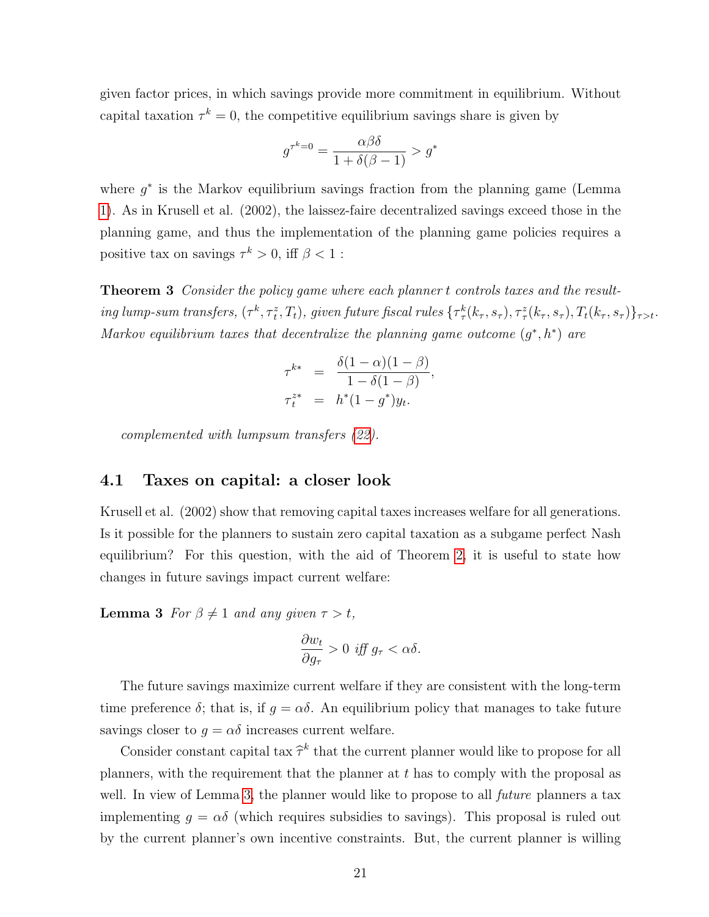given factor prices, in which savings provide more commitment in equilibrium. Without capital taxation $\tau^k = 0$, the competitive equilibrium savings share is given by

$$g^{\tau^k=0} = \frac{\alpha\beta\delta}{1+\delta(\beta-1)} > g^*$$

where $g^*$ is the Markov equilibrium savings fraction from the planning game (Lemma 1). As in Krusell et al. (2002), the laissez-faire decentralized savings exceed those in the planning game, and thus the implementation of the planning game policies requires a positive tax on savings $\tau^k > 0$, iff $\beta < 1$ :

**Theorem 3** *Consider the policy game where each planner $t$ controls taxes and the resulting lump-sum transfers, $(\tau^k, \tau^z_t, T_t)$, given future fiscal rules $\{\tau^k_\tau(k_\tau, s_\tau), \tau^z_\tau(k_\tau, s_\tau), T_t(k_\tau, s_\tau)\}_{\tau>t}$. Markov equilibrium taxes that decentralize the planning game outcome $(g^*, h^*)$ are*

$$\begin{aligned}
\tau^{k*} &= \frac{\delta(1-\alpha)(1-\beta)}{1-\delta(1-\beta)}, \\
\tau^{z*}_t &= h^*(1-g^*)y_t.
\end{aligned}$$

*complemented with lumpsum transfers (22).*

## 4.1 Taxes on capital: a closer look

Krusell et al. (2002) show that removing capital taxes increases welfare for all generations. Is it possible for the planners to sustain zero capital taxation as a subgame perfect Nash equilibrium? For this question, with the aid of Theorem 2, it is useful to state how changes in future savings impact current welfare:

**Lemma 3** *For $\beta \neq 1$ and any given $\tau > t$,*

$$\frac{\partial w_t}{\partial g_\tau} > 0 \textit{ iff } g_\tau < \alpha\delta.$$

The future savings maximize current welfare if they are consistent with the long-term time preference $\delta$; that is, if $g = \alpha\delta$. An equilibrium policy that manages to take future savings closer to $g = \alpha\delta$ increases current welfare.

Consider constant capital tax $\widehat{\tau}^k$ that the current planner would like to propose for all planners, with the requirement that the planner at $t$ has to comply with the proposal as well. In view of Lemma 3, the planner would like to propose to all *future* planners a tax implementing $g = \alpha\delta$ (which requires subsidies to savings). This proposal is ruled out by the current planner's own incentive constraints. But, the current planner is willing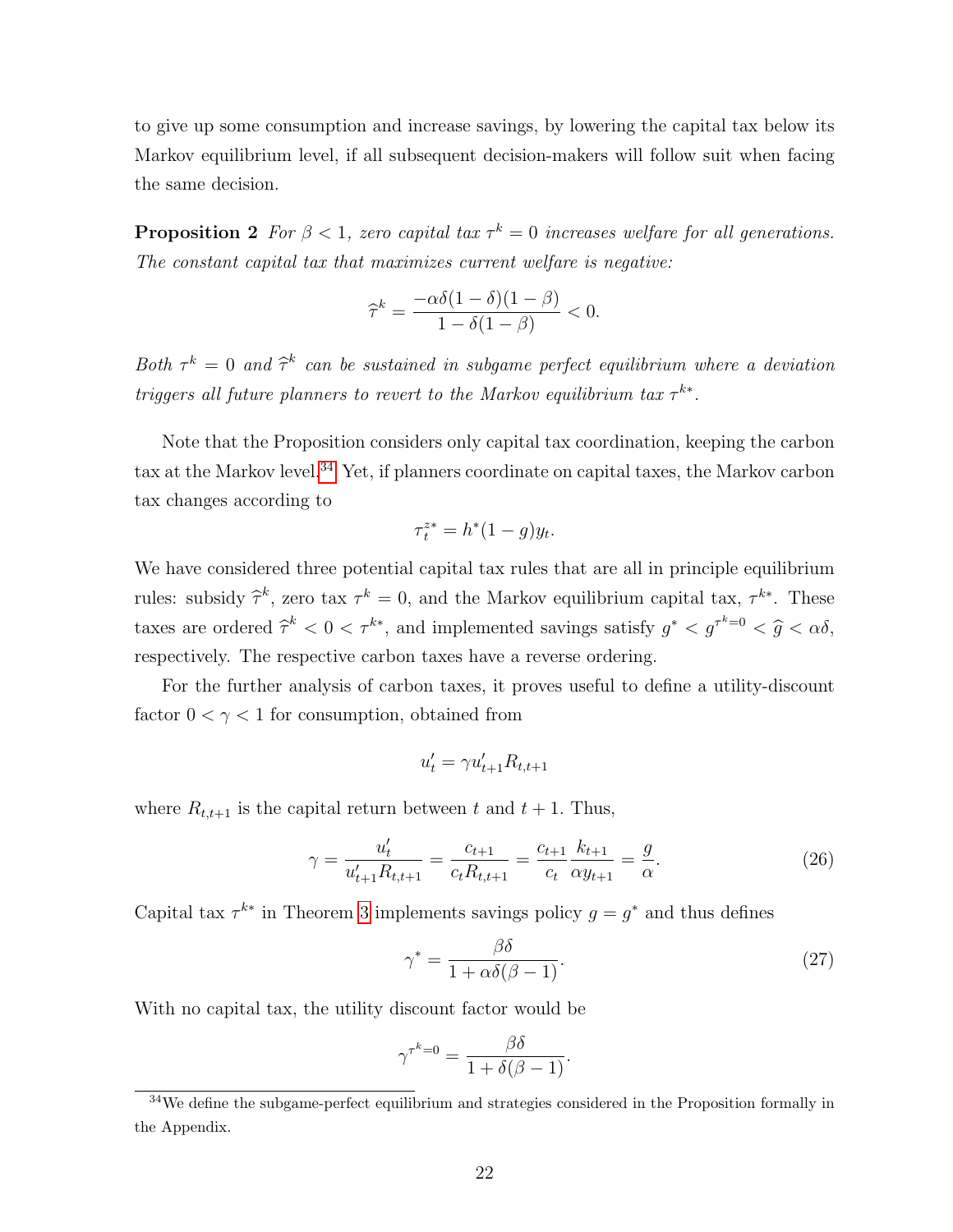to give up some consumption and increase savings, by lowering the capital tax below its Markov equilibrium level, if all subsequent decision-makers will follow suit when facing the same decision.

**Proposition 2** *For $\beta < 1$, zero capital tax $\tau^k = 0$ increases welfare for all generations. The constant capital tax that maximizes current welfare is negative:*

$$\widehat{\tau}^k = \frac{-\alpha\delta(1-\delta)(1-\beta)}{1-\delta(1-\beta)} < 0.$$

*Both $\tau^k = 0$ and $\widehat{\tau}^k$ can be sustained in subgame perfect equilibrium where a deviation triggers all future planners to revert to the Markov equilibrium tax $\tau^{k*}$.*

Note that the Proposition considers only capital tax coordination, keeping the carbon tax at the Markov level.[34] Yet, if planners coordinate on capital taxes, the Markov carbon tax changes according to

$$\tau_t^{z*} = h^*(1-g)y_t.$$

We have considered three potential capital tax rules that are all in principle equilibrium rules: subsidy $\widehat{\tau}^k$, zero tax $\tau^k = 0$, and the Markov equilibrium capital tax, $\tau^{k*}$. These taxes are ordered $\widehat{\tau}^k < 0 < \tau^{k*}$, and implemented savings satisfy $g^* < g^{\tau^k=0} < \widehat{g} < \alpha\delta$, respectively. The respective carbon taxes have a reverse ordering.

For the further analysis of carbon taxes, it proves useful to define a utility-discount factor $0 < \gamma < 1$ for consumption, obtained from

$$u_t' = \gamma u_{t+1}' R_{t,t+1}$$

where $R_{t,t+1}$ is the capital return between $t$ and $t+1$. Thus,

$$\gamma = \frac{u_t'}{u_{t+1}' R_{t,t+1}} = \frac{c_{t+1}}{c_t R_{t,t+1}} = \frac{c_{t+1}}{c_t}\frac{k_{t+1}}{\alpha y_{t+1}} = \frac{g}{\alpha}. \tag{26}$$

Capital tax $\tau^{k*}$ in Theorem 3 implements savings policy $g = g^*$ and thus defines

$$\gamma^* = \frac{\beta\delta}{1+\alpha\delta(\beta-1)}. \tag{27}$$

With no capital tax, the utility discount factor would be

$$\gamma^{\tau^k=0} = \frac{\beta\delta}{1+\delta(\beta-1)}.$$

[34] We define the subgame-perfect equilibrium and strategies considered in the Proposition formally in the Appendix.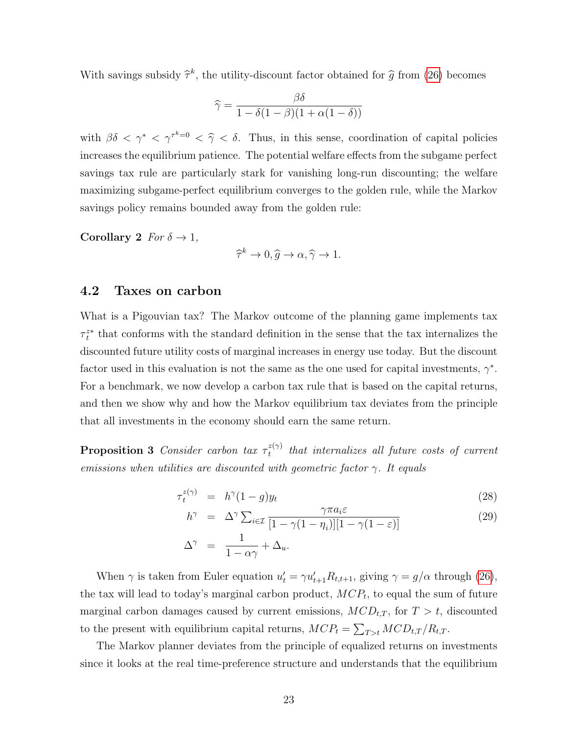With savings subsidy $\widehat{\tau}^k$, the utility-discount factor obtained for $\widehat{g}$ from (26) becomes

$$\widehat{\gamma} = \frac{\beta\delta}{1 - \delta(1-\beta)(1+\alpha(1-\delta))}$$

with $\beta\delta < \gamma^* < \gamma^{\tau^k=0} < \widehat{\gamma} < \delta$. Thus, in this sense, coordination of capital policies increases the equilibrium patience. The potential welfare effects from the subgame perfect savings tax rule are particularly stark for vanishing long-run discounting; the welfare maximizing subgame-perfect equilibrium converges to the golden rule, while the Markov savings policy remains bounded away from the golden rule:

**Corollary 2** *For $\delta \to 1$,*

$$\widehat{\tau}^k \to 0, \widehat{g} \to \alpha, \widehat{\gamma} \to 1.$$

## 4.2 Taxes on carbon

What is a Pigouvian tax? The Markov outcome of the planning game implements tax $\tau_t^{z*}$ that conforms with the standard definition in the sense that the tax internalizes the discounted future utility costs of marginal increases in energy use today. But the discount factor used in this evaluation is not the same as the one used for capital investments, $\gamma^*$. For a benchmark, we now develop a carbon tax rule that is based on the capital returns, and then we show why and how the Markov equilibrium tax deviates from the principle that all investments in the economy should earn the same return.

**Proposition 3** *Consider carbon tax $\tau_t^{z(\gamma)}$ that internalizes all future costs of current emissions when utilities are discounted with geometric factor $\gamma$. It equals*

$$\tau_t^{z(\gamma)} = h^\gamma(1-g)y_t \tag{28}$$

$$h^\gamma = \Delta^\gamma \sum_{i\in\mathcal{I}} \frac{\gamma\pi a_i \varepsilon}{[1-\gamma(1-\eta_i)][1-\gamma(1-\varepsilon)]} \tag{29}$$

$$\Delta^\gamma = \frac{1}{1-\alpha\gamma} + \Delta_u.$$

When $\gamma$ is taken from Euler equation $u'_t = \gamma u'_{t+1}R_{t,t+1}$, giving $\gamma = g/\alpha$ through (26), the tax will lead to today's marginal carbon product, $MCP_t$, to equal the sum of future marginal carbon damages caused by current emissions, $MCD_{t,T}$, for $T > t$, discounted to the present with equilibrium capital returns, $MCP_t = \sum_{T>t} MCD_{t,T}/R_{t,T}$.

The Markov planner deviates from the principle of equalized returns on investments since it looks at the real time-preference structure and understands that the equilibrium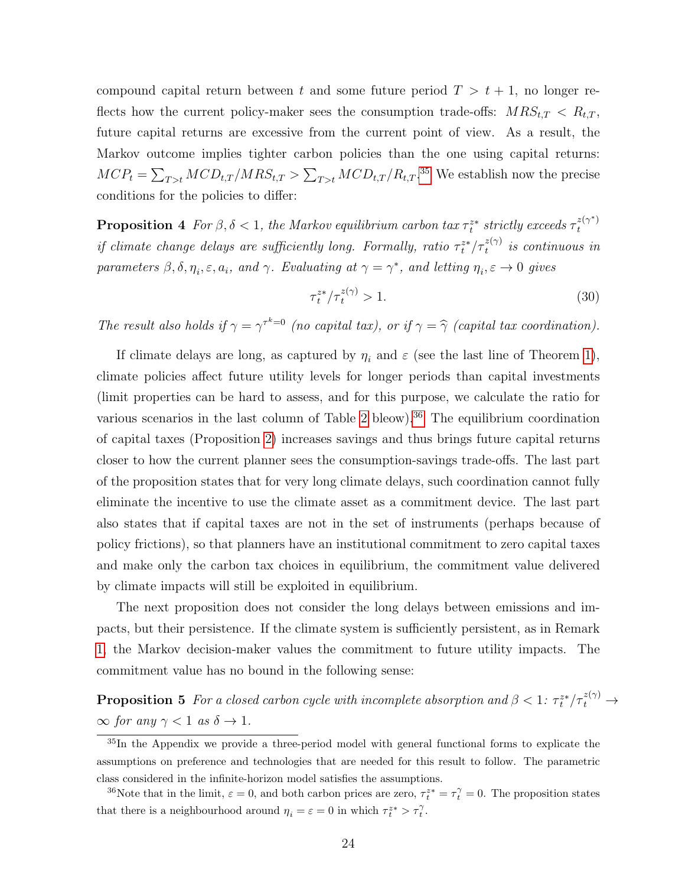compound capital return between $t$ and some future period $T > t + 1$, no longer reflects how the current policy-maker sees the consumption trade-offs: $MRS_{t,T} < R_{t,T}$, future capital returns are excessive from the current point of view. As a result, the Markov outcome implies tighter carbon policies than the one using capital returns: $MCP_t = \sum_{T>t} MCD_{t,T}/MRS_{t,T} > \sum_{T>t} MCD_{t,T}/R_{t,T}$.[35] We establish now the precise conditions for the policies to differ:

**Proposition 4** *For $\beta, \delta < 1$, the Markov equilibrium carbon tax $\tau_t^{z*}$ strictly exceeds $\tau_t^{z(\gamma^*)}$ if climate change delays are sufficiently long. Formally, ratio $\tau_t^{z*}/\tau_t^{z(\gamma)}$ is continuous in parameters $\beta, \delta, \eta_i, \varepsilon, a_i$, and $\gamma$. Evaluating at $\gamma = \gamma^*$, and letting $\eta_i, \varepsilon \to 0$ gives*

$$\tau_t^{z*}/\tau_t^{z(\gamma)} > 1. \tag{30}$$

*The result also holds if $\gamma = \gamma^{\tau^k=0}$ (no capital tax), or if $\gamma = \widehat{\gamma}$ (capital tax coordination).*

If climate delays are long, as captured by $\eta_i$ and $\varepsilon$ (see the last line of Theorem 1), climate policies affect future utility levels for longer periods than capital investments (limit properties can be hard to assess, and for this purpose, we calculate the ratio for various scenarios in the last column of Table 2 bleow).[36] The equilibrium coordination of capital taxes (Proposition 2) increases savings and thus brings future capital returns closer to how the current planner sees the consumption-savings trade-offs. The last part of the proposition states that for very long climate delays, such coordination cannot fully eliminate the incentive to use the climate asset as a commitment device. The last part also states that if capital taxes are not in the set of instruments (perhaps because of policy frictions), so that planners have an institutional commitment to zero capital taxes and make only the carbon tax choices in equilibrium, the commitment value delivered by climate impacts will still be exploited in equilibrium.

The next proposition does not consider the long delays between emissions and impacts, but their persistence. If the climate system is sufficiently persistent, as in Remark 1, the Markov decision-maker values the commitment to future utility impacts. The commitment value has no bound in the following sense:

**Proposition 5** *For a closed carbon cycle with incomplete absorption and $\beta < 1$: $\tau_t^{z*}/\tau_t^{z(\gamma)} \to \infty$ for any $\gamma < 1$ as $\delta \to 1$.*

[35] In the Appendix we provide a three-period model with general functional forms to explicate the assumptions on preference and technologies that are needed for this result to follow. The parametric class considered in the infinite-horizon model satisfies the assumptions.

[36] Note that in the limit, $\varepsilon = 0$, and both carbon prices are zero, $\tau_t^{z*} = \tau_t^{\gamma} = 0$. The proposition states that there is a neighbourhood around $\eta_i = \varepsilon = 0$ in which $\tau_t^{z*} > \tau_t^{\gamma}$.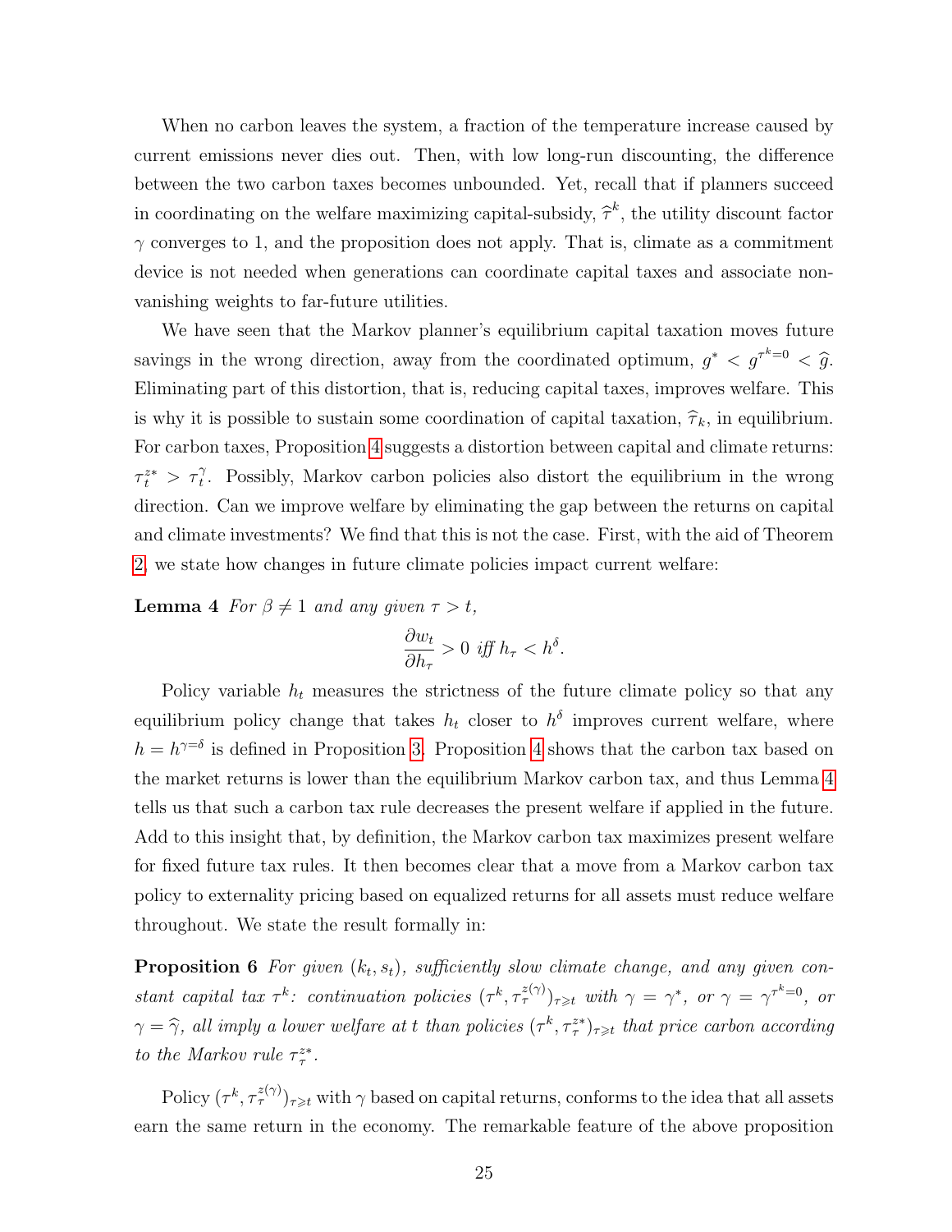When no carbon leaves the system, a fraction of the temperature increase caused by current emissions never dies out. Then, with low long-run discounting, the difference between the two carbon taxes becomes unbounded. Yet, recall that if planners succeed in coordinating on the welfare maximizing capital-subsidy, $\widehat{\tau}^k$, the utility discount factor $\gamma$ converges to 1, and the proposition does not apply. That is, climate as a commitment device is not needed when generations can coordinate capital taxes and associate non-vanishing weights to far-future utilities.

We have seen that the Markov planner's equilibrium capital taxation moves future savings in the wrong direction, away from the coordinated optimum, $g^* < g^{\tau^k=0} < \widehat{g}$. Eliminating part of this distortion, that is, reducing capital taxes, improves welfare. This is why it is possible to sustain some coordination of capital taxation, $\widehat{\tau}_k$, in equilibrium. For carbon taxes, Proposition 4 suggests a distortion between capital and climate returns: $\tau_t^{z*} > \tau_t^{\gamma}$. Possibly, Markov carbon policies also distort the equilibrium in the wrong direction. Can we improve welfare by eliminating the gap between the returns on capital and climate investments? We find that this is not the case. First, with the aid of Theorem 2, we state how changes in future climate policies impact current welfare:

**Lemma 4** *For $\beta \neq 1$ and any given $\tau > t$,*

$$\frac{\partial w_t}{\partial h_\tau} > 0 \text{ iff } h_\tau < h^\delta.$$

Policy variable $h_t$ measures the strictness of the future climate policy so that any equilibrium policy change that takes $h_t$ closer to $h^\delta$ improves current welfare, where $h = h^{\gamma=\delta}$ is defined in Proposition 3. Proposition 4 shows that the carbon tax based on the market returns is lower than the equilibrium Markov carbon tax, and thus Lemma 4 tells us that such a carbon tax rule decreases the present welfare if applied in the future. Add to this insight that, by definition, the Markov carbon tax maximizes present welfare for fixed future tax rules. It then becomes clear that a move from a Markov carbon tax policy to externality pricing based on equalized returns for all assets must reduce welfare throughout. We state the result formally in:

**Proposition 6** *For given $(k_t, s_t)$, sufficiently slow climate change, and any given constant capital tax $\tau^k$: continuation policies $(\tau^k, \tau_\tau^{z(\gamma)})_{\tau \geqslant t}$ with $\gamma = \gamma^*$, or $\gamma = \gamma^{\tau^k=0}$, or $\gamma = \widehat{\gamma}$, all imply a lower welfare at $t$ than policies $(\tau^k, \tau_\tau^{z*})_{\tau \geqslant t}$ that price carbon according to the Markov rule $\tau_\tau^{z*}$.*

Policy $(\tau^k, \tau_\tau^{z(\gamma)})_{\tau \geqslant t}$ with $\gamma$ based on capital returns, conforms to the idea that all assets earn the same return in the economy. The remarkable feature of the above proposition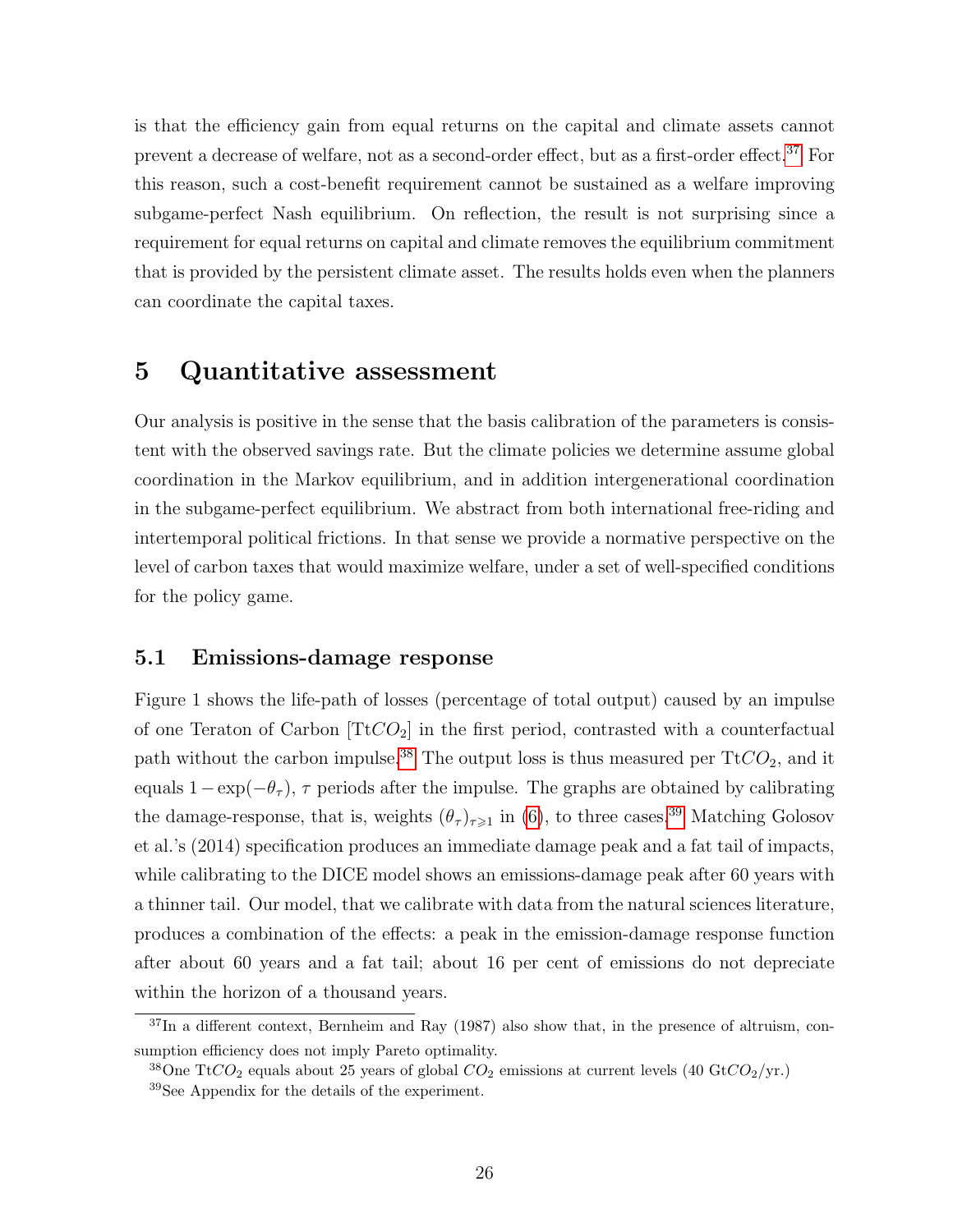is that the efficiency gain from equal returns on the capital and climate assets cannot prevent a decrease of welfare, not as a second-order effect, but as a first-order effect.[37] For this reason, such a cost-benefit requirement cannot be sustained as a welfare improving subgame-perfect Nash equilibrium. On reflection, the result is not surprising since a requirement for equal returns on capital and climate removes the equilibrium commitment that is provided by the persistent climate asset. The results holds even when the planners can coordinate the capital taxes.

# 5 Quantitative assessment

Our analysis is positive in the sense that the basis calibration of the parameters is consistent with the observed savings rate. But the climate policies we determine assume global coordination in the Markov equilibrium, and in addition intergenerational coordination in the subgame-perfect equilibrium. We abstract from both international free-riding and intertemporal political frictions. In that sense we provide a normative perspective on the level of carbon taxes that would maximize welfare, under a set of well-specified conditions for the policy game.

## 5.1 Emissions-damage response

Figure 1 shows the life-path of losses (percentage of total output) caused by an impulse of one Teraton of Carbon [Tt$CO_2$] in the first period, contrasted with a counterfactual path without the carbon impulse.[38] The output loss is thus measured per Tt$CO_2$, and it equals $1 - \exp(-\theta_\tau)$, $\tau$ periods after the impulse. The graphs are obtained by calibrating the damage-response, that is, weights $(\theta_\tau)_{\tau \geqslant 1}$ in (6), to three cases.[39] Matching Golosov et al.'s (2014) specification produces an immediate damage peak and a fat tail of impacts, while calibrating to the DICE model shows an emissions-damage peak after 60 years with a thinner tail. Our model, that we calibrate with data from the natural sciences literature, produces a combination of the effects: a peak in the emission-damage response function after about 60 years and a fat tail; about 16 per cent of emissions do not depreciate within the horizon of a thousand years.

[37] In a different context, Bernheim and Ray (1987) also show that, in the presence of altruism, consumption efficiency does not imply Pareto optimality.

[38] One Tt$CO_2$ equals about 25 years of global $CO_2$ emissions at current levels (40 Gt$CO_2$/yr.)

[39] See Appendix for the details of the experiment.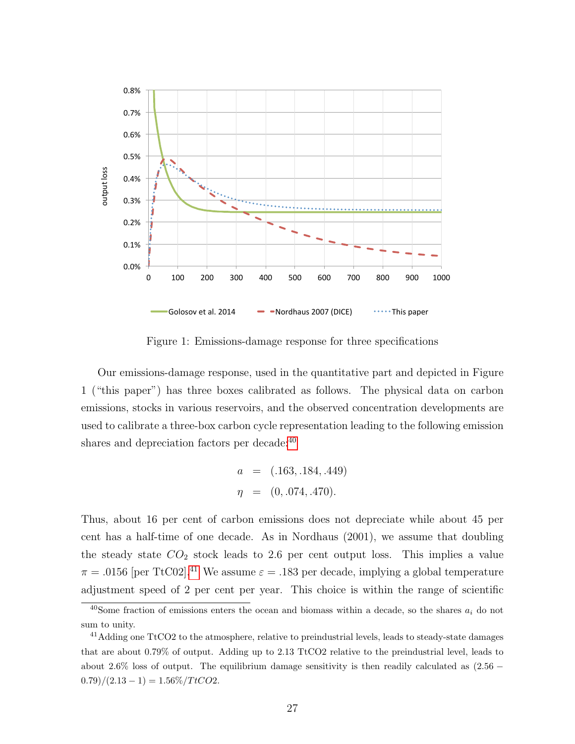Figure 1: Emissions-damage response for three specifications

Our emissions-damage response, used in the quantitative part and depicted in Figure 1 ("this paper") has three boxes calibrated as follows. The physical data on carbon emissions, stocks in various reservoirs, and the observed concentration developments are used to calibrate a three-box carbon cycle representation leading to the following emission shares and depreciation factors per decade:[40]

$$
\begin{aligned}
a &= (.163, .184, .449) \\
\eta &= (0, .074, .470).
\end{aligned}
$$

Thus, about 16 per cent of carbon emissions does not depreciate while about 45 per cent has a half-time of one decade. As in Nordhaus (2001), we assume that doubling the steady state $CO_2$ stock leads to 2.6 per cent output loss. This implies a value $\pi = .0156$ [per TtC02].[41] We assume $\varepsilon = .183$ per decade, implying a global temperature adjustment speed of 2 per cent per year. This choice is within the range of scientific

[40] Some fraction of emissions enters the ocean and biomass within a decade, so the shares $a_i$ do not sum to unity.

[41] Adding one TtCO2 to the atmosphere, relative to preindustrial levels, leads to steady-state damages that are about 0.79% of output. Adding up to 2.13 TtCO2 relative to the preindustrial level, leads to about 2.6% loss of output. The equilibrium damage sensitivity is then readily calculated as $(2.56 - 0.79)/(2.13 - 1) = 1.56\%/TtCO2$.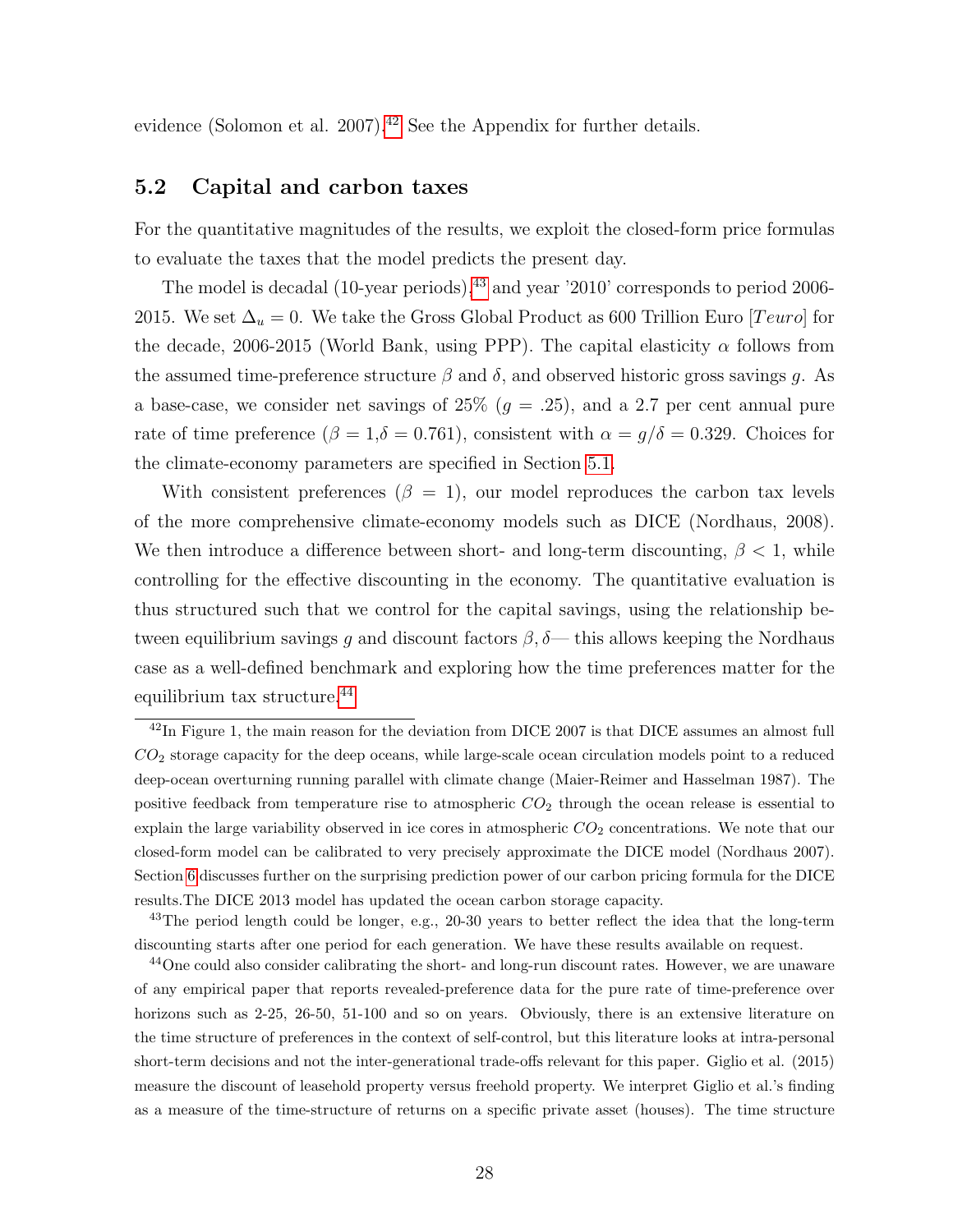evidence (Solomon et al. 2007).[42] See the Appendix for further details.

## 5.2 Capital and carbon taxes

For the quantitative magnitudes of the results, we exploit the closed-form price formulas to evaluate the taxes that the model predicts the present day.

The model is decadal (10-year periods),[43] and year '2010' corresponds to period 2006-2015. We set $\Delta_u = 0$. We take the Gross Global Product as 600 Trillion Euro [$Teuro$] for the decade, 2006-2015 (World Bank, using PPP). The capital elasticity $\alpha$ follows from the assumed time-preference structure $\beta$ and $\delta$, and observed historic gross savings $g$. As a base-case, we consider net savings of 25% ($g = .25$), and a 2.7 per cent annual pure rate of time preference ($\beta = 1$,$\delta = 0.761$), consistent with $\alpha = g/\delta = 0.329$. Choices for the climate-economy parameters are specified in Section 5.1.

With consistent preferences ($\beta = 1$), our model reproduces the carbon tax levels of the more comprehensive climate-economy models such as DICE (Nordhaus, 2008). We then introduce a difference between short- and long-term discounting, $\beta < 1$, while controlling for the effective discounting in the economy. The quantitative evaluation is thus structured such that we control for the capital savings, using the relationship between equilibrium savings $g$ and discount factors $\beta, \delta$— this allows keeping the Nordhaus case as a well-defined benchmark and exploring how the time preferences matter for the equilibrium tax structure.[44]

---

[42] In Figure 1, the main reason for the deviation from DICE 2007 is that DICE assumes an almost full $CO_2$ storage capacity for the deep oceans, while large-scale ocean circulation models point to a reduced deep-ocean overturning running parallel with climate change (Maier-Reimer and Hasselman 1987). The positive feedback from temperature rise to atmospheric $CO_2$ through the ocean release is essential to explain the large variability observed in ice cores in atmospheric $CO_2$ concentrations. We note that our closed-form model can be calibrated to very precisely approximate the DICE model (Nordhaus 2007). Section 6 discusses further on the surprising prediction power of our carbon pricing formula for the DICE results.The DICE 2013 model has updated the ocean carbon storage capacity.

[43] The period length could be longer, e.g., 20-30 years to better reflect the idea that the long-term discounting starts after one period for each generation. We have these results available on request.

[44] One could also consider calibrating the short- and long-run discount rates. However, we are unaware of any empirical paper that reports revealed-preference data for the pure rate of time-preference over horizons such as 2-25, 26-50, 51-100 and so on years. Obviously, there is an extensive literature on the time structure of preferences in the context of self-control, but this literature looks at intra-personal short-term decisions and not the inter-generational trade-offs relevant for this paper. Giglio et al. (2015) measure the discount of leasehold property versus freehold property. We interpret Giglio et al.'s finding as a measure of the time-structure of returns on a specific private asset (houses). The time structure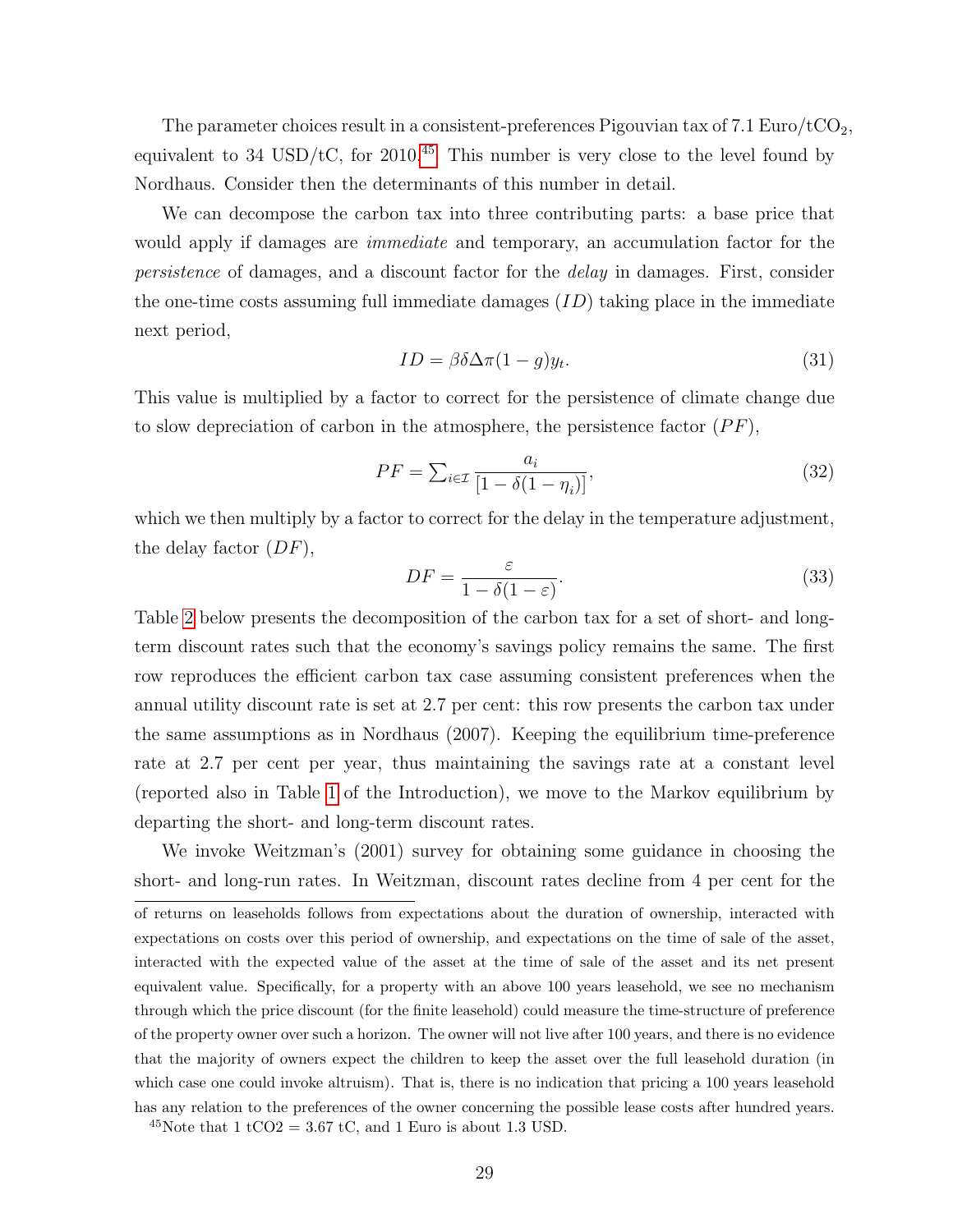The parameter choices result in a consistent-preferences Pigouvian tax of 7.1 Euro/$tCO_2$, equivalent to 34 USD/tC, for 2010.[45] This number is very close to the level found by Nordhaus. Consider then the determinants of this number in detail.

We can decompose the carbon tax into three contributing parts: a base price that would apply if damages are *immediate* and temporary, an accumulation factor for the *persistence* of damages, and a discount factor for the *delay* in damages. First, consider the one-time costs assuming full immediate damages ($ID$) taking place in the immediate next period,

$$ID = \beta\delta\Delta\pi(1-g)y_t. \tag{31}$$

This value is multiplied by a factor to correct for the persistence of climate change due to slow depreciation of carbon in the atmosphere, the persistence factor ($PF$),

$$PF = \sum\nolimits_{i\in\mathcal{I}} \frac{a_i}{[1-\delta(1-\eta_i)]}, \tag{32}$$

which we then multiply by a factor to correct for the delay in the temperature adjustment, the delay factor ($DF$),

$$DF = \frac{\varepsilon}{1-\delta(1-\varepsilon)}. \tag{33}$$

Table 2 below presents the decomposition of the carbon tax for a set of short- and long-term discount rates such that the economy's savings policy remains the same. The first row reproduces the efficient carbon tax case assuming consistent preferences when the annual utility discount rate is set at 2.7 per cent: this row presents the carbon tax under the same assumptions as in Nordhaus (2007). Keeping the equilibrium time-preference rate at 2.7 per cent per year, thus maintaining the savings rate at a constant level (reported also in Table 1 of the Introduction), we move to the Markov equilibrium by departing the short- and long-term discount rates.

We invoke Weitzman's (2001) survey for obtaining some guidance in choosing the short- and long-run rates. In Weitzman, discount rates decline from 4 per cent for the

of returns on leaseholds follows from expectations about the duration of ownership, interacted with expectations on costs over this period of ownership, and expectations on the time of sale of the asset, interacted with the expected value of the asset at the time of sale of the asset and its net present equivalent value. Specifically, for a property with an above 100 years leasehold, we see no mechanism through which the price discount (for the finite leasehold) could measure the time-structure of preference of the property owner over such a horizon. The owner will not live after 100 years, and there is no evidence that the majority of owners expect the children to keep the asset over the full leasehold duration (in which case one could invoke altruism). That is, there is no indication that pricing a 100 years leasehold has any relation to the preferences of the owner concerning the possible lease costs after hundred years.

[45] Note that 1 $tCO_2$ = 3.67 tC, and 1 Euro is about 1.3 USD.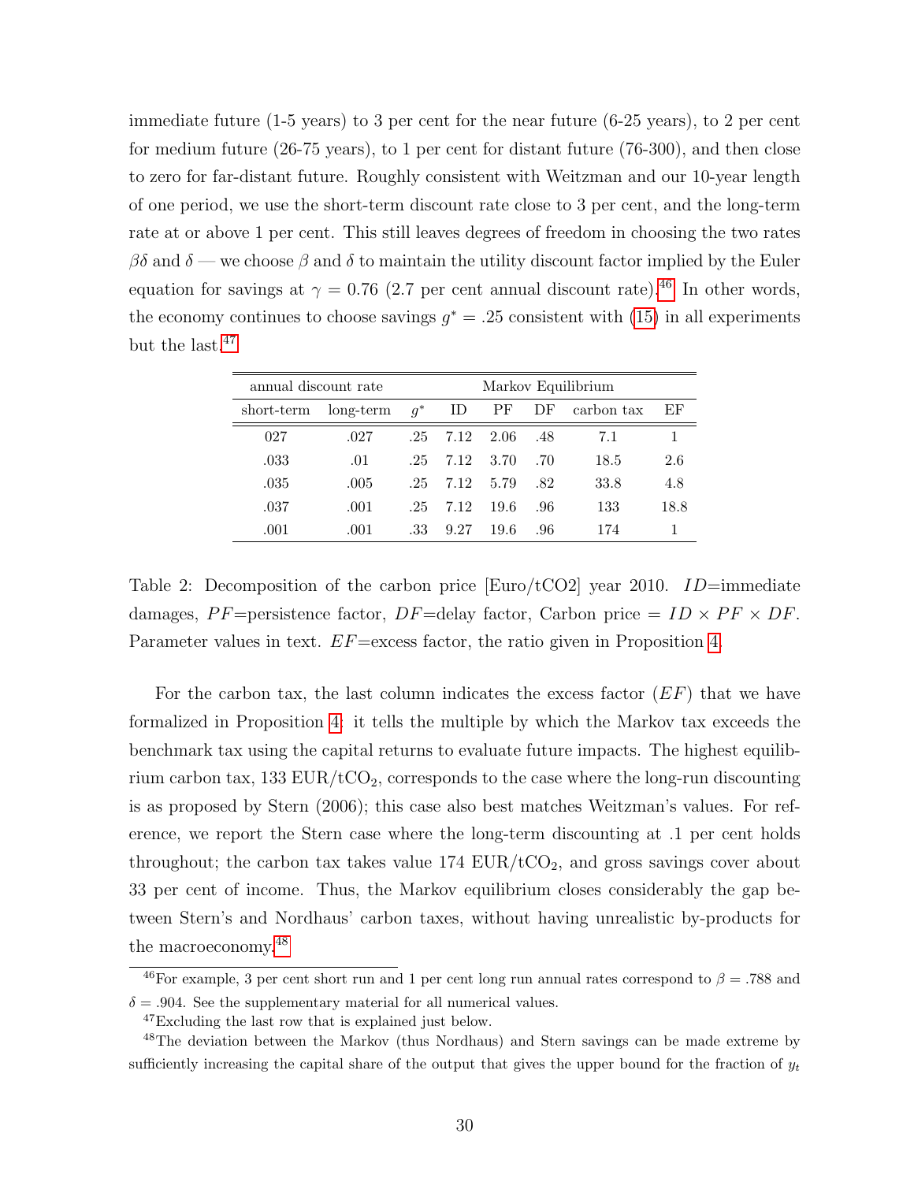immediate future (1-5 years) to 3 per cent for the near future (6-25 years), to 2 per cent for medium future (26-75 years), to 1 per cent for distant future (76-300), and then close to zero for far-distant future. Roughly consistent with Weitzman and our 10-year length of one period, we use the short-term discount rate close to 3 per cent, and the long-term rate at or above 1 per cent. This still leaves degrees of freedom in choosing the two rates $\beta\delta$ and $\delta$ — we choose $\beta$ and $\delta$ to maintain the utility discount factor implied by the Euler equation for savings at $\gamma = 0.76$ (2.7 per cent annual discount rate).[46] In other words, the economy continues to choose savings $g^* = .25$ consistent with (15) in all experiments but the last.[47]

| annual discount rate | | | Markov Equilibrium | | | | |
|---|---|---|---|---|---|---|---|
| short-term | long-term | $g^*$ | ID | PF | DF | carbon tax | EF |
| 027 | .027 | .25 | 7.12 | 2.06 | .48 | 7.1 | 1 |
| .033 | .01 | .25 | 7.12 | 3.70 | .70 | 18.5 | 2.6 |
| .035 | .005 | .25 | 7.12 | 5.79 | .82 | 33.8 | 4.8 |
| .037 | .001 | .25 | 7.12 | 19.6 | .96 | 133 | 18.8 |
| .001 | .001 | .33 | 9.27 | 19.6 | .96 | 174 | 1 |

Table 2: Decomposition of the carbon price [Euro/tCO2] year 2010. $ID$=immediate damages, $PF$=persistence factor, $DF$=delay factor, Carbon price = $ID \times PF \times DF$. Parameter values in text. $EF$=excess factor, the ratio given in Proposition 4.

For the carbon tax, the last column indicates the excess factor ($EF$) that we have formalized in Proposition 4: it tells the multiple by which the Markov tax exceeds the benchmark tax using the capital returns to evaluate future impacts. The highest equilibrium carbon tax, 133 EUR/t$CO_2$, corresponds to the case where the long-run discounting is as proposed by Stern (2006); this case also best matches Weitzman's values. For reference, we report the Stern case where the long-term discounting at .1 per cent holds throughout; the carbon tax takes value 174 EUR/t$CO_2$, and gross savings cover about 33 per cent of income. Thus, the Markov equilibrium closes considerably the gap between Stern's and Nordhaus' carbon taxes, without having unrealistic by-products for the macroeconomy.[48]

---

[46] For example, 3 per cent short run and 1 per cent long run annual rates correspond to $\beta = .788$ and $\delta = .904$. See the supplementary material for all numerical values.

[47] Excluding the last row that is explained just below.

[48] The deviation between the Markov (thus Nordhaus) and Stern savings can be made extreme by sufficiently increasing the capital share of the output that gives the upper bound for the fraction of $y_t$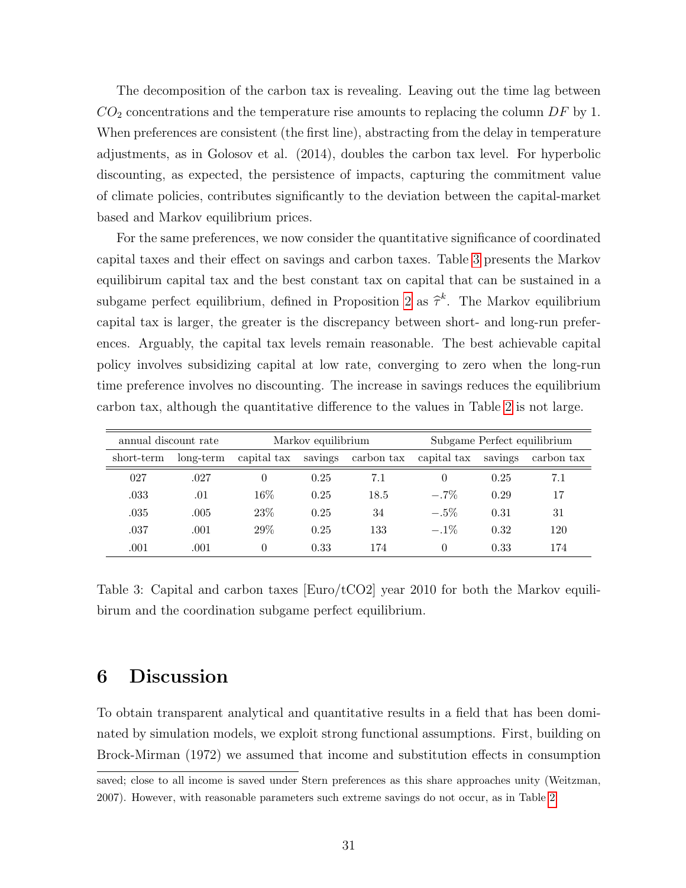The decomposition of the carbon tax is revealing. Leaving out the time lag between $CO_2$ concentrations and the temperature rise amounts to replacing the column $DF$ by 1. When preferences are consistent (the first line), abstracting from the delay in temperature adjustments, as in Golosov et al. (2014), doubles the carbon tax level. For hyperbolic discounting, as expected, the persistence of impacts, capturing the commitment value of climate policies, contributes significantly to the deviation between the capital-market based and Markov equilibrium prices.

For the same preferences, we now consider the quantitative significance of coordinated capital taxes and their effect on savings and carbon taxes. Table 3 presents the Markov equilibirum capital tax and the best constant tax on capital that can be sustained in a subgame perfect equilibrium, defined in Proposition 2 as $\widehat{\tau}^k$. The Markov equilibrium capital tax is larger, the greater is the discrepancy between short- and long-run preferences. Arguably, the capital tax levels remain reasonable. The best achievable capital policy involves subsidizing capital at low rate, converging to zero when the long-run time preference involves no discounting. The increase in savings reduces the equilibrium carbon tax, although the quantitative difference to the values in Table 2 is not large.

| annual discount rate | | Markov equilibrium | | | Subgame Perfect equilibrium | | |
|---|---|---|---|---|---|---|---|
| short-term | long-term | capital tax | savings | carbon tax | capital tax | savings | carbon tax |
| 027 | .027 | 0 | 0.25 | 7.1 | 0 | 0.25 | 7.1 |
| .033 | .01 | 16% | 0.25 | 18.5 | $-.7\%$ | 0.29 | 17 |
| .035 | .005 | 23% | 0.25 | 34 | $-.5\%$ | 0.31 | 31 |
| .037 | .001 | 29% | 0.25 | 133 | $-.1\%$ | 0.32 | 120 |
| .001 | .001 | 0 | 0.33 | 174 | 0 | 0.33 | 174 |

Table 3: Capital and carbon taxes [Euro/tCO2] year 2010 for both the Markov equilibirum and the coordination subgame perfect equilibrium.

# 6 Discussion

To obtain transparent analytical and quantitative results in a field that has been dominated by simulation models, we exploit strong functional assumptions. First, building on Brock-Mirman (1972) we assumed that income and substitution effects in consumption

saved; close to all income is saved under Stern preferences as this share approaches unity (Weitzman, 2007). However, with reasonable parameters such extreme savings do not occur, as in Table 2.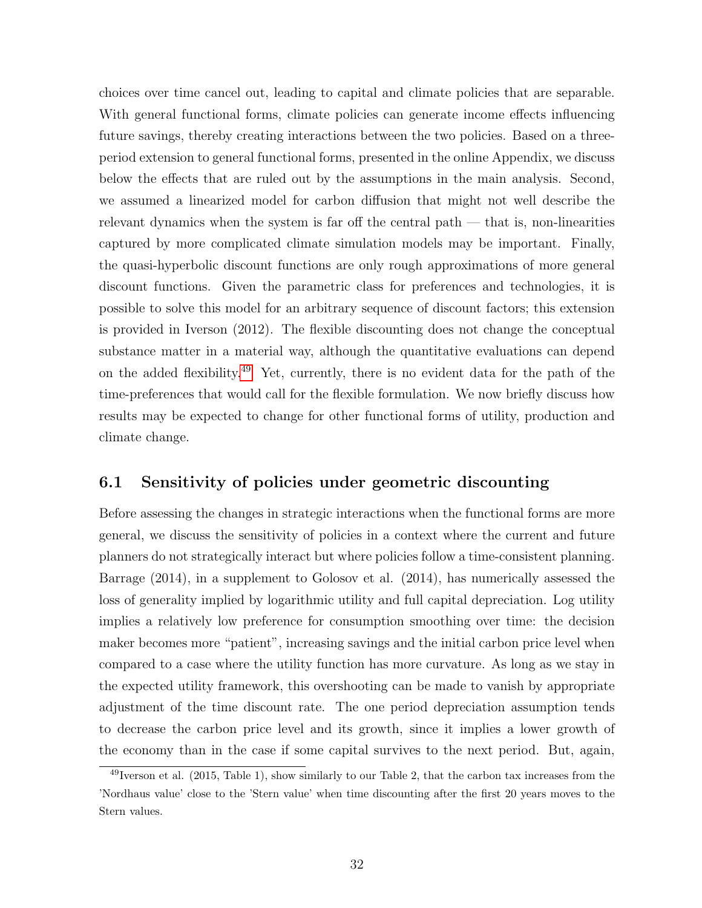choices over time cancel out, leading to capital and climate policies that are separable. With general functional forms, climate policies can generate income effects influencing future savings, thereby creating interactions between the two policies. Based on a three-period extension to general functional forms, presented in the online Appendix, we discuss below the effects that are ruled out by the assumptions in the main analysis. Second, we assumed a linearized model for carbon diffusion that might not well describe the relevant dynamics when the system is far off the central path — that is, non-linearities captured by more complicated climate simulation models may be important. Finally, the quasi-hyperbolic discount functions are only rough approximations of more general discount functions. Given the parametric class for preferences and technologies, it is possible to solve this model for an arbitrary sequence of discount factors; this extension is provided in Iverson (2012). The flexible discounting does not change the conceptual substance matter in a material way, although the quantitative evaluations can depend on the added flexibility.[49] Yet, currently, there is no evident data for the path of the time-preferences that would call for the flexible formulation. We now briefly discuss how results may be expected to change for other functional forms of utility, production and climate change.

### 6.1 Sensitivity of policies under geometric discounting

Before assessing the changes in strategic interactions when the functional forms are more general, we discuss the sensitivity of policies in a context where the current and future planners do not strategically interact but where policies follow a time-consistent planning. Barrage (2014), in a supplement to Golosov et al. (2014), has numerically assessed the loss of generality implied by logarithmic utility and full capital depreciation. Log utility implies a relatively low preference for consumption smoothing over time: the decision maker becomes more "patient", increasing savings and the initial carbon price level when compared to a case where the utility function has more curvature. As long as we stay in the expected utility framework, this overshooting can be made to vanish by appropriate adjustment of the time discount rate. The one period depreciation assumption tends to decrease the carbon price level and its growth, since it implies a lower growth of the economy than in the case if some capital survives to the next period. But, again,

[49] Iverson et al. (2015, Table 1), show similarly to our Table 2, that the carbon tax increases from the 'Nordhaus value' close to the 'Stern value' when time discounting after the first 20 years moves to the Stern values.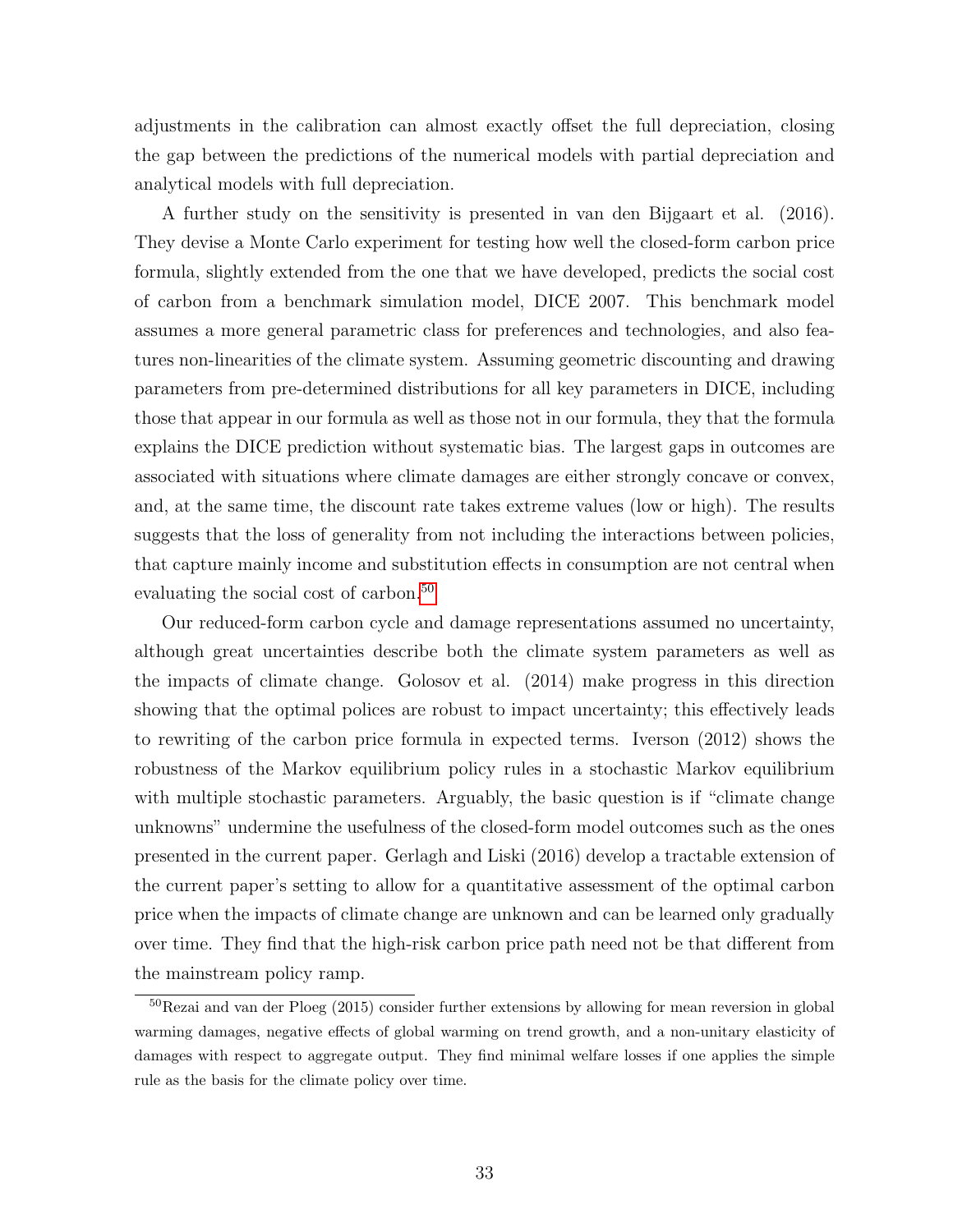adjustments in the calibration can almost exactly offset the full depreciation, closing the gap between the predictions of the numerical models with partial depreciation and analytical models with full depreciation.

A further study on the sensitivity is presented in van den Bijgaart et al. (2016). They devise a Monte Carlo experiment for testing how well the closed-form carbon price formula, slightly extended from the one that we have developed, predicts the social cost of carbon from a benchmark simulation model, DICE 2007. This benchmark model assumes a more general parametric class for preferences and technologies, and also features non-linearities of the climate system. Assuming geometric discounting and drawing parameters from pre-determined distributions for all key parameters in DICE, including those that appear in our formula as well as those not in our formula, they that the formula explains the DICE prediction without systematic bias. The largest gaps in outcomes are associated with situations where climate damages are either strongly concave or convex, and, at the same time, the discount rate takes extreme values (low or high). The results suggests that the loss of generality from not including the interactions between policies, that capture mainly income and substitution effects in consumption are not central when evaluating the social cost of carbon.[50]

Our reduced-form carbon cycle and damage representations assumed no uncertainty, although great uncertainties describe both the climate system parameters as well as the impacts of climate change. Golosov et al. (2014) make progress in this direction showing that the optimal polices are robust to impact uncertainty; this effectively leads to rewriting of the carbon price formula in expected terms. Iverson (2012) shows the robustness of the Markov equilibrium policy rules in a stochastic Markov equilibrium with multiple stochastic parameters. Arguably, the basic question is if "climate change unknowns" undermine the usefulness of the closed-form model outcomes such as the ones presented in the current paper. Gerlagh and Liski (2016) develop a tractable extension of the current paper's setting to allow for a quantitative assessment of the optimal carbon price when the impacts of climate change are unknown and can be learned only gradually over time. They find that the high-risk carbon price path need not be that different from the mainstream policy ramp.

[50] Rezai and van der Ploeg (2015) consider further extensions by allowing for mean reversion in global warming damages, negative effects of global warming on trend growth, and a non-unitary elasticity of damages with respect to aggregate output. They find minimal welfare losses if one applies the simple rule as the basis for the climate policy over time.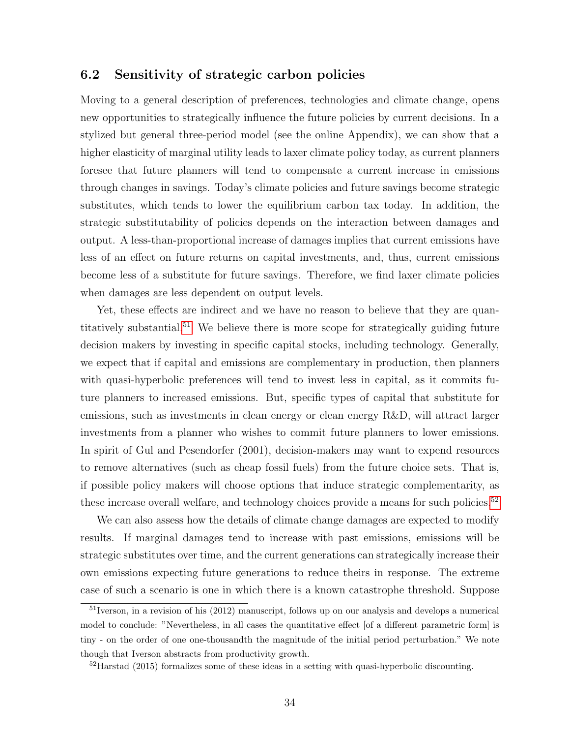## 6.2 Sensitivity of strategic carbon policies

Moving to a general description of preferences, technologies and climate change, opens new opportunities to strategically influence the future policies by current decisions. In a stylized but general three-period model (see the online Appendix), we can show that a higher elasticity of marginal utility leads to laxer climate policy today, as current planners foresee that future planners will tend to compensate a current increase in emissions through changes in savings. Today's climate policies and future savings become strategic substitutes, which tends to lower the equilibrium carbon tax today. In addition, the strategic substitutability of policies depends on the interaction between damages and output. A less-than-proportional increase of damages implies that current emissions have less of an effect on future returns on capital investments, and, thus, current emissions become less of a substitute for future savings. Therefore, we find laxer climate policies when damages are less dependent on output levels.

Yet, these effects are indirect and we have no reason to believe that they are quantitatively substantial.[51] We believe there is more scope for strategically guiding future decision makers by investing in specific capital stocks, including technology. Generally, we expect that if capital and emissions are complementary in production, then planners with quasi-hyperbolic preferences will tend to invest less in capital, as it commits future planners to increased emissions. But, specific types of capital that substitute for emissions, such as investments in clean energy or clean energy R&D, will attract larger investments from a planner who wishes to commit future planners to lower emissions. In spirit of Gul and Pesendorfer (2001), decision-makers may want to expend resources to remove alternatives (such as cheap fossil fuels) from the future choice sets. That is, if possible policy makers will choose options that induce strategic complementarity, as these increase overall welfare, and technology choices provide a means for such policies.[52]

We can also assess how the details of climate change damages are expected to modify results. If marginal damages tend to increase with past emissions, emissions will be strategic substitutes over time, and the current generations can strategically increase their own emissions expecting future generations to reduce theirs in response. The extreme case of such a scenario is one in which there is a known catastrophe threshold. Suppose

[51] Iverson, in a revision of his (2012) manuscript, follows up on our analysis and develops a numerical model to conclude: "Nevertheless, in all cases the quantitative effect [of a different parametric form] is tiny - on the order of one one-thousandth the magnitude of the initial period perturbation." We note though that Iverson abstracts from productivity growth.

[52] Harstad (2015) formalizes some of these ideas in a setting with quasi-hyperbolic discounting.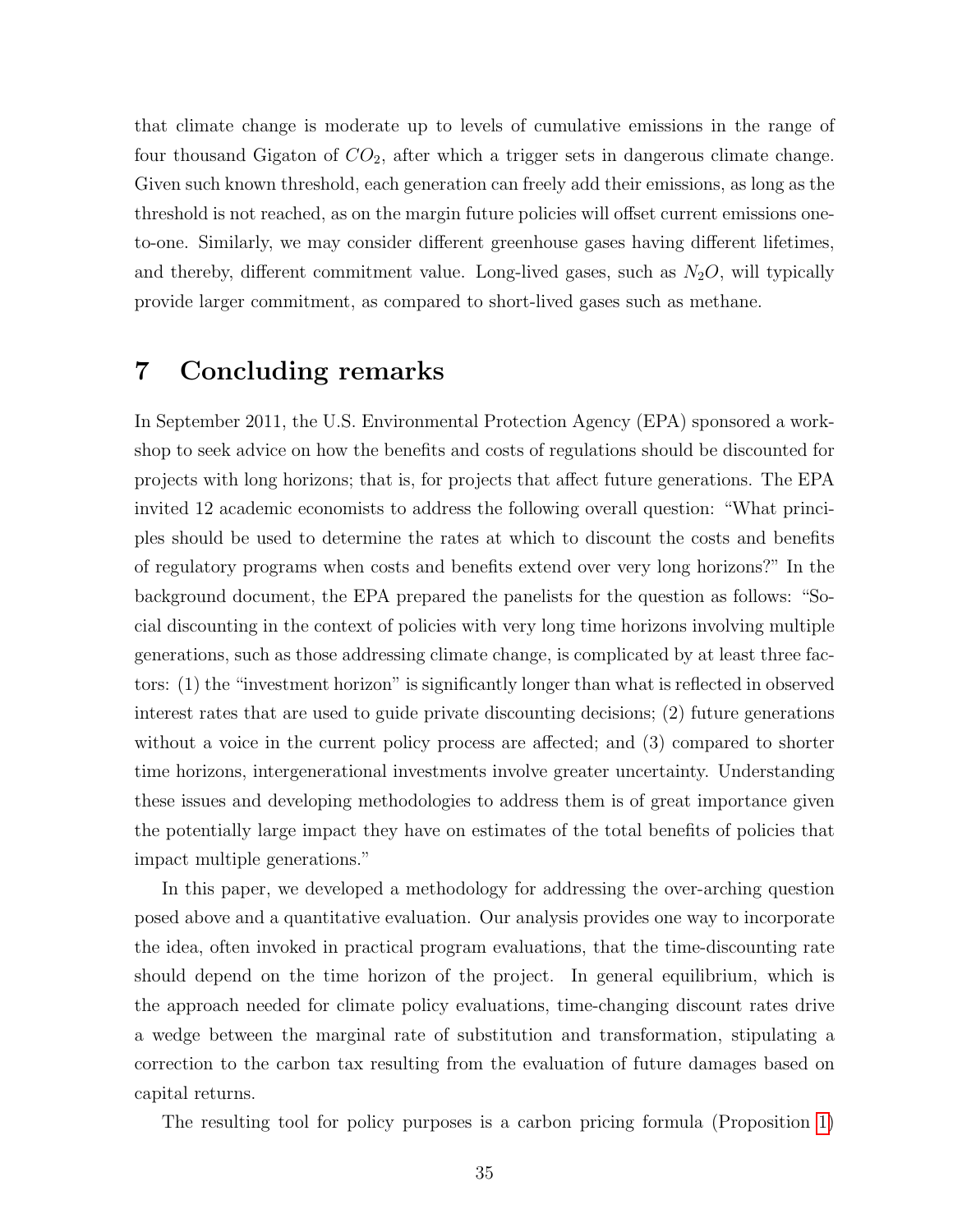that climate change is moderate up to levels of cumulative emissions in the range of four thousand Gigaton of $CO_2$, after which a trigger sets in dangerous climate change. Given such known threshold, each generation can freely add their emissions, as long as the threshold is not reached, as on the margin future policies will offset current emissions one-to-one. Similarly, we may consider different greenhouse gases having different lifetimes, and thereby, different commitment value. Long-lived gases, such as $N_2O$, will typically provide larger commitment, as compared to short-lived gases such as methane.

# 7 Concluding remarks

In September 2011, the U.S. Environmental Protection Agency (EPA) sponsored a workshop to seek advice on how the benefits and costs of regulations should be discounted for projects with long horizons; that is, for projects that affect future generations. The EPA invited 12 academic economists to address the following overall question: "What principles should be used to determine the rates at which to discount the costs and benefits of regulatory programs when costs and benefits extend over very long horizons?" In the background document, the EPA prepared the panelists for the question as follows: "Social discounting in the context of policies with very long time horizons involving multiple generations, such as those addressing climate change, is complicated by at least three factors: (1) the "investment horizon" is significantly longer than what is reflected in observed interest rates that are used to guide private discounting decisions; (2) future generations without a voice in the current policy process are affected; and (3) compared to shorter time horizons, intergenerational investments involve greater uncertainty. Understanding these issues and developing methodologies to address them is of great importance given the potentially large impact they have on estimates of the total benefits of policies that impact multiple generations."

In this paper, we developed a methodology for addressing the over-arching question posed above and a quantitative evaluation. Our analysis provides one way to incorporate the idea, often invoked in practical program evaluations, that the time-discounting rate should depend on the time horizon of the project. In general equilibrium, which is the approach needed for climate policy evaluations, time-changing discount rates drive a wedge between the marginal rate of substitution and transformation, stipulating a correction to the carbon tax resulting from the evaluation of future damages based on capital returns.

The resulting tool for policy purposes is a carbon pricing formula (Proposition 1)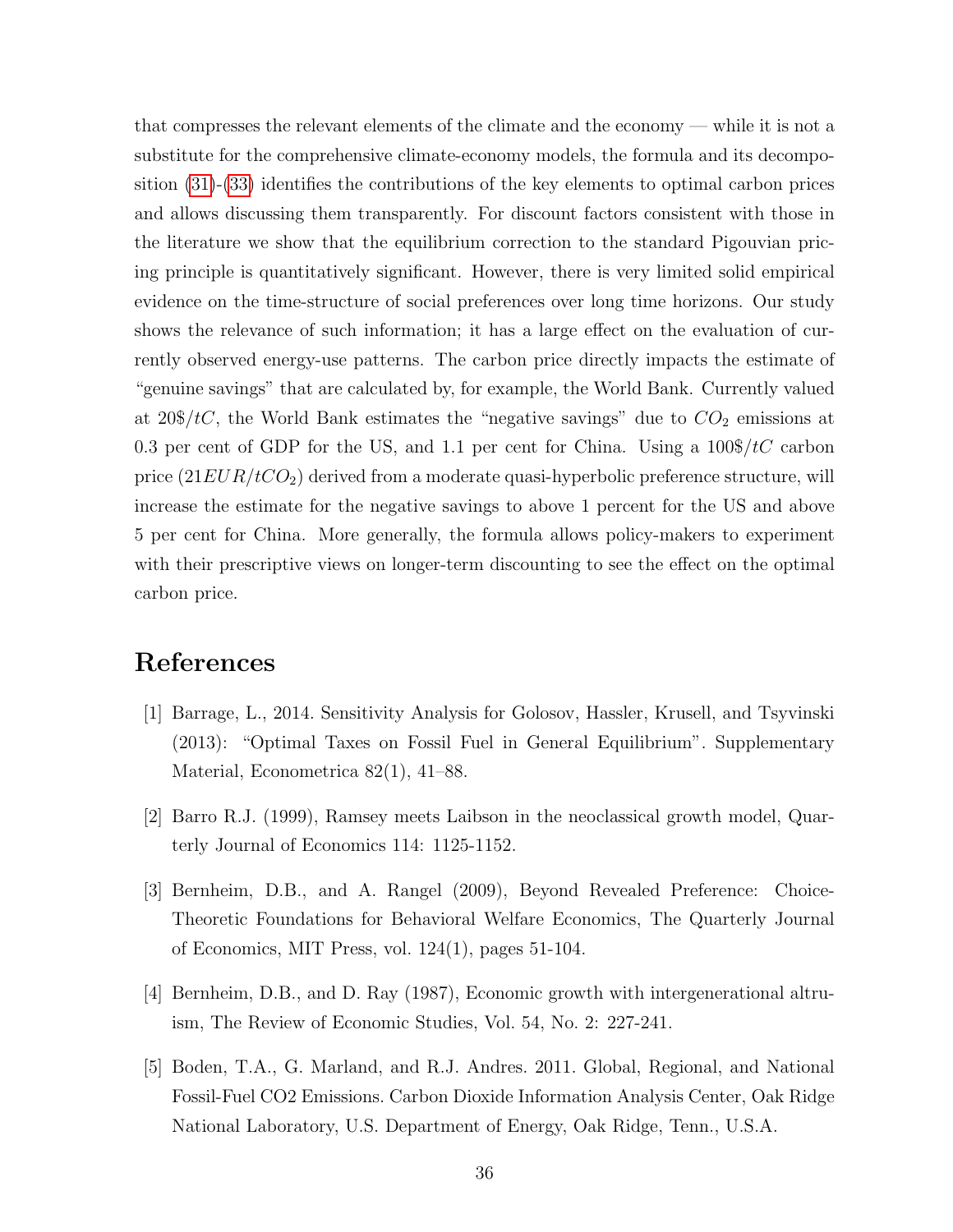that compresses the relevant elements of the climate and the economy — while it is not a substitute for the comprehensive climate-economy models, the formula and its decomposition (31)-(33) identifies the contributions of the key elements to optimal carbon prices and allows discussing them transparently. For discount factors consistent with those in the literature we show that the equilibrium correction to the standard Pigouvian pricing principle is quantitatively significant. However, there is very limited solid empirical evidence on the time-structure of social preferences over long time horizons. Our study shows the relevance of such information; it has a large effect on the evaluation of currently observed energy-use patterns. The carbon price directly impacts the estimate of "genuine savings" that are calculated by, for example, the World Bank. Currently valued at $20\$/tC$, the World Bank estimates the "negative savings" due to $CO_2$ emissions at 0.3 per cent of GDP for the US, and 1.1 per cent for China. Using a $100\$/tC$ carbon price ($21EUR/tCO_2$) derived from a moderate quasi-hyperbolic preference structure, will increase the estimate for the negative savings to above 1 percent for the US and above 5 per cent for China. More generally, the formula allows policy-makers to experiment with their prescriptive views on longer-term discounting to see the effect on the optimal carbon price.

# References

[1] Barrage, L., 2014. Sensitivity Analysis for Golosov, Hassler, Krusell, and Tsyvinski (2013): "Optimal Taxes on Fossil Fuel in General Equilibrium". Supplementary Material, Econometrica 82(1), 41–88.

[2] Barro R.J. (1999), Ramsey meets Laibson in the neoclassical growth model, Quarterly Journal of Economics 114: 1125-1152.

[3] Bernheim, D.B., and A. Rangel (2009), Beyond Revealed Preference: Choice-Theoretic Foundations for Behavioral Welfare Economics, The Quarterly Journal of Economics, MIT Press, vol. 124(1), pages 51-104.

[4] Bernheim, D.B., and D. Ray (1987), Economic growth with intergenerational altruism, The Review of Economic Studies, Vol. 54, No. 2: 227-241.

[5] Boden, T.A., G. Marland, and R.J. Andres. 2011. Global, Regional, and National Fossil-Fuel CO2 Emissions. Carbon Dioxide Information Analysis Center, Oak Ridge National Laboratory, U.S. Department of Energy, Oak Ridge, Tenn., U.S.A.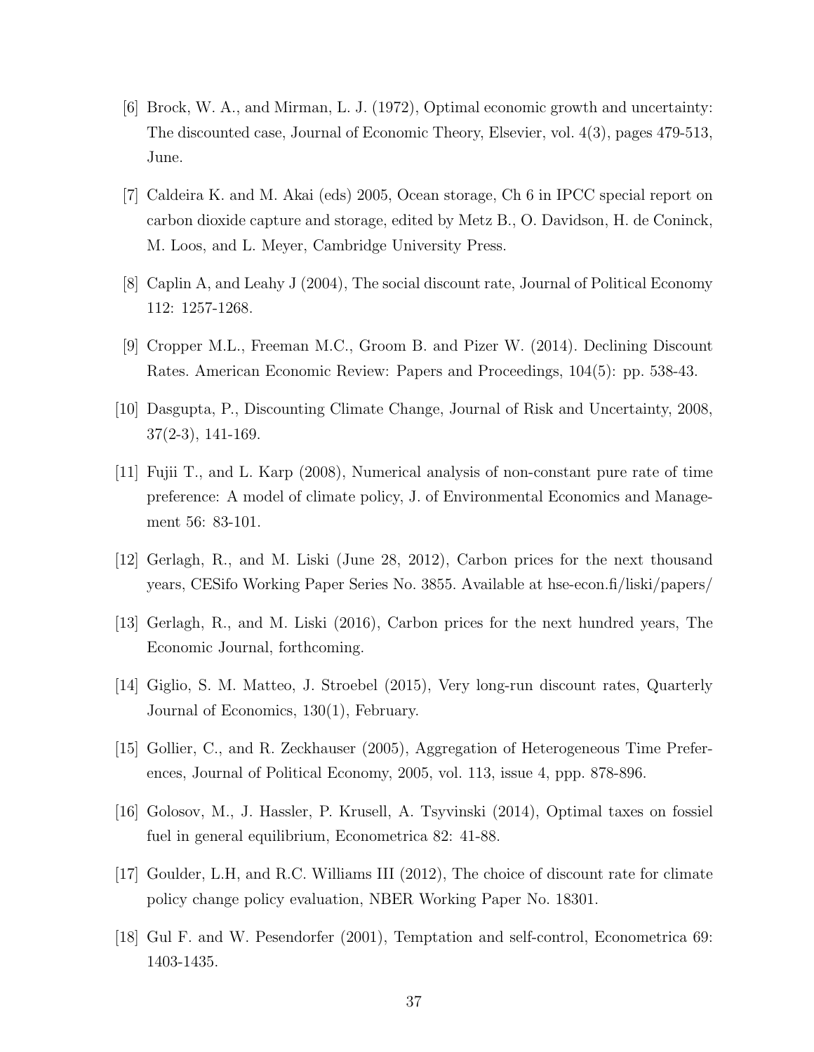[6] Brock, W. A., and Mirman, L. J. (1972), Optimal economic growth and uncertainty: The discounted case, Journal of Economic Theory, Elsevier, vol. 4(3), pages 479-513, June.

[7] Caldeira K. and M. Akai (eds) 2005, Ocean storage, Ch 6 in IPCC special report on carbon dioxide capture and storage, edited by Metz B., O. Davidson, H. de Coninck, M. Loos, and L. Meyer, Cambridge University Press.

[8] Caplin A, and Leahy J (2004), The social discount rate, Journal of Political Economy 112: 1257-1268.

[9] Cropper M.L., Freeman M.C., Groom B. and Pizer W. (2014). Declining Discount Rates. American Economic Review: Papers and Proceedings, 104(5): pp. 538-43.

[10] Dasgupta, P., Discounting Climate Change, Journal of Risk and Uncertainty, 2008, 37(2-3), 141-169.

[11] Fujii T., and L. Karp (2008), Numerical analysis of non-constant pure rate of time preference: A model of climate policy, J. of Environmental Economics and Management 56: 83-101.

[12] Gerlagh, R., and M. Liski (June 28, 2012), Carbon prices for the next thousand years, CESifo Working Paper Series No. 3855. Available at hse-econ.fi/liski/papers/

[13] Gerlagh, R., and M. Liski (2016), Carbon prices for the next hundred years, The Economic Journal, forthcoming.

[14] Giglio, S. M. Matteo, J. Stroebel (2015), Very long-run discount rates, Quarterly Journal of Economics, 130(1), February.

[15] Gollier, C., and R. Zeckhauser (2005), Aggregation of Heterogeneous Time Preferences, Journal of Political Economy, 2005, vol. 113, issue 4, ppp. 878-896.

[16] Golosov, M., J. Hassler, P. Krusell, A. Tsyvinski (2014), Optimal taxes on fossiel fuel in general equilibrium, Econometrica 82: 41-88.

[17] Goulder, L.H, and R.C. Williams III (2012), The choice of discount rate for climate policy change policy evaluation, NBER Working Paper No. 18301.

[18] Gul F. and W. Pesendorfer (2001), Temptation and self-control, Econometrica 69: 1403-1435.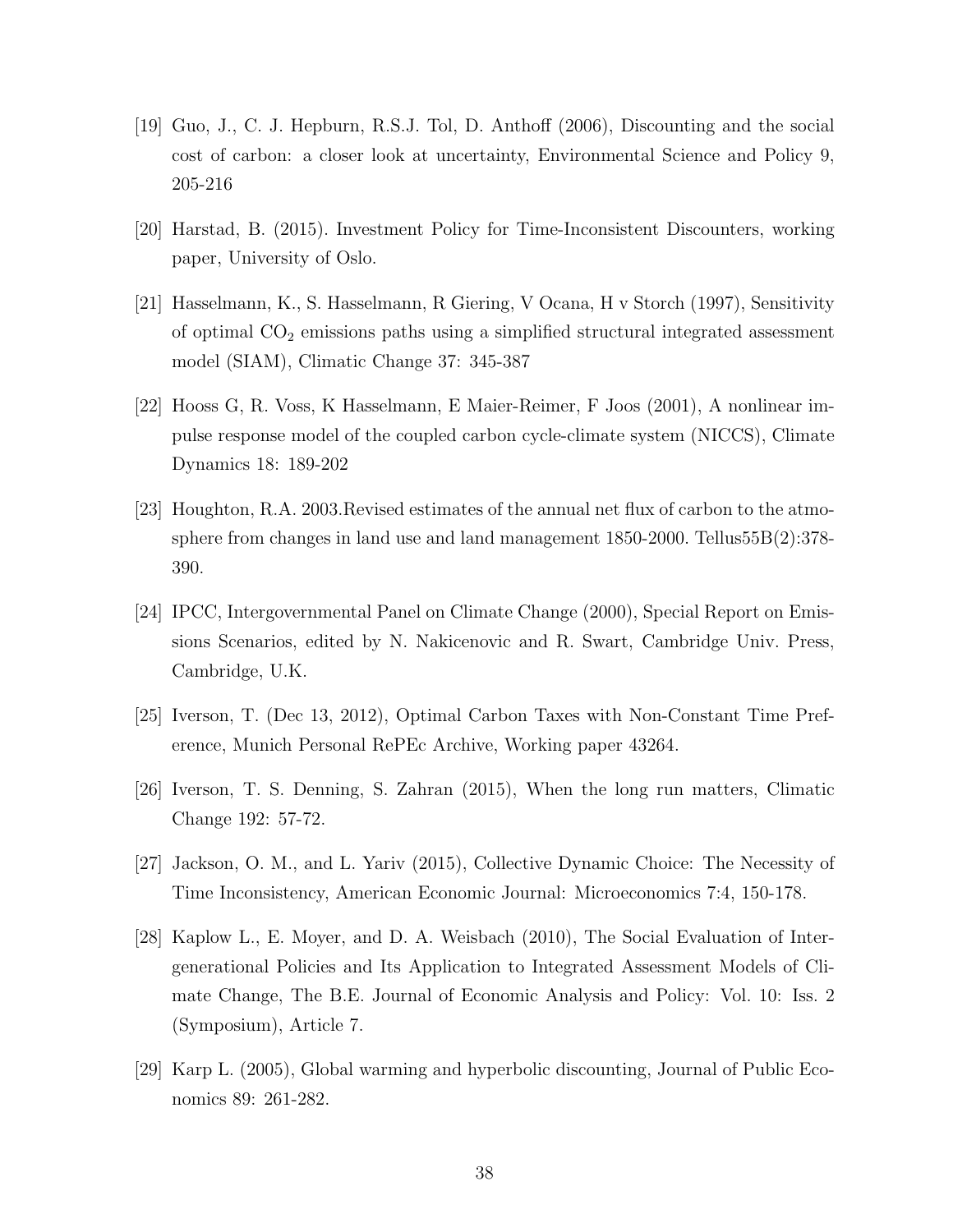[19] Guo, J., C. J. Hepburn, R.S.J. Tol, D. Anthoff (2006), Discounting and the social cost of carbon: a closer look at uncertainty, Environmental Science and Policy 9, 205-216

[20] Harstad, B. (2015). Investment Policy for Time-Inconsistent Discounters, working paper, University of Oslo.

[21] Hasselmann, K., S. Hasselmann, R Giering, V Ocana, H v Storch (1997), Sensitivity of optimal $CO_2$ emissions paths using a simplified structural integrated assessment model (SIAM), Climatic Change 37: 345-387

[22] Hooss G, R. Voss, K Hasselmann, E Maier-Reimer, F Joos (2001), A nonlinear impulse response model of the coupled carbon cycle-climate system (NICCS), Climate Dynamics 18: 189-202

[23] Houghton, R.A. 2003.Revised estimates of the annual net flux of carbon to the atmosphere from changes in land use and land management 1850-2000. Tellus55B(2):378-390.

[24] IPCC, Intergovernmental Panel on Climate Change (2000), Special Report on Emissions Scenarios, edited by N. Nakicenovic and R. Swart, Cambridge Univ. Press, Cambridge, U.K.

[25] Iverson, T. (Dec 13, 2012), Optimal Carbon Taxes with Non-Constant Time Preference, Munich Personal RePEc Archive, Working paper 43264.

[26] Iverson, T. S. Denning, S. Zahran (2015), When the long run matters, Climatic Change 192: 57-72.

[27] Jackson, O. M., and L. Yariv (2015), Collective Dynamic Choice: The Necessity of Time Inconsistency, American Economic Journal: Microeconomics 7:4, 150-178.

[28] Kaplow L., E. Moyer, and D. A. Weisbach (2010), The Social Evaluation of Intergenerational Policies and Its Application to Integrated Assessment Models of Climate Change, The B.E. Journal of Economic Analysis and Policy: Vol. 10: Iss. 2 (Symposium), Article 7.

[29] Karp L. (2005), Global warming and hyperbolic discounting, Journal of Public Economics 89: 261-282.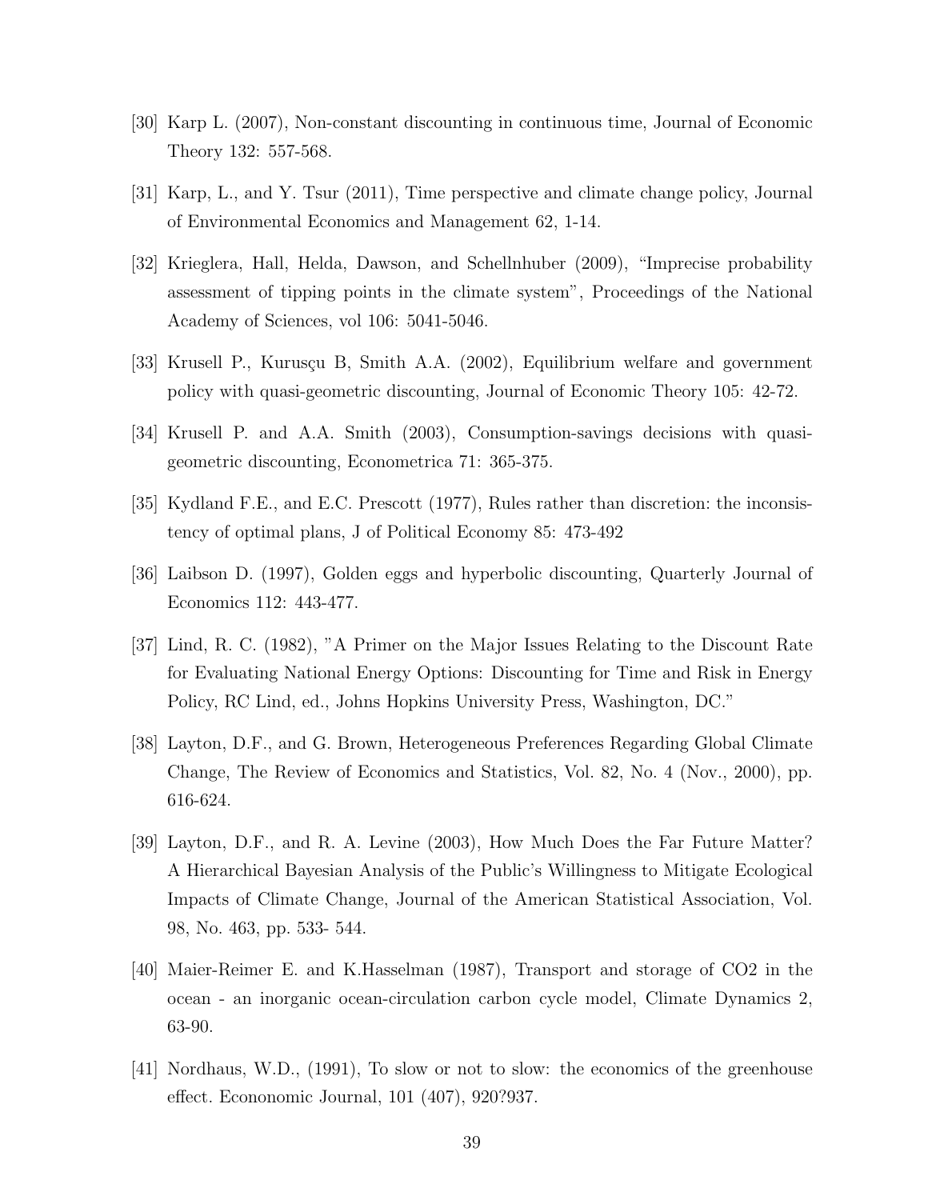[30] Karp L. (2007), Non-constant discounting in continuous time, Journal of Economic Theory 132: 557-568.

[31] Karp, L., and Y. Tsur (2011), Time perspective and climate change policy, Journal of Environmental Economics and Management 62, 1-14.

[32] Krieglera, Hall, Helda, Dawson, and Schellnhuber (2009), "Imprecise probability assessment of tipping points in the climate system", Proceedings of the National Academy of Sciences, vol 106: 5041-5046.

[33] Krusell P., Kurusçu B, Smith A.A. (2002), Equilibrium welfare and government policy with quasi-geometric discounting, Journal of Economic Theory 105: 42-72.

[34] Krusell P. and A.A. Smith (2003), Consumption-savings decisions with quasi-geometric discounting, Econometrica 71: 365-375.

[35] Kydland F.E., and E.C. Prescott (1977), Rules rather than discretion: the inconsistency of optimal plans, J of Political Economy 85: 473-492

[36] Laibson D. (1997), Golden eggs and hyperbolic discounting, Quarterly Journal of Economics 112: 443-477.

[37] Lind, R. C. (1982), "A Primer on the Major Issues Relating to the Discount Rate for Evaluating National Energy Options: Discounting for Time and Risk in Energy Policy, RC Lind, ed., Johns Hopkins University Press, Washington, DC."

[38] Layton, D.F., and G. Brown, Heterogeneous Preferences Regarding Global Climate Change, The Review of Economics and Statistics, Vol. 82, No. 4 (Nov., 2000), pp. 616-624.

[39] Layton, D.F., and R. A. Levine (2003), How Much Does the Far Future Matter? A Hierarchical Bayesian Analysis of the Public's Willingness to Mitigate Ecological Impacts of Climate Change, Journal of the American Statistical Association, Vol. 98, No. 463, pp. 533- 544.

[40] Maier-Reimer E. and K.Hasselman (1987), Transport and storage of CO2 in the ocean - an inorganic ocean-circulation carbon cycle model, Climate Dynamics 2, 63-90.

[41] Nordhaus, W.D., (1991), To slow or not to slow: the economics of the greenhouse effect. Econonomic Journal, 101 (407), 920?937.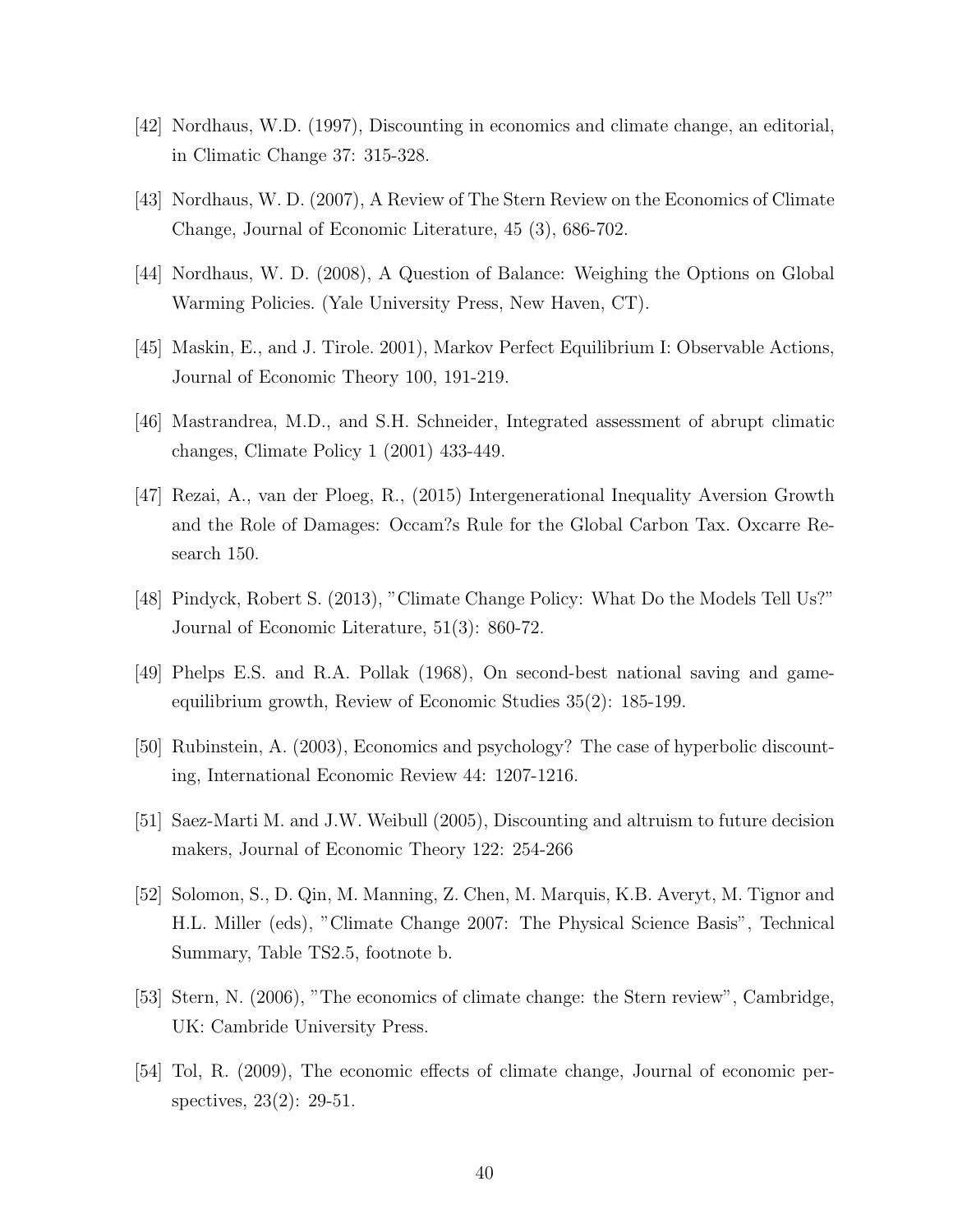[42] Nordhaus, W.D. (1997), Discounting in economics and climate change, an editorial, in Climatic Change 37: 315-328.

[43] Nordhaus, W. D. (2007), A Review of The Stern Review on the Economics of Climate Change, Journal of Economic Literature, 45 (3), 686-702.

[44] Nordhaus, W. D. (2008), A Question of Balance: Weighing the Options on Global Warming Policies. (Yale University Press, New Haven, CT).

[45] Maskin, E., and J. Tirole. 2001), Markov Perfect Equilibrium I: Observable Actions, Journal of Economic Theory 100, 191-219.

[46] Mastrandrea, M.D., and S.H. Schneider, Integrated assessment of abrupt climatic changes, Climate Policy 1 (2001) 433-449.

[47] Rezai, A., van der Ploeg, R., (2015) Intergenerational Inequality Aversion Growth and the Role of Damages: Occam?s Rule for the Global Carbon Tax. Oxcarre Research 150.

[48] Pindyck, Robert S. (2013), "Climate Change Policy: What Do the Models Tell Us?" Journal of Economic Literature, 51(3): 860-72.

[49] Phelps E.S. and R.A. Pollak (1968), On second-best national saving and game-equilibrium growth, Review of Economic Studies 35(2): 185-199.

[50] Rubinstein, A. (2003), Economics and psychology? The case of hyperbolic discounting, International Economic Review 44: 1207-1216.

[51] Saez-Marti M. and J.W. Weibull (2005), Discounting and altruism to future decision makers, Journal of Economic Theory 122: 254-266

[52] Solomon, S., D. Qin, M. Manning, Z. Chen, M. Marquis, K.B. Averyt, M. Tignor and H.L. Miller (eds), "Climate Change 2007: The Physical Science Basis", Technical Summary, Table TS2.5, footnote b.

[53] Stern, N. (2006), "The economics of climate change: the Stern review", Cambridge, UK: Cambride University Press.

[54] Tol, R. (2009), The economic effects of climate change, Journal of economic perspectives, 23(2): 29-51.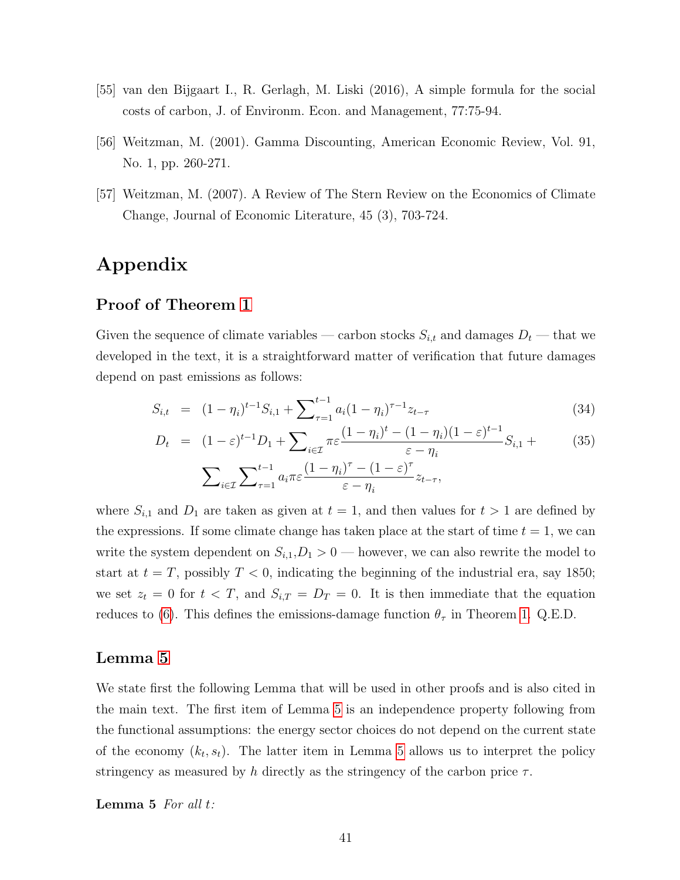[55] van den Bijgaart I., R. Gerlagh, M. Liski (2016), A simple formula for the social costs of carbon, J. of Environm. Econ. and Management, 77:75-94.

[56] Weitzman, M. (2001). Gamma Discounting, American Economic Review, Vol. 91, No. 1, pp. 260-271.

[57] Weitzman, M. (2007). A Review of The Stern Review on the Economics of Climate Change, Journal of Economic Literature, 45 (3), 703-724.

# Appendix

## Proof of Theorem 1

Given the sequence of climate variables — carbon stocks $S_{i,t}$ and damages $D_t$ — that we developed in the text, it is a straightforward matter of verification that future damages depend on past emissions as follows:

$$
\begin{aligned}
S_{i,t} &= (1-\eta_i)^{t-1} S_{i,1} + \sum\nolimits_{\tau=1}^{t-1} a_i (1-\eta_i)^{\tau-1} z_{t-\tau} &(34)\\
D_t &= (1-\varepsilon)^{t-1} D_1 + \sum\nolimits_{i\in\mathcal{I}} \pi\varepsilon \frac{(1-\eta_i)^t - (1-\eta_i)(1-\varepsilon)^{t-1}}{\varepsilon - \eta_i} S_{i,1} + &(35)\\
&\quad \sum\nolimits_{i\in\mathcal{I}} \sum\nolimits_{\tau=1}^{t-1} a_i \pi\varepsilon \frac{(1-\eta_i)^\tau - (1-\varepsilon)^\tau}{\varepsilon - \eta_i} z_{t-\tau},
\end{aligned}
$$

where $S_{i,1}$ and $D_1$ are taken as given at $t = 1$, and then values for $t > 1$ are defined by the expressions. If some climate change has taken place at the start of time $t = 1$, we can write the system dependent on $S_{i,1}, D_1 > 0$ — however, we can also rewrite the model to start at $t = T$, possibly $T < 0$, indicating the beginning of the industrial era, say 1850; we set $z_t = 0$ for $t < T$, and $S_{i,T} = D_T = 0$. It is then immediate that the equation reduces to (6). This defines the emissions-damage function $\theta_\tau$ in Theorem 1. Q.E.D.

## Lemma 5

We state first the following Lemma that will be used in other proofs and is also cited in the main text. The first item of Lemma 5 is an independence property following from the functional assumptions: the energy sector choices do not depend on the current state of the economy $(k_t, s_t)$. The latter item in Lemma 5 allows us to interpret the policy stringency as measured by $h$ directly as the stringency of the carbon price $\tau$.

**Lemma 5** *For all $t$:*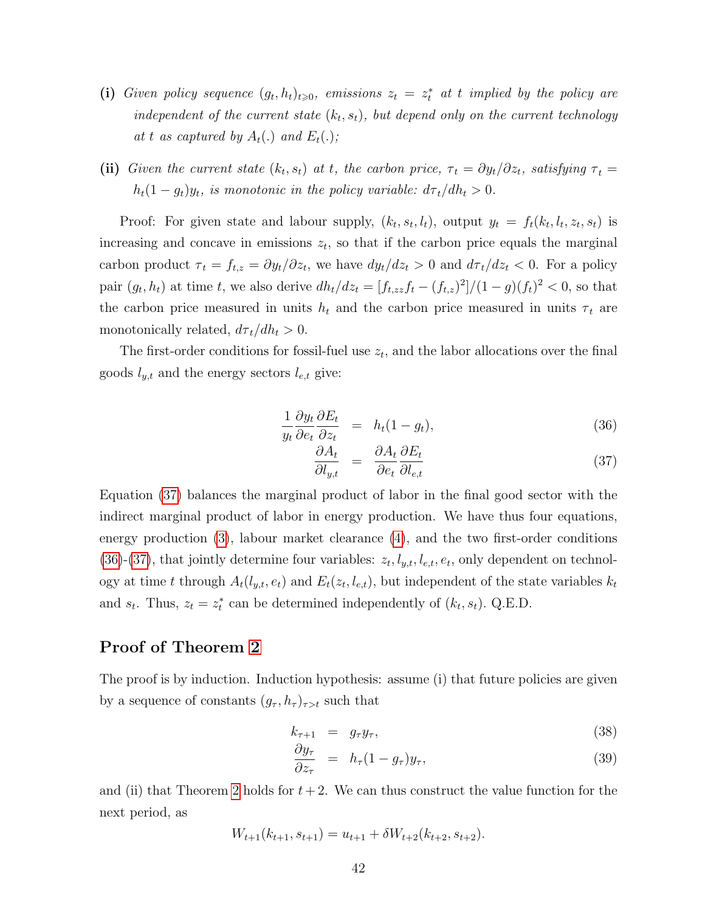**(i)** *Given policy sequence $(g_t, h_t)_{t\geqslant 0}$, emissions $z_t = z_t^*$ at $t$ implied by the policy are independent of the current state $(k_t, s_t)$, but depend only on the current technology at $t$ as captured by $A_t(.)$ and $E_t(.)$;*

**(ii)** *Given the current state $(k_t, s_t)$ at $t$, the carbon price, $\tau_t = \partial y_t/\partial z_t$, satisfying $\tau_t = h_t(1-g_t)y_t$, is monotonic in the policy variable: $d\tau_t/dh_t > 0$.*

Proof: For given state and labour supply, $(k_t, s_t, l_t)$, output $y_t = f_t(k_t, l_t, z_t, s_t)$ is increasing and concave in emissions $z_t$, so that if the carbon price equals the marginal carbon product $\tau_t = f_{t,z} = \partial y_t/\partial z_t$, we have $dy_t/dz_t > 0$ and $d\tau_t/dz < 0$. For a policy pair $(g_t, h_t)$ at time $t$, we also derive $dh_t/dz_t = [f_{t,zz}f_t - (f_{t,z})^2]/(1-g)(f_t)^2 < 0$, so that the carbon price measured in units $h_t$ and the carbon price measured in units $\tau_t$ are monotonically related, $d\tau_t/dh_t > 0$.

The first-order conditions for fossil-fuel use $z_t$, and the labor allocations over the final goods $l_{y,t}$ and the energy sectors $l_{e,t}$ give:

$$\frac{1}{y_t}\frac{\partial y_t}{\partial e_t}\frac{\partial E_t}{\partial z_t} = h_t(1-g_t), \tag{36}$$

$$\frac{\partial A_t}{\partial l_{y,t}} = \frac{\partial A_t}{\partial e_t}\frac{\partial E_t}{\partial l_{e,t}} \tag{37}$$

Equation (37) balances the marginal product of labor in the final good sector with the indirect marginal product of labor in energy production. We have thus four equations, energy production (3), labour market clearance (4), and the two first-order conditions (36)-(37), that jointly determine four variables: $z_t, l_{y,t}, l_{e,t}, e_t$, only dependent on technology at time $t$ through $A_t(l_{y,t}, e_t)$ and $E_t(z_t, l_{e,t})$, but independent of the state variables $k_t$ and $s_t$. Thus, $z_t = z_t^*$ can be determined independently of $(k_t, s_t)$. Q.E.D.

## Proof of Theorem 2

The proof is by induction. Induction hypothesis: assume (i) that future policies are given by a sequence of constants $(g_\tau, h_\tau)_{\tau > t}$ such that

$$k_{\tau+1} = g_\tau y_\tau, \tag{38}$$

$$\frac{\partial y_\tau}{\partial z_\tau} = h_\tau(1-g_\tau)y_\tau, \tag{39}$$

and (ii) that Theorem 2 holds for $t+2$. We can thus construct the value function for the next period, as

$$W_{t+1}(k_{t+1}, s_{t+1}) = u_{t+1} + \delta W_{t+2}(k_{t+2}, s_{t+2}).$$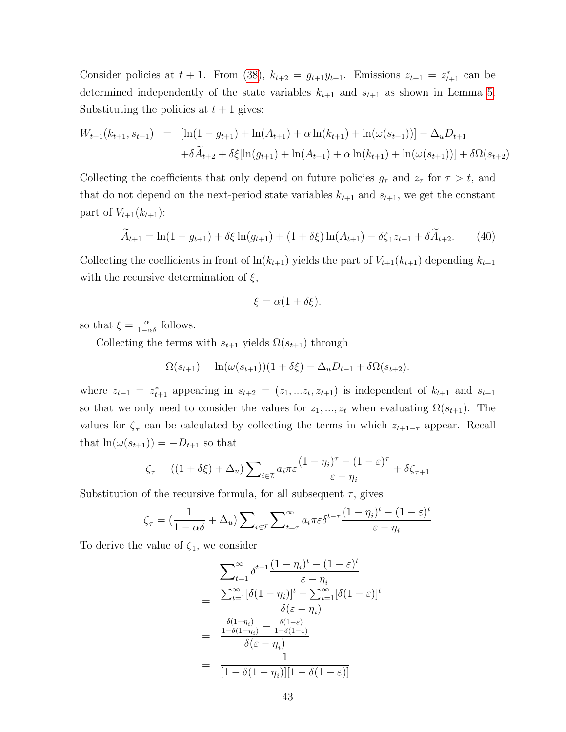Consider policies at $t+1$. From (38), $k_{t+2} = g_{t+1}y_{t+1}$. Emissions $z_{t+1} = z^*_{t+1}$ can be determined independently of the state variables $k_{t+1}$ and $s_{t+1}$ as shown in Lemma 5. Substituting the policies at $t+1$ gives:

$$\begin{aligned}
W_{t+1}(k_{t+1}, s_{t+1}) &= [\ln(1-g_{t+1}) + \ln(A_{t+1}) + \alpha\ln(k_{t+1}) + \ln(\omega(s_{t+1}))] - \Delta_u D_{t+1} \\
&\quad + \delta\widetilde{A}_{t+2} + \delta\xi[\ln(g_{t+1}) + \ln(A_{t+1}) + \alpha\ln(k_{t+1}) + \ln(\omega(s_{t+1}))] + \delta\Omega(s_{t+2})
\end{aligned}$$

Collecting the coefficients that only depend on future policies $g_\tau$ and $z_\tau$ for $\tau > t$, and that do not depend on the next-period state variables $k_{t+1}$ and $s_{t+1}$, we get the constant part of $V_{t+1}(k_{t+1})$:

$$\widetilde{A}_{t+1} = \ln(1-g_{t+1}) + \delta\xi\ln(g_{t+1}) + (1+\delta\xi)\ln(A_{t+1}) - \delta\zeta_1 z_{t+1} + \delta\widetilde{A}_{t+2}. \tag{40}$$

Collecting the coefficients in front of $\ln(k_{t+1})$ yields the part of $V_{t+1}(k_{t+1})$ depending $k_{t+1}$ with the recursive determination of $\xi$,

$$\xi = \alpha(1+\delta\xi).$$

so that $\xi = \frac{\alpha}{1-\alpha\delta}$ follows.

Collecting the terms with $s_{t+1}$ yields $\Omega(s_{t+1})$ through

$$\Omega(s_{t+1}) = \ln(\omega(s_{t+1}))(1+\delta\xi) - \Delta_u D_{t+1} + \delta\Omega(s_{t+2}).$$

where $z_{t+1} = z^*_{t+1}$ appearing in $s_{t+2} = (z_1, ...z_t, z_{t+1})$ is independent of $k_{t+1}$ and $s_{t+1}$ so that we only need to consider the values for $z_1, ..., z_t$ when evaluating $\Omega(s_{t+1})$. The values for $\zeta_\tau$ can be calculated by collecting the terms in which $z_{t+1-\tau}$ appear. Recall that $\ln(\omega(s_{t+1})) = -D_{t+1}$ so that

$$\zeta_\tau = ((1+\delta\xi) + \Delta_u)\sum_{i\in\mathcal{I}} a_i\pi\varepsilon\frac{(1-\eta_i)^\tau - (1-\varepsilon)^\tau}{\varepsilon - \eta_i} + \delta\zeta_{\tau+1}$$

Substitution of the recursive formula, for all subsequent $\tau$, gives

$$\zeta_\tau = (\frac{1}{1-\alpha\delta} + \Delta_u)\sum_{i\in\mathcal{I}}\sum_{t=\tau}^{\infty} a_i\pi\varepsilon\delta^{t-\tau}\frac{(1-\eta_i)^t - (1-\varepsilon)^t}{\varepsilon - \eta_i}$$

To derive the value of $\zeta_1$, we consider

$$\begin{aligned}
&\sum_{t=1}^{\infty}\delta^{t-1}\frac{(1-\eta_i)^t - (1-\varepsilon)^t}{\varepsilon - \eta_i} \\
=\ &\frac{\sum_{t=1}^{\infty}[\delta(1-\eta_i)]^t - \sum_{t=1}^{\infty}[\delta(1-\varepsilon)]^t}{\delta(\varepsilon - \eta_i)} \\
=\ &\frac{\frac{\delta(1-\eta_i)}{1-\delta(1-\eta_i)} - \frac{\delta(1-\varepsilon)}{1-\delta(1-\varepsilon)}}{\delta(\varepsilon - \eta_i)} \\
=\ &\frac{1}{[1-\delta(1-\eta_i)][1-\delta(1-\varepsilon)]}
\end{aligned}$$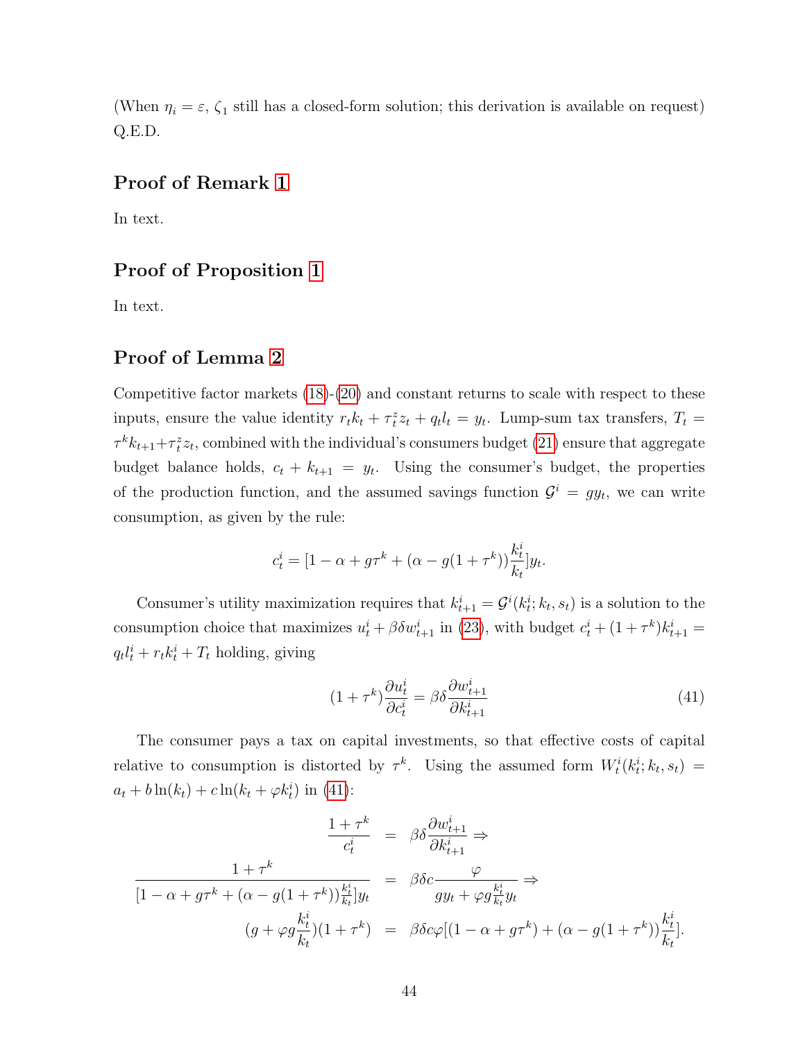(When $\eta_i = \varepsilon$, $\zeta_1$ still has a closed-form solution; this derivation is available on request) Q.E.D.

## Proof of Remark 1

In text.

## Proof of Proposition 1

In text.

## Proof of Lemma 2

Competitive factor markets (18)-(20) and constant returns to scale with respect to these inputs, ensure the value identity $r_t k_t + \tau_t^z z_t + q_t l_t = y_t$. Lump-sum tax transfers, $T_t = \tau^k k_{t+1} + \tau_t^z z_t$, combined with the individual's consumers budget (21) ensure that aggregate budget balance holds, $c_t + k_{t+1} = y_t$. Using the consumer's budget, the properties of the production function, and the assumed savings function $\mathcal{G}^i = g y_t$, we can write consumption, as given by the rule:

$$c_t^i = [1 - \alpha + g\tau^k + (\alpha - g(1+\tau^k))\frac{k_t^i}{k_t}]y_t.$$

Consumer's utility maximization requires that $k_{t+1}^i = \mathcal{G}^i(k_t^i; k_t, s_t)$ is a solution to the consumption choice that maximizes $u_t^i + \beta\delta w_{t+1}^i$ in (23), with budget $c_t^i + (1+\tau^k)k_{t+1}^i = q_t l_t^i + r_t k_t^i + T_t$ holding, giving

$$(1+\tau^k)\frac{\partial u_t^i}{\partial c_t^i} = \beta\delta\frac{\partial w_{t+1}^i}{\partial k_{t+1}^i} \tag{41}$$

The consumer pays a tax on capital investments, so that effective costs of capital relative to consumption is distorted by $\tau^k$. Using the assumed form $W_t^i(k_t^i; k_t, s_t) = a_t + b\ln(k_t) + c\ln(k_t + \varphi k_t^i)$ in (41):

$$\begin{aligned}
\frac{1+\tau^k}{c_t^i} &= \beta\delta\frac{\partial w_{t+1}^i}{\partial k_{t+1}^i} \Rightarrow \\
\frac{1+\tau^k}{[1 - \alpha + g\tau^k + (\alpha - g(1+\tau^k))\frac{k_t^i}{k_t}]y_t} &= \beta\delta c\frac{\varphi}{g y_t + \varphi g\frac{k_t^i}{k_t}y_t} \Rightarrow \\
(g + \varphi g\frac{k_t^i}{k_t})(1+\tau^k) &= \beta\delta c\varphi[(1 - \alpha + g\tau^k) + (\alpha - g(1+\tau^k))\frac{k_t^i}{k_t}].
\end{aligned}$$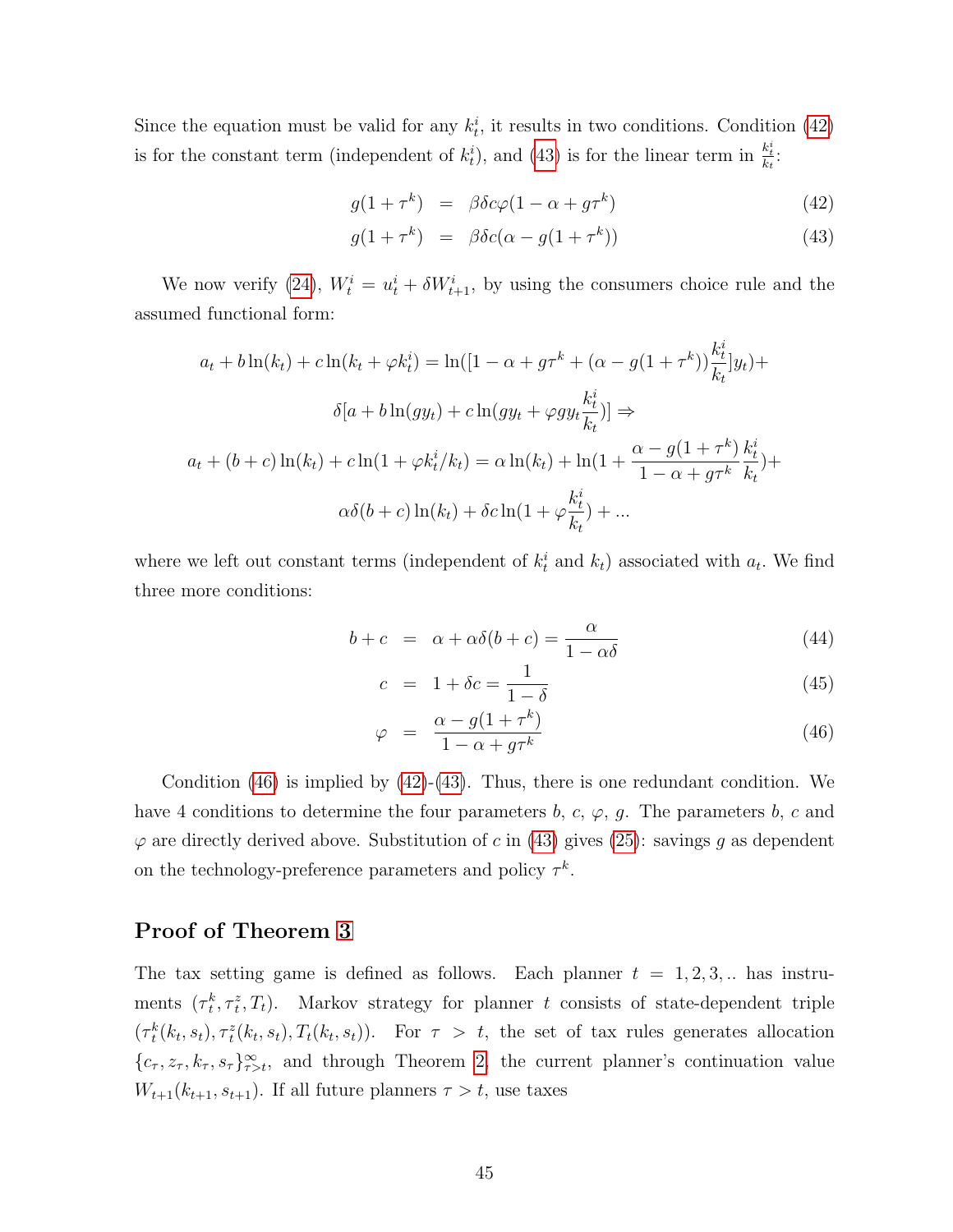Since the equation must be valid for any $k_t^i$, it results in two conditions. Condition (42) is for the constant term (independent of $k_t^i$), and (43) is for the linear term in $\frac{k_t^i}{k_t}$:

$$
\begin{aligned}
g(1+\tau^k) &= \beta\delta c\varphi(1-\alpha+g\tau^k) && (42)\\
g(1+\tau^k) &= \beta\delta c(\alpha-g(1+\tau^k)) && (43)
\end{aligned}
$$

We now verify (24), $W_t^i = u_t^i + \delta W_{t+1}^i$, by using the consumers choice rule and the assumed functional form:

$$
\begin{aligned}
a_t + b\ln(k_t) + c\ln(k_t+\varphi k_t^i) = \ln([1-\alpha+g\tau^k + (\alpha - g(1+\tau^k))\frac{k_t^i}{k_t}]y_t) + \\
\delta[a + b\ln(gy_t) + c\ln(gy_t + \varphi g y_t \frac{k_t^i}{k_t})] \Rightarrow \\
a_t + (b+c)\ln(k_t) + c\ln(1+\varphi k_t^i/k_t) = \alpha\ln(k_t) + \ln(1+\frac{\alpha-g(1+\tau^k)}{1-\alpha+g\tau^k}\frac{k_t^i}{k_t}) + \\
\alpha\delta(b+c)\ln(k_t) + \delta c\ln(1+\varphi\frac{k_t^i}{k_t}) + ...
\end{aligned}
$$

where we left out constant terms (independent of $k_t^i$ and $k_t$) associated with $a_t$. We find three more conditions:

$$
\begin{aligned}
b+c &= \alpha + \alpha\delta(b+c) = \frac{\alpha}{1-\alpha\delta} && (44)\\
c &= 1+\delta c = \frac{1}{1-\delta} && (45)\\
\varphi &= \frac{\alpha-g(1+\tau^k)}{1-\alpha+g\tau^k} && (46)
\end{aligned}
$$

Condition (46) is implied by (42)-(43). Thus, there is one redundant condition. We have 4 conditions to determine the four parameters $b$, $c$, $\varphi$, $g$. The parameters $b$, $c$ and $\varphi$ are directly derived above. Substitution of $c$ in (43) gives (25): savings $g$ as dependent on the technology-preference parameters and policy $\tau^k$.

## Proof of Theorem 3

The tax setting game is defined as follows. Each planner $t = 1, 2, 3, ..$ has instruments $(\tau_t^k, \tau_t^z, T_t)$. Markov strategy for planner $t$ consists of state-dependent triple $(\tau_t^k(k_t, s_t), \tau_t^z(k_t, s_t), T_t(k_t, s_t))$. For $\tau > t$, the set of tax rules generates allocation $\{c_\tau, z_\tau, k_\tau, s_\tau\}_{\tau>t}^{\infty}$, and through Theorem 2, the current planner's continuation value $W_{t+1}(k_{t+1}, s_{t+1})$. If all future planners $\tau > t$, use taxes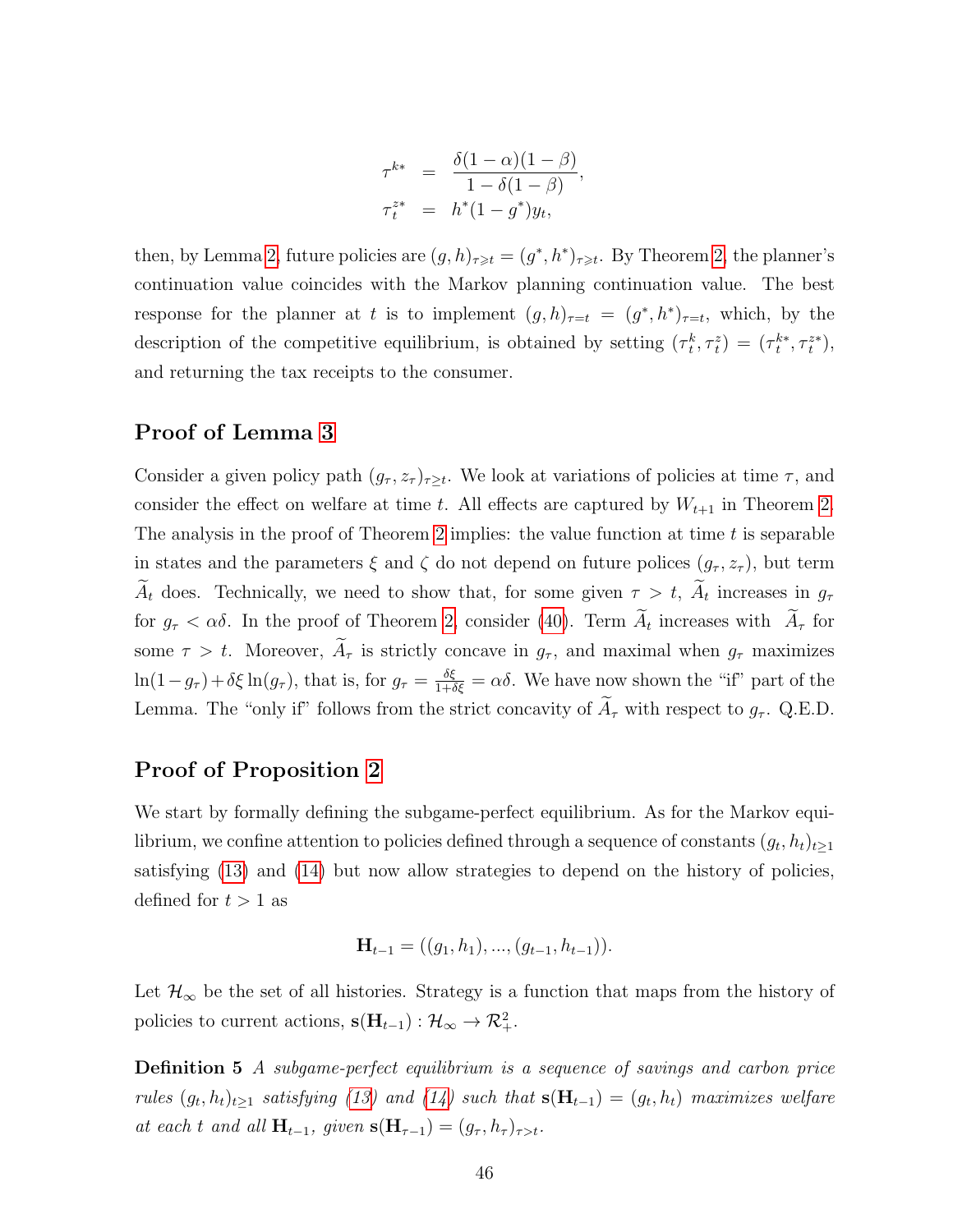$$
\begin{aligned}
\tau^{k*} &= \frac{\delta(1-\alpha)(1-\beta)}{1-\delta(1-\beta)}, \\
\tau_t^{z*} &= h^*(1-g^*)y_t,
\end{aligned}
$$

then, by Lemma 2, future policies are $(g,h)_{\tau \geqslant t} = (g^*, h^*)_{\tau \geqslant t}$. By Theorem 2, the planner's continuation value coincides with the Markov planning continuation value. The best response for the planner at $t$ is to implement $(g,h)_{\tau=t} = (g^*, h^*)_{\tau=t}$, which, by the description of the competitive equilibrium, is obtained by setting $(\tau_t^k, \tau_t^z) = (\tau_t^{k*}, \tau_t^{z*})$, and returning the tax receipts to the consumer.

## Proof of Lemma 3

Consider a given policy path $(g_\tau, z_\tau)_{\tau \geq t}$. We look at variations of policies at time $\tau$, and consider the effect on welfare at time $t$. All effects are captured by $W_{t+1}$ in Theorem 2. The analysis in the proof of Theorem 2 implies: the value function at time $t$ is separable in states and the parameters $\xi$ and $\zeta$ do not depend on future polices $(g_\tau, z_\tau)$, but term $\widetilde{A}_t$ does. Technically, we need to show that, for some given $\tau > t$, $\widetilde{A}_t$ increases in $g_\tau$ for $g_\tau < \alpha\delta$. In the proof of Theorem 2, consider (40). Term $\widetilde{A}_t$ increases with $\widetilde{A}_\tau$ for some $\tau > t$. Moreover, $\widetilde{A}_\tau$ is strictly concave in $g_\tau$, and maximal when $g_\tau$ maximizes $\ln(1-g_\tau) + \delta\xi \ln(g_\tau)$, that is, for $g_\tau = \frac{\delta\xi}{1+\delta\xi} = \alpha\delta$. We have now shown the "if" part of the Lemma. The "only if" follows from the strict concavity of $\widetilde{A}_\tau$ with respect to $g_\tau$. Q.E.D.

## Proof of Proposition 2

We start by formally defining the subgame-perfect equilibrium. As for the Markov equilibrium, we confine attention to policies defined through a sequence of constants $(g_t, h_t)_{t \geq 1}$ satisfying (13) and (14) but now allow strategies to depend on the history of policies, defined for $t > 1$ as

$$
\mathbf{H}_{t-1} = ((g_1, h_1), ..., (g_{t-1}, h_{t-1})).
$$

Let $\mathcal{H}_\infty$ be the set of all histories. Strategy is a function that maps from the history of policies to current actions, $\mathbf{s}(\mathbf{H}_{t-1}) : \mathcal{H}_\infty \to \mathcal{R}_+^2$.

**Definition 5** *A subgame-perfect equilibrium is a sequence of savings and carbon price rules $(g_t, h_t)_{t \geq 1}$ satisfying (13) and (14) such that $\mathbf{s}(\mathbf{H}_{t-1}) = (g_t, h_t)$ maximizes welfare at each $t$ and all $\mathbf{H}_{t-1}$, given $\mathbf{s}(\mathbf{H}_{\tau-1}) = (g_\tau, h_\tau)_{\tau > t}$.*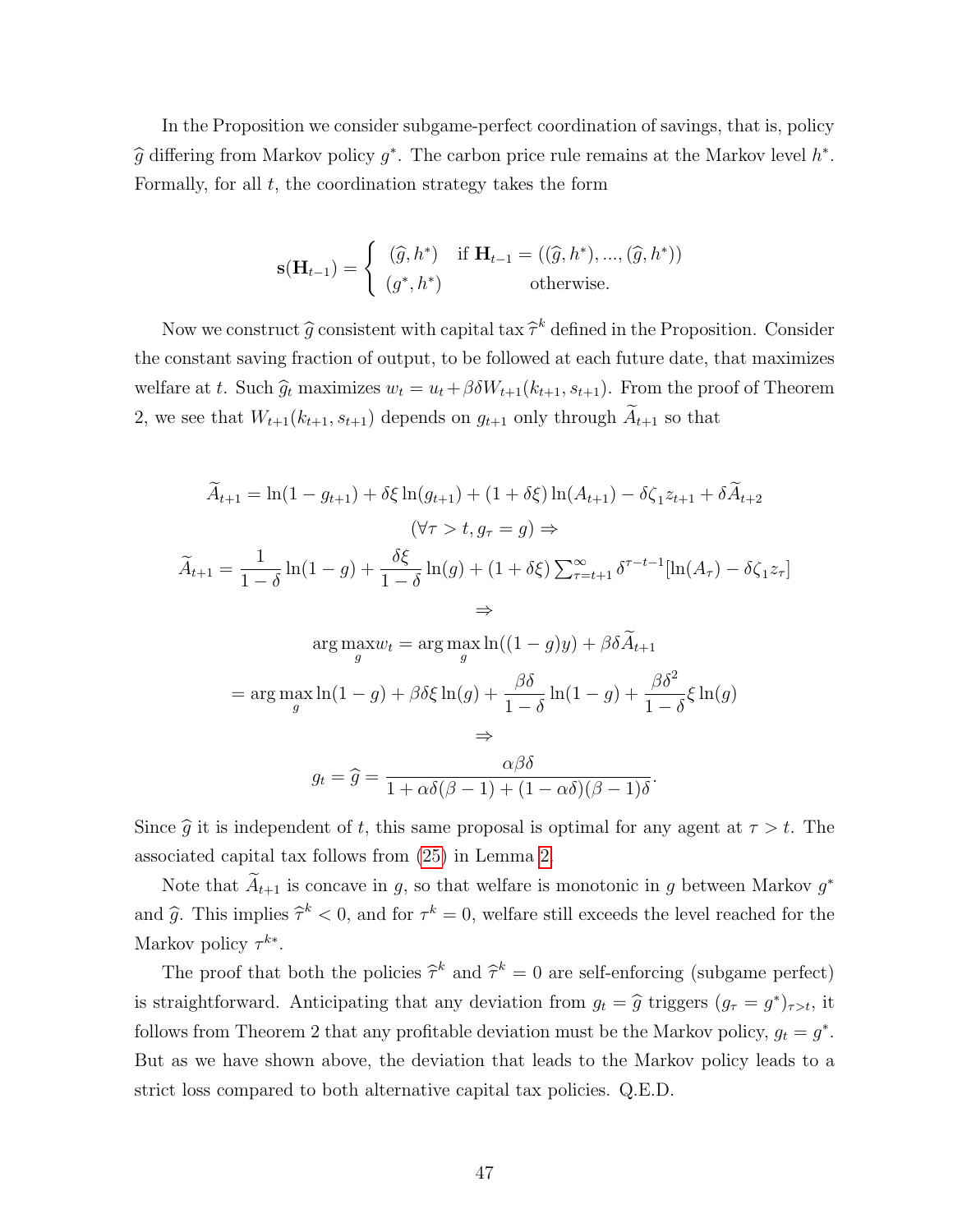In the Proposition we consider subgame-perfect coordination of savings, that is, policy $\widehat{g}$ differing from Markov policy $g^*$. The carbon price rule remains at the Markov level $h^*$. Formally, for all $t$, the coordination strategy takes the form

$$
\mathbf{s}(\mathbf{H}_{t-1}) = \begin{cases} (\widehat{g}, h^*) & \text{if } \mathbf{H}_{t-1} = ((\widehat{g}, h^*), ..., (\widehat{g}, h^*)) \\ (g^*, h^*) & \text{otherwise.} \end{cases}
$$

Now we construct $\widehat{g}$ consistent with capital tax $\widehat{\tau}^k$ defined in the Proposition. Consider the constant saving fraction of output, to be followed at each future date, that maximizes welfare at $t$. Such $\widehat{g}_t$ maximizes $w_t = u_t + \beta\delta W_{t+1}(k_{t+1}, s_{t+1})$. From the proof of Theorem 2, we see that $W_{t+1}(k_{t+1}, s_{t+1})$ depends on $g_{t+1}$ only through $\widetilde{A}_{t+1}$ so that

$$
\widetilde{A}_{t+1} = \ln(1-g_{t+1}) + \delta\xi \ln(g_{t+1}) + (1+\delta\xi)\ln(A_{t+1}) - \delta\zeta_1 z_{t+1} + \delta\widetilde{A}_{t+2}
$$

$$
(\forall \tau > t, g_\tau = g) \Rightarrow
$$

$$
\widetilde{A}_{t+1} = \frac{1}{1-\delta}\ln(1-g) + \frac{\delta\xi}{1-\delta}\ln(g) + (1+\delta\xi)\sum_{\tau=t+1}^{\infty}\delta^{\tau-t-1}[\ln(A_\tau) - \delta\zeta_1 z_\tau]
$$

$$
\Rightarrow
$$

$$
\arg\max_g w_t = \arg\max_g \ln((1-g)y) + \beta\delta\widetilde{A}_{t+1}
$$

$$
= \arg\max_g \ln(1-g) + \beta\delta\xi\ln(g) + \frac{\beta\delta}{1-\delta}\ln(1-g) + \frac{\beta\delta^2}{1-\delta}\xi\ln(g)
$$

$$
\Rightarrow
$$

$$
g_t = \widehat{g} = \frac{\alpha\beta\delta}{1 + \alpha\delta(\beta-1) + (1-\alpha\delta)(\beta-1)\delta}.
$$

Since $\widehat{g}$ it is independent of $t$, this same proposal is optimal for any agent at $\tau > t$. The associated capital tax follows from (25) in Lemma 2.

Note that $\widetilde{A}_{t+1}$ is concave in $g$, so that welfare is monotonic in $g$ between Markov $g^*$ and $\widehat{g}$. This implies $\widehat{\tau}^k < 0$, and for $\tau^k = 0$, welfare still exceeds the level reached for the Markov policy $\tau^{k*}$.

The proof that both the policies $\widehat{\tau}^k$ and $\widehat{\tau}^k = 0$ are self-enforcing (subgame perfect) is straightforward. Anticipating that any deviation from $g_t = \widehat{g}$ triggers $(g_\tau = g^*)_{\tau > t}$, it follows from Theorem 2 that any profitable deviation must be the Markov policy, $g_t = g^*$. But as we have shown above, the deviation that leads to the Markov policy leads to a strict loss compared to both alternative capital tax policies. Q.E.D.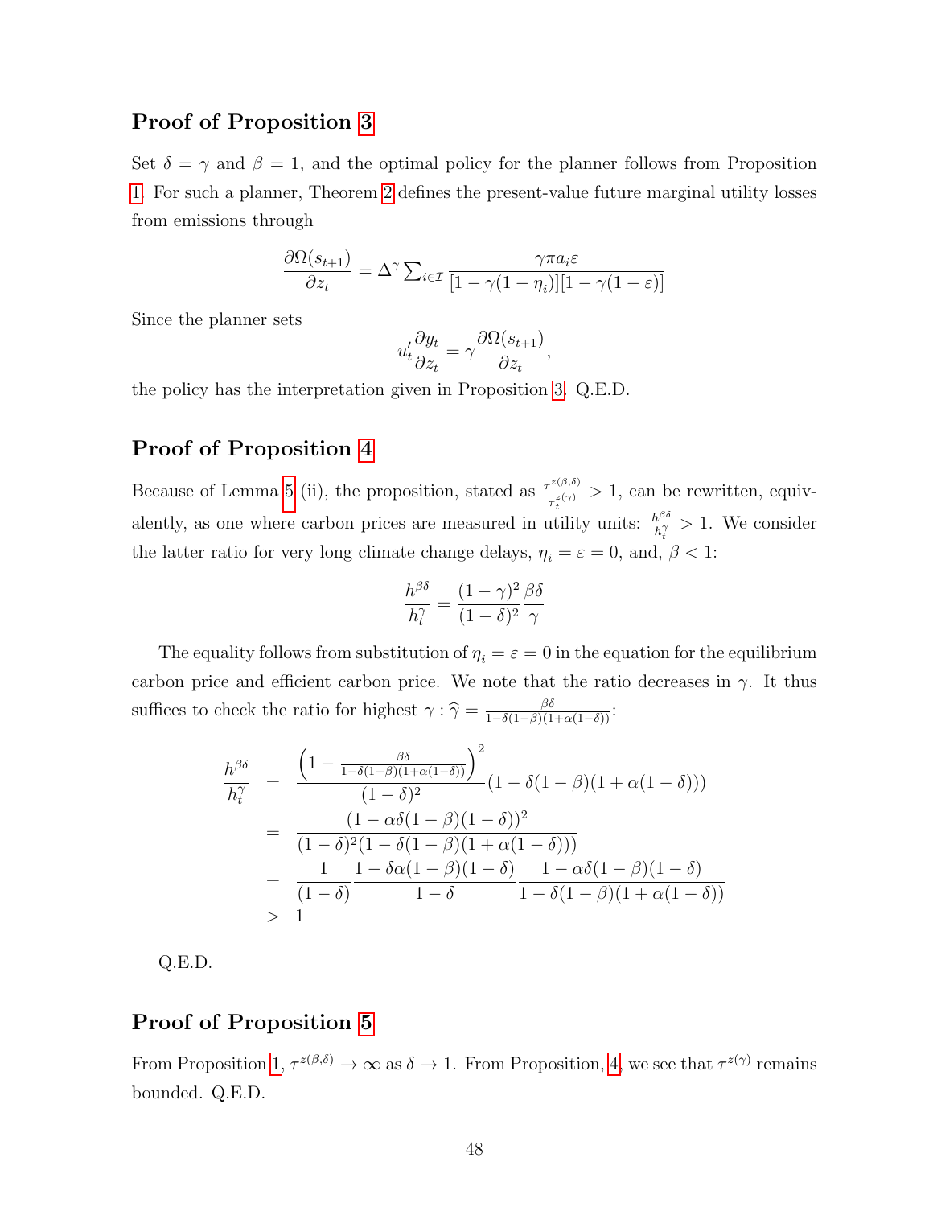## Proof of Proposition 3

Set $\delta = \gamma$ and $\beta = 1$, and the optimal policy for the planner follows from Proposition 1. For such a planner, Theorem 2 defines the present-value future marginal utility losses from emissions through

$$\frac{\partial \Omega(s_{t+1})}{\partial z_t} = \Delta^{\gamma} \sum\nolimits_{i \in \mathcal{I}} \frac{\gamma \pi a_i \varepsilon}{[1 - \gamma(1 - \eta_i)][1 - \gamma(1 - \varepsilon)]}$$

Since the planner sets

$$u_t' \frac{\partial y_t}{\partial z_t} = \gamma \frac{\partial \Omega(s_{t+1})}{\partial z_t},$$

the policy has the interpretation given in Proposition 3. Q.E.D.

## Proof of Proposition 4

Because of Lemma 5 (ii), the proposition, stated as $\frac{\tau^{z(\beta,\delta)}}{\tau_t^{z(\gamma)}} > 1$, can be rewritten, equivalently, as one where carbon prices are measured in utility units: $\frac{h^{\beta\delta}}{h_t^{\gamma}} > 1$. We consider the latter ratio for very long climate change delays, $\eta_i = \varepsilon = 0$, and, $\beta < 1$:

$$\frac{h^{\beta\delta}}{h_t^{\gamma}} = \frac{(1-\gamma)^2}{(1-\delta)^2} \frac{\beta\delta}{\gamma}$$

The equality follows from substitution of $\eta_i = \varepsilon = 0$ in the equation for the equilibrium carbon price and efficient carbon price. We note that the ratio decreases in $\gamma$. It thus suffices to check the ratio for highest $\gamma : \widehat{\gamma} = \frac{\beta\delta}{1-\delta(1-\beta)(1+\alpha(1-\delta))}$:

$$\begin{aligned}
\frac{h^{\beta\delta}}{h_t^{\gamma}} &= \frac{\left(1 - \frac{\beta\delta}{1-\delta(1-\beta)(1+\alpha(1-\delta))}\right)^2}{(1-\delta)^2} (1 - \delta(1-\beta)(1+\alpha(1-\delta))) \\
&= \frac{(1 - \alpha\delta(1-\beta)(1-\delta))^2}{(1-\delta)^2(1 - \delta(1-\beta)(1+\alpha(1-\delta)))} \\
&= \frac{1}{(1-\delta)} \frac{1 - \delta\alpha(1-\beta)(1-\delta)}{1-\delta} \frac{1 - \alpha\delta(1-\beta)(1-\delta)}{1 - \delta(1-\beta)(1+\alpha(1-\delta))} \\
&> 1
\end{aligned}$$

Q.E.D.

## Proof of Proposition 5

From Proposition 1, $\tau^{z(\beta,\delta)} \to \infty$ as $\delta \to 1$. From Proposition, 4, we see that $\tau^{z(\gamma)}$ remains bounded. Q.E.D.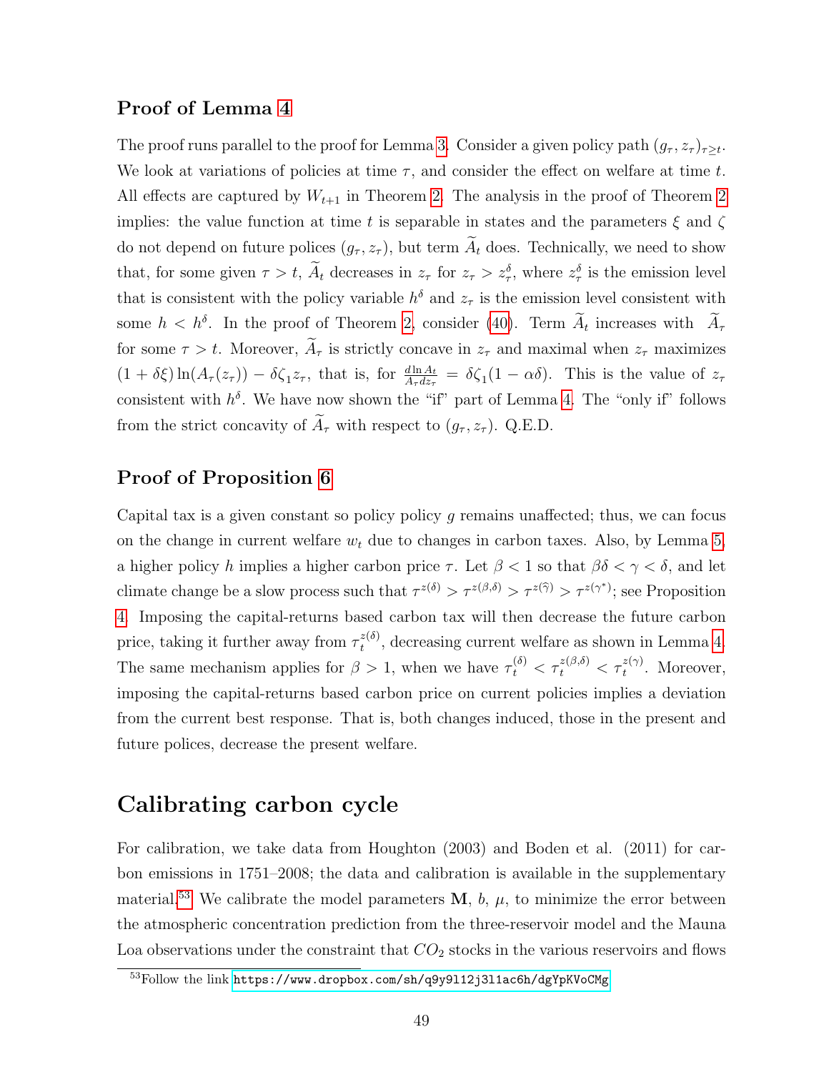### Proof of Lemma 4

The proof runs parallel to the proof for Lemma 3. Consider a given policy path $(g_\tau, z_\tau)_{\tau \geq t}$. We look at variations of policies at time $\tau$, and consider the effect on welfare at time $t$. All effects are captured by $W_{t+1}$ in Theorem 2. The analysis in the proof of Theorem 2 implies: the value function at time $t$ is separable in states and the parameters $\xi$ and $\zeta$ do not depend on future polices $(g_\tau, z_\tau)$, but term $\widetilde{A}_t$ does. Technically, we need to show that, for some given $\tau > t$, $\widetilde{A}_t$ decreases in $z_\tau$ for $z_\tau > z^\delta_\tau$, where $z^\delta_\tau$ is the emission level that is consistent with the policy variable $h^\delta$ and $z_\tau$ is the emission level consistent with some $h < h^\delta$. In the proof of Theorem 2, consider (40). Term $\widetilde{A}_t$ increases with $\widetilde{A}_\tau$ for some $\tau > t$. Moreover, $\widetilde{A}_\tau$ is strictly concave in $z_\tau$ and maximal when $z_\tau$ maximizes $(1 + \delta\xi)\ln(A_\tau(z_\tau)) - \delta\zeta_1 z_\tau$, that is, for $\frac{d \ln A_t}{A_\tau dz_\tau} = \delta\zeta_1(1 - \alpha\delta)$. This is the value of $z_\tau$ consistent with $h^\delta$. We have now shown the "if" part of Lemma 4. The "only if" follows from the strict concavity of $\widetilde{A}_\tau$ with respect to $(g_\tau, z_\tau)$. Q.E.D.

### Proof of Proposition 6

Capital tax is a given constant so policy policy $g$ remains unaffected; thus, we can focus on the change in current welfare $w_t$ due to changes in carbon taxes. Also, by Lemma 5, a higher policy $h$ implies a higher carbon price $\tau$. Let $\beta < 1$ so that $\beta\delta < \gamma < \delta$, and let climate change be a slow process such that $\tau^{z(\delta)} > \tau^{z(\beta,\delta)} > \tau^{z(\widehat{\gamma})} > \tau^{z(\gamma^*)}$; see Proposition 4. Imposing the capital-returns based carbon tax will then decrease the future carbon price, taking it further away from $\tau^{z(\delta)}_t$, decreasing current welfare as shown in Lemma 4. The same mechanism applies for $\beta > 1$, when we have $\tau^{(\delta)}_t < \tau^{z(\beta,\delta)}_t < \tau^{z(\gamma)}_t$. Moreover, imposing the capital-returns based carbon price on current policies implies a deviation from the current best response. That is, both changes induced, those in the present and future polices, decrease the present welfare.

## Calibrating carbon cycle

For calibration, we take data from Houghton (2003) and Boden et al. (2011) for carbon emissions in 1751–2008; the data and calibration is available in the supplementary material.[53] We calibrate the model parameters $\mathbf{M}$, $b$, $\mu$, to minimize the error between the atmospheric concentration prediction from the three-reservoir model and the Mauna Loa observations under the constraint that $CO_2$ stocks in the various reservoirs and flows

[53] Follow the link https://www.dropbox.com/sh/q9y9l12j3l1ac6h/dgYpKVoCMg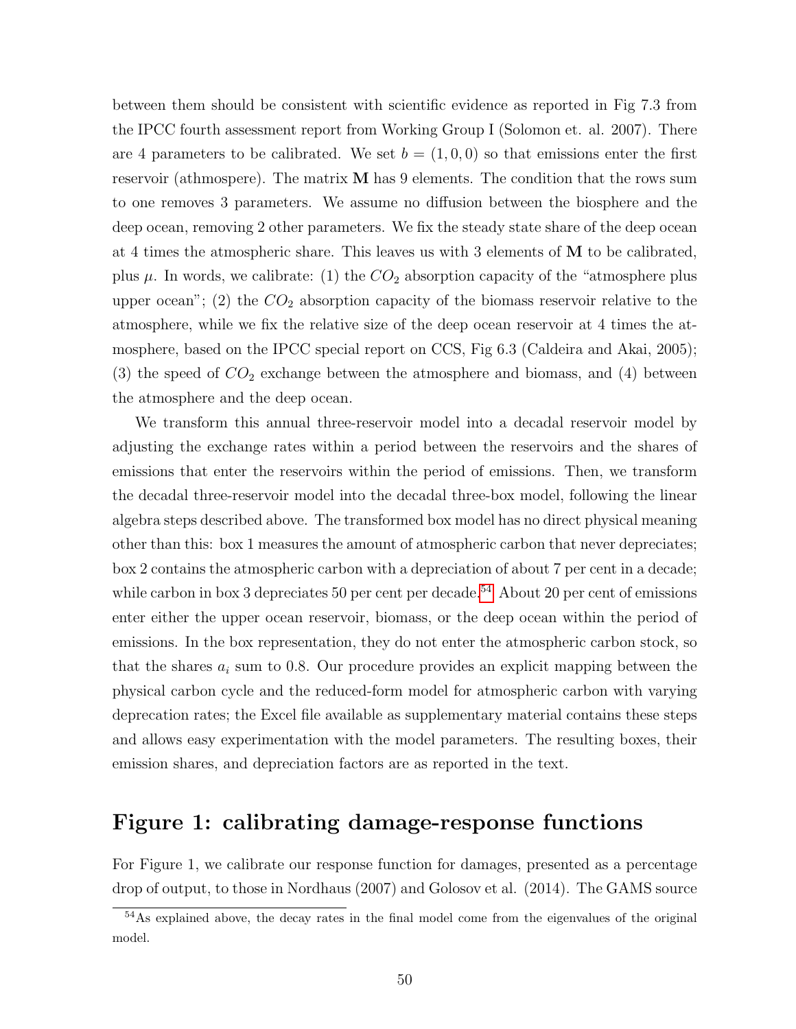between them should be consistent with scientific evidence as reported in Fig 7.3 from the IPCC fourth assessment report from Working Group I (Solomon et. al. 2007). There are 4 parameters to be calibrated. We set $b = (1, 0, 0)$ so that emissions enter the first reservoir (athmospere). The matrix $\mathbf{M}$ has 9 elements. The condition that the rows sum to one removes 3 parameters. We assume no diffusion between the biosphere and the deep ocean, removing 2 other parameters. We fix the steady state share of the deep ocean at 4 times the atmospheric share. This leaves us with 3 elements of $\mathbf{M}$ to be calibrated, plus $\mu$. In words, we calibrate: (1) the $CO_2$ absorption capacity of the "atmosphere plus upper ocean"; (2) the $CO_2$ absorption capacity of the biomass reservoir relative to the atmosphere, while we fix the relative size of the deep ocean reservoir at 4 times the atmosphere, based on the IPCC special report on CCS, Fig 6.3 (Caldeira and Akai, 2005); (3) the speed of $CO_2$ exchange between the atmosphere and biomass, and (4) between the atmosphere and the deep ocean.

We transform this annual three-reservoir model into a decadal reservoir model by adjusting the exchange rates within a period between the reservoirs and the shares of emissions that enter the reservoirs within the period of emissions. Then, we transform the decadal three-reservoir model into the decadal three-box model, following the linear algebra steps described above. The transformed box model has no direct physical meaning other than this: box 1 measures the amount of atmospheric carbon that never depreciates; box 2 contains the atmospheric carbon with a depreciation of about 7 per cent in a decade; while carbon in box 3 depreciates 50 per cent per decade.[54] About 20 per cent of emissions enter either the upper ocean reservoir, biomass, or the deep ocean within the period of emissions. In the box representation, they do not enter the atmospheric carbon stock, so that the shares $a_i$ sum to 0.8. Our procedure provides an explicit mapping between the physical carbon cycle and the reduced-form model for atmospheric carbon with varying deprecation rates; the Excel file available as supplementary material contains these steps and allows easy experimentation with the model parameters. The resulting boxes, their emission shares, and depreciation factors are as reported in the text.

## Figure 1: calibrating damage-response functions

For Figure 1, we calibrate our response function for damages, presented as a percentage drop of output, to those in Nordhaus (2007) and Golosov et al. (2014). The GAMS source

[54] As explained above, the decay rates in the final model come from the eigenvalues of the original model.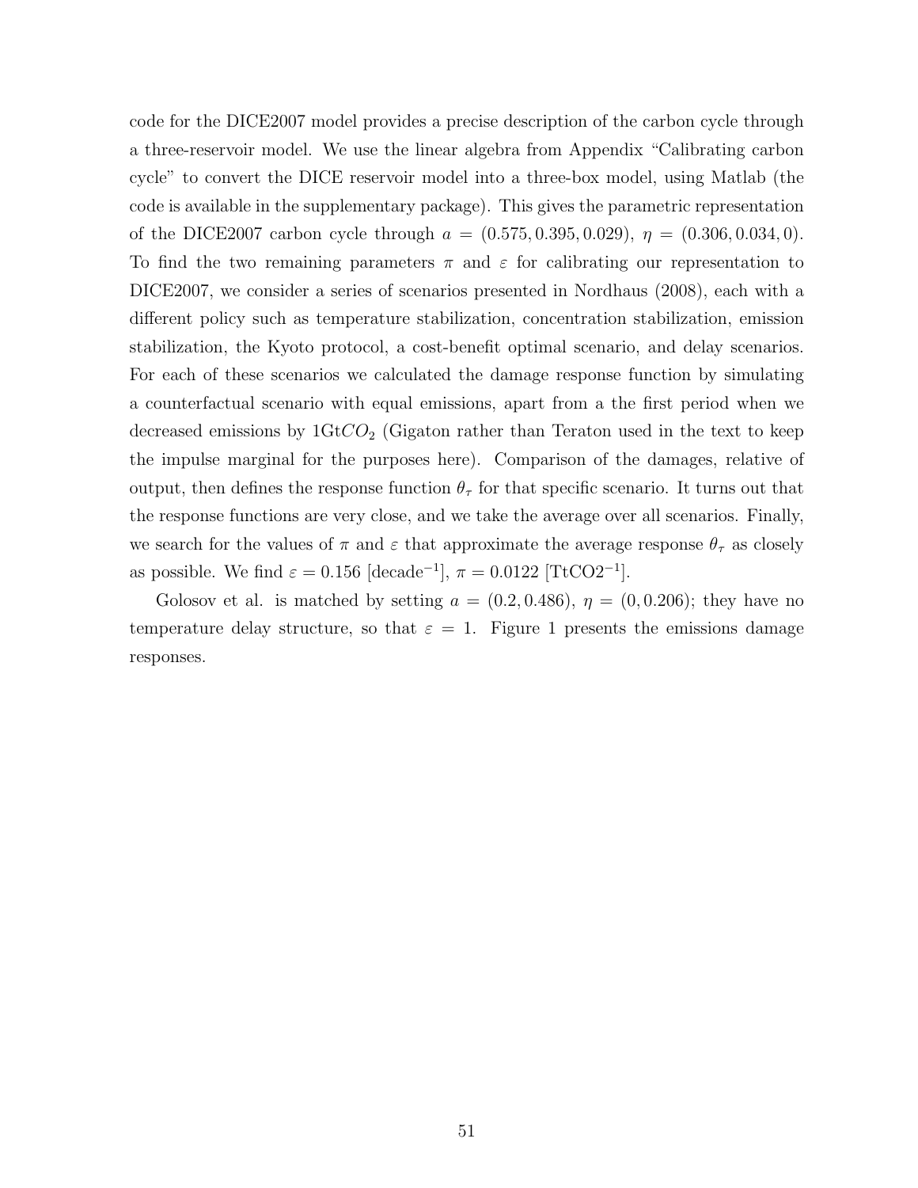code for the DICE2007 model provides a precise description of the carbon cycle through a three-reservoir model. We use the linear algebra from Appendix "Calibrating carbon cycle" to convert the DICE reservoir model into a three-box model, using Matlab (the code is available in the supplementary package). This gives the parametric representation of the DICE2007 carbon cycle through $a = (0.575, 0.395, 0.029)$, $\eta = (0.306, 0.034, 0)$. To find the two remaining parameters $\pi$ and $\varepsilon$ for calibrating our representation to DICE2007, we consider a series of scenarios presented in Nordhaus (2008), each with a different policy such as temperature stabilization, concentration stabilization, emission stabilization, the Kyoto protocol, a cost-benefit optimal scenario, and delay scenarios. For each of these scenarios we calculated the damage response function by simulating a counterfactual scenario with equal emissions, apart from a the first period when we decreased emissions by $1\text{Gt}CO_2$ (Gigaton rather than Teraton used in the text to keep the impulse marginal for the purposes here). Comparison of the damages, relative of output, then defines the response function $\theta_\tau$ for that specific scenario. It turns out that the response functions are very close, and we take the average over all scenarios. Finally, we search for the values of $\pi$ and $\varepsilon$ that approximate the average response $\theta_\tau$ as closely as possible. We find $\varepsilon = 0.156$ [decade$^{-1}$], $\pi = 0.0122$ [TtCO2$^{-1}$].

Golosov et al. is matched by setting $a = (0.2, 0.486)$, $\eta = (0, 0.206)$; they have no temperature delay structure, so that $\varepsilon = 1$. Figure 1 presents the emissions damage responses.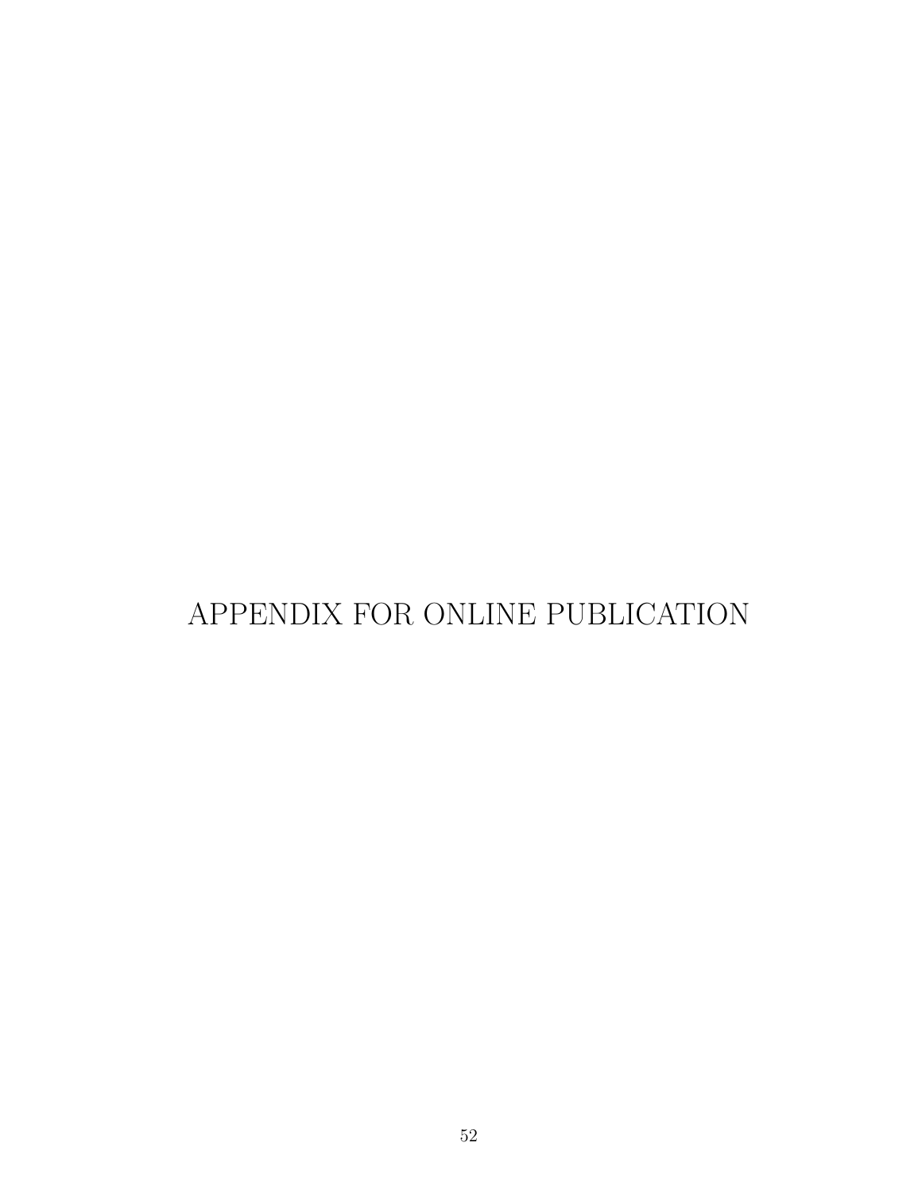# APPENDIX FOR ONLINE PUBLICATION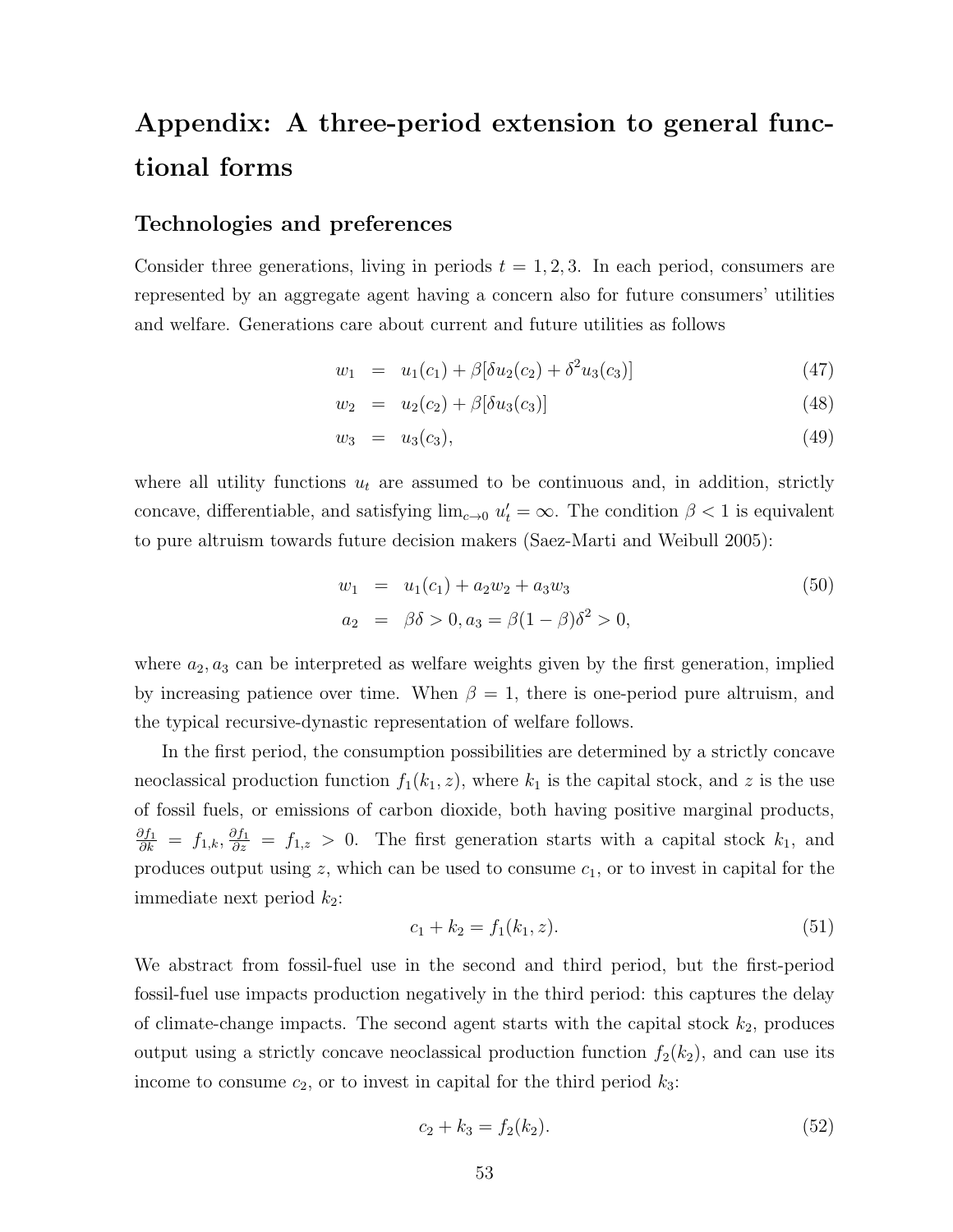# Appendix: A three-period extension to general functional forms

## Technologies and preferences

Consider three generations, living in periods $t = 1, 2, 3$. In each period, consumers are represented by an aggregate agent having a concern also for future consumers' utilities and welfare. Generations care about current and future utilities as follows

$$w_1 = u_1(c_1) + \beta[\delta u_2(c_2) + \delta^2 u_3(c_3)] \tag{47}$$

$$w_2 = u_2(c_2) + \beta[\delta u_3(c_3)] \tag{48}$$

$$w_3 = u_3(c_3), \tag{49}$$

where all utility functions $u_t$ are assumed to be continuous and, in addition, strictly concave, differentiable, and satisfying $\lim_{c \to 0} u_t' = \infty$. The condition $\beta < 1$ is equivalent to pure altruism towards future decision makers (Saez-Marti and Weibull 2005):

$$\begin{aligned} w_1 &= u_1(c_1) + a_2 w_2 + a_3 w_3 \\ a_2 &= \beta\delta > 0, a_3 = \beta(1-\beta)\delta^2 > 0, \end{aligned} \tag{50}$$

where $a_2, a_3$ can be interpreted as welfare weights given by the first generation, implied by increasing patience over time. When $\beta = 1$, there is one-period pure altruism, and the typical recursive-dynastic representation of welfare follows.

In the first period, the consumption possibilities are determined by a strictly concave neoclassical production function $f_1(k_1, z)$, where $k_1$ is the capital stock, and $z$ is the use of fossil fuels, or emissions of carbon dioxide, both having positive marginal products, $\frac{\partial f_1}{\partial k} = f_{1,k}, \frac{\partial f_1}{\partial z} = f_{1,z} > 0$. The first generation starts with a capital stock $k_1$, and produces output using $z$, which can be used to consume $c_1$, or to invest in capital for the immediate next period $k_2$:

$$c_1 + k_2 = f_1(k_1, z). \tag{51}$$

We abstract from fossil-fuel use in the second and third period, but the first-period fossil-fuel use impacts production negatively in the third period: this captures the delay of climate-change impacts. The second agent starts with the capital stock $k_2$, produces output using a strictly concave neoclassical production function $f_2(k_2)$, and can use its income to consume $c_2$, or to invest in capital for the third period $k_3$:

$$c_2 + k_3 = f_2(k_2). \tag{52}$$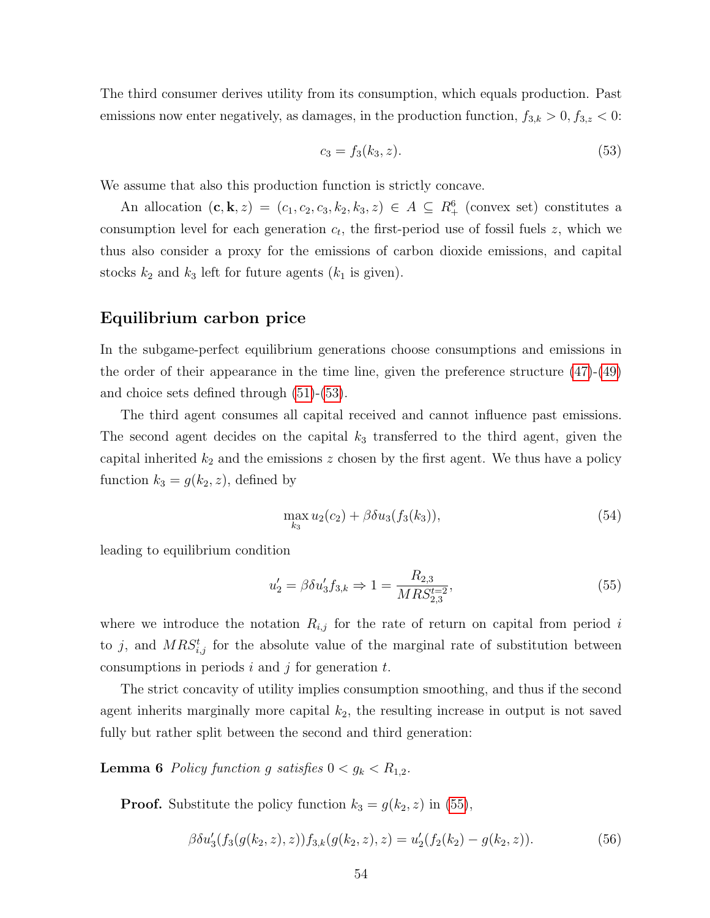The third consumer derives utility from its consumption, which equals production. Past emissions now enter negatively, as damages, in the production function, $f_{3,k} > 0, f_{3,z} < 0$:

$$c_3 = f_3(k_3, z). \tag{53}$$

We assume that also this production function is strictly concave.

An allocation $(\mathbf{c}, \mathbf{k}, z) = (c_1, c_2, c_3, k_2, k_3, z) \in A \subseteq R^6_+$ (convex set) constitutes a consumption level for each generation $c_t$, the first-period use of fossil fuels $z$, which we thus also consider a proxy for the emissions of carbon dioxide emissions, and capital stocks $k_2$ and $k_3$ left for future agents ($k_1$ is given).

## Equilibrium carbon price

In the subgame-perfect equilibrium generations choose consumptions and emissions in the order of their appearance in the time line, given the preference structure (47)-(49) and choice sets defined through (51)-(53).

The third agent consumes all capital received and cannot influence past emissions. The second agent decides on the capital $k_3$ transferred to the third agent, given the capital inherited $k_2$ and the emissions $z$ chosen by the first agent. We thus have a policy function $k_3 = g(k_2, z)$, defined by

$$\max_{k_3} u_2(c_2) + \beta\delta u_3(f_3(k_3)), \tag{54}$$

leading to equilibrium condition

$$u_2' = \beta\delta u_3' f_{3,k} \Rightarrow 1 = \frac{R_{2,3}}{MRS^{t=2}_{2,3}}, \tag{55}$$

where we introduce the notation $R_{i,j}$ for the rate of return on capital from period $i$ to $j$, and $MRS^t_{i,j}$ for the absolute value of the marginal rate of substitution between consumptions in periods $i$ and $j$ for generation $t$.

The strict concavity of utility implies consumption smoothing, and thus if the second agent inherits marginally more capital $k_2$, the resulting increase in output is not saved fully but rather split between the second and third generation:

**Lemma 6** *Policy function $g$ satisfies $0 < g_k < R_{1,2}$.*

**Proof.** Substitute the policy function $k_3 = g(k_2, z)$ in (55),

$$\beta\delta u_3'(f_3(g(k_2, z), z)) f_{3,k}(g(k_2, z), z) = u_2'(f_2(k_2) - g(k_2, z)). \tag{56}$$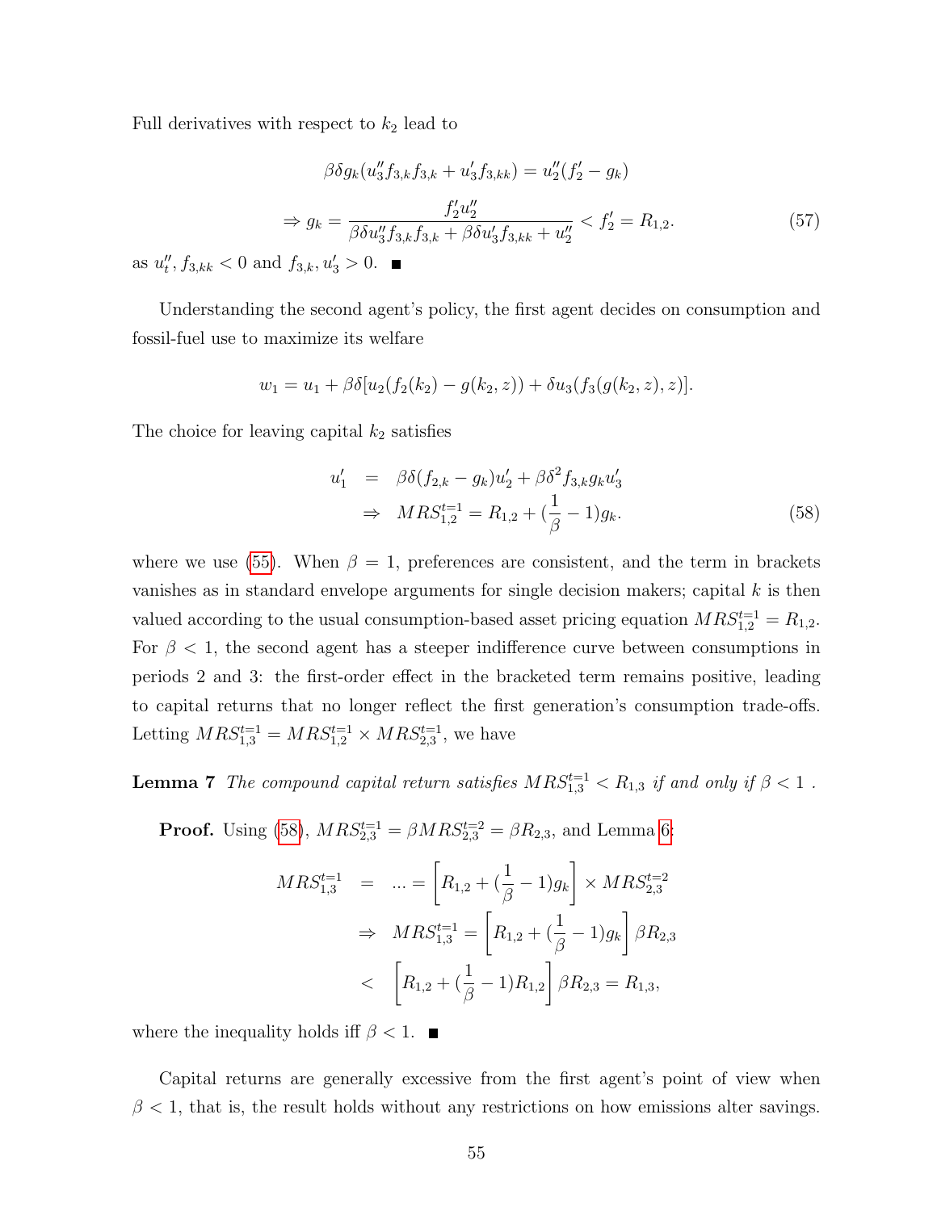Full derivatives with respect to $k_2$ lead to

$$\beta\delta g_k(u_3'' f_{3,k} f_{3,k} + u_3' f_{3,kk}) = u_2''(f_2' - g_k)$$

$$\Rightarrow g_k = \frac{f_2' u_2''}{\beta\delta u_3'' f_{3,k} f_{3,k} + \beta\delta u_3' f_{3,kk} + u_2''} < f_2' = R_{1,2}. \tag{57}$$

as $u_t'', f_{3,kk} < 0$ and $f_{3,k}, u_3' > 0$. ∎

Understanding the second agent's policy, the first agent decides on consumption and fossil-fuel use to maximize its welfare

$$w_1 = u_1 + \beta\delta[u_2(f_2(k_2) - g(k_2, z)) + \delta u_3(f_3(g(k_2, z), z)].$$

The choice for leaving capital $k_2$ satisfies

$$\begin{aligned} u_1' &= \beta\delta(f_{2,k} - g_k)u_2' + \beta\delta^2 f_{3,k} g_k u_3' \\ &\Rightarrow MRS_{1,2}^{t=1} = R_{1,2} + (\frac{1}{\beta} - 1)g_k. \end{aligned} \tag{58}$$

where we use (55). When $\beta = 1$, preferences are consistent, and the term in brackets vanishes as in standard envelope arguments for single decision makers; capital $k$ is then valued according to the usual consumption-based asset pricing equation $MRS_{1,2}^{t=1} = R_{1,2}$. For $\beta < 1$, the second agent has a steeper indifference curve between consumptions in periods 2 and 3: the first-order effect in the bracketed term remains positive, leading to capital returns that no longer reflect the first generation's consumption trade-offs. Letting $MRS_{1,3}^{t=1} = MRS_{1,2}^{t=1} \times MRS_{2,3}^{t=1}$, we have

**Lemma 7** *The compound capital return satisfies $MRS_{1,3}^{t=1} < R_{1,3}$ if and only if $\beta < 1$ .*

**Proof.** Using (58), $MRS_{2,3}^{t=1} = \beta MRS_{2,3}^{t=2} = \beta R_{2,3}$, and Lemma 6:

$$\begin{aligned} MRS_{1,3}^{t=1} &= ... = \left[R_{1,2} + (\frac{1}{\beta} - 1)g_k\right] \times MRS_{2,3}^{t=2} \\ &\Rightarrow MRS_{1,3}^{t=1} = \left[R_{1,2} + (\frac{1}{\beta} - 1)g_k\right] \beta R_{2,3} \\ &< \left[R_{1,2} + (\frac{1}{\beta} - 1)R_{1,2}\right] \beta R_{2,3} = R_{1,3}, \end{aligned}$$

where the inequality holds iff $\beta < 1$. ∎

Capital returns are generally excessive from the first agent's point of view when $\beta < 1$, that is, the result holds without any restrictions on how emissions alter savings.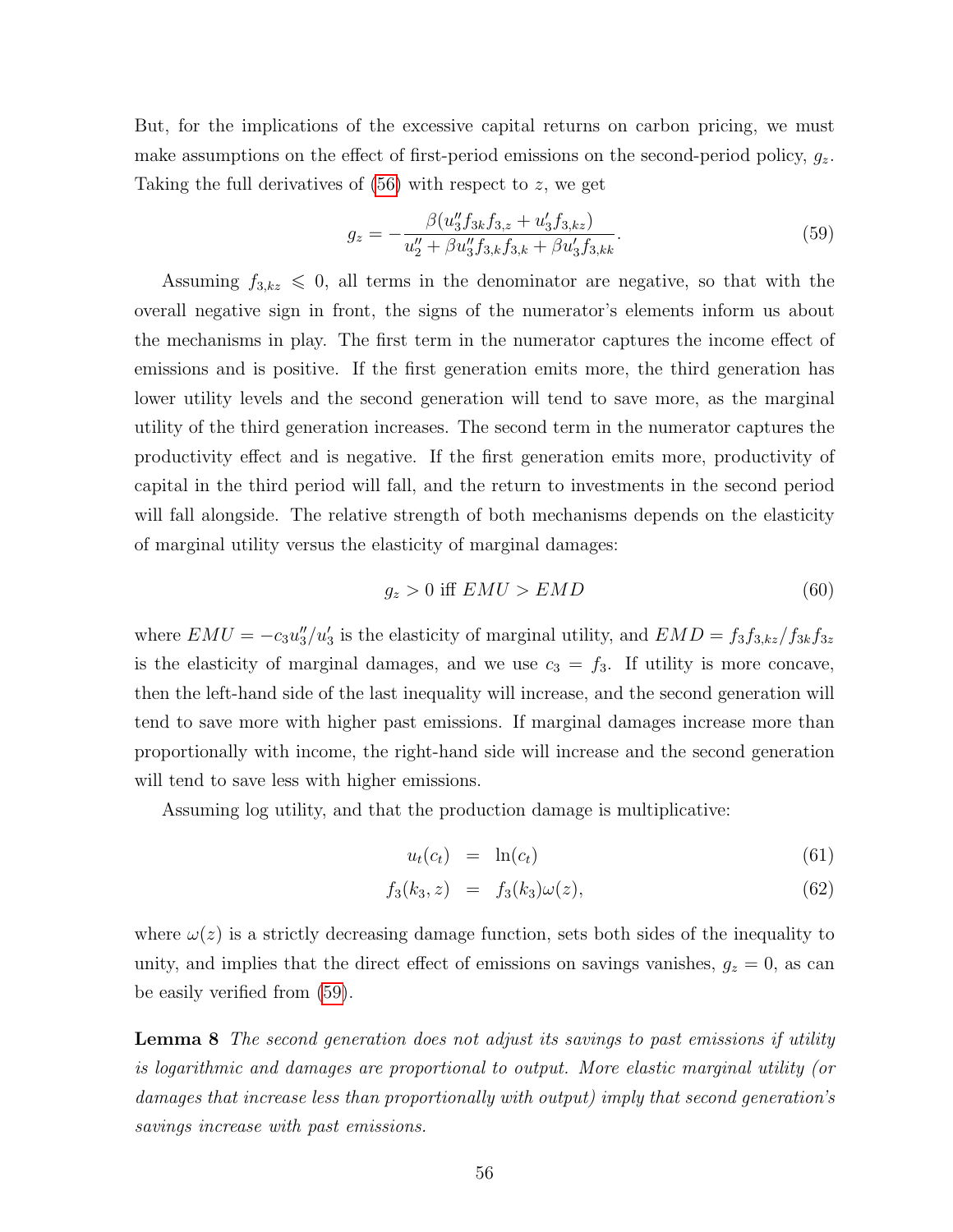But, for the implications of the excessive capital returns on carbon pricing, we must make assumptions on the effect of first-period emissions on the second-period policy, $g_z$. Taking the full derivatives of (56) with respect to $z$, we get

$$g_z = -\frac{\beta(u_3'' f_{3k} f_{3,z} + u_3' f_{3,kz})}{u_2'' + \beta u_3'' f_{3,k} f_{3,k} + \beta u_3' f_{3,kk}}. \tag{59}$$

Assuming $f_{3,kz} \leqslant 0$, all terms in the denominator are negative, so that with the overall negative sign in front, the signs of the numerator's elements inform us about the mechanisms in play. The first term in the numerator captures the income effect of emissions and is positive. If the first generation emits more, the third generation has lower utility levels and the second generation will tend to save more, as the marginal utility of the third generation increases. The second term in the numerator captures the productivity effect and is negative. If the first generation emits more, productivity of capital in the third period will fall, and the return to investments in the second period will fall alongside. The relative strength of both mechanisms depends on the elasticity of marginal utility versus the elasticity of marginal damages:

$$g_z > 0 \text{ iff } EMU > EMD \tag{60}$$

where $EMU = -c_3 u_3''/u_3'$ is the elasticity of marginal utility, and $EMD = f_3 f_{3,kz}/f_{3k} f_{3z}$ is the elasticity of marginal damages, and we use $c_3 = f_3$. If utility is more concave, then the left-hand side of the last inequality will increase, and the second generation will tend to save more with higher past emissions. If marginal damages increase more than proportionally with income, the right-hand side will increase and the second generation will tend to save less with higher emissions.

Assuming log utility, and that the production damage is multiplicative:

$$u_t(c_t) = \ln(c_t) \tag{61}$$

$$f_3(k_3, z) = f_3(k_3)\omega(z), \tag{62}$$

where $\omega(z)$ is a strictly decreasing damage function, sets both sides of the inequality to unity, and implies that the direct effect of emissions on savings vanishes, $g_z = 0$, as can be easily verified from (59).

**Lemma 8** *The second generation does not adjust its savings to past emissions if utility is logarithmic and damages are proportional to output. More elastic marginal utility (or damages that increase less than proportionally with output) imply that second generation's savings increase with past emissions.*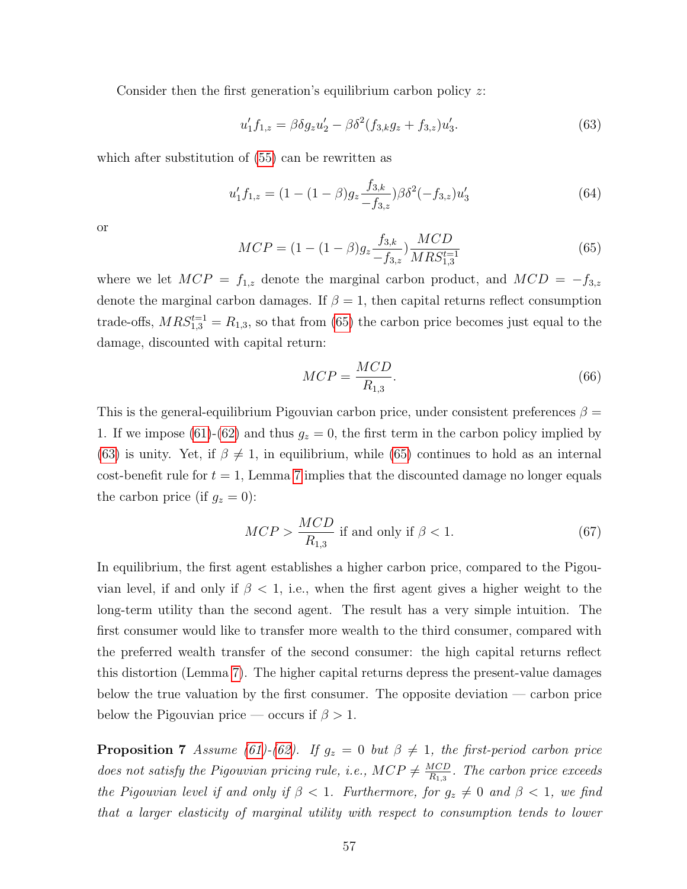Consider then the first generation's equilibrium carbon policy $z$:

$$u_1' f_{1,z} = \beta\delta g_z u_2' - \beta\delta^2 (f_{3,k} g_z + f_{3,z}) u_3'. \tag{63}$$

which after substitution of (55) can be rewritten as

$$u_1' f_{1,z} = (1 - (1-\beta) g_z \frac{f_{3,k}}{-f_{3,z}}) \beta\delta^2 (-f_{3,z}) u_3' \tag{64}$$

or

$$MCP = (1 - (1-\beta) g_z \frac{f_{3,k}}{-f_{3,z}}) \frac{MCD}{MRS_{1,3}^{t=1}} \tag{65}$$

where we let $MCP = f_{1,z}$ denote the marginal carbon product, and $MCD = -f_{3,z}$ denote the marginal carbon damages. If $\beta = 1$, then capital returns reflect consumption trade-offs, $MRS_{1,3}^{t=1} = R_{1,3}$, so that from (65) the carbon price becomes just equal to the damage, discounted with capital return:

$$MCP = \frac{MCD}{R_{1,3}}. \tag{66}$$

This is the general-equilibrium Pigouvian carbon price, under consistent preferences $\beta = 1$. If we impose (61)-(62) and thus $g_z = 0$, the first term in the carbon policy implied by (63) is unity. Yet, if $\beta \neq 1$, in equilibrium, while (65) continues to hold as an internal cost-benefit rule for $t = 1$, Lemma 7 implies that the discounted damage no longer equals the carbon price (if $g_z = 0$):

$$MCP > \frac{MCD}{R_{1,3}} \text{ if and only if } \beta < 1. \tag{67}$$

In equilibrium, the first agent establishes a higher carbon price, compared to the Pigouvian level, if and only if $\beta < 1$, i.e., when the first agent gives a higher weight to the long-term utility than the second agent. The result has a very simple intuition. The first consumer would like to transfer more wealth to the third consumer, compared with the preferred wealth transfer of the second consumer: the high capital returns reflect this distortion (Lemma 7). The higher capital returns depress the present-value damages below the true valuation by the first consumer. The opposite deviation — carbon price below the Pigouvian price — occurs if $\beta > 1$.

**Proposition 7** *Assume (61)-(62). If $g_z = 0$ but $\beta \neq 1$, the first-period carbon price does not satisfy the Pigouvian pricing rule, i.e., $MCP \neq \frac{MCD}{R_{1,3}}$. The carbon price exceeds the Pigouvian level if and only if $\beta < 1$. Furthermore, for $g_z \neq 0$ and $\beta < 1$, we find that a larger elasticity of marginal utility with respect to consumption tends to lower*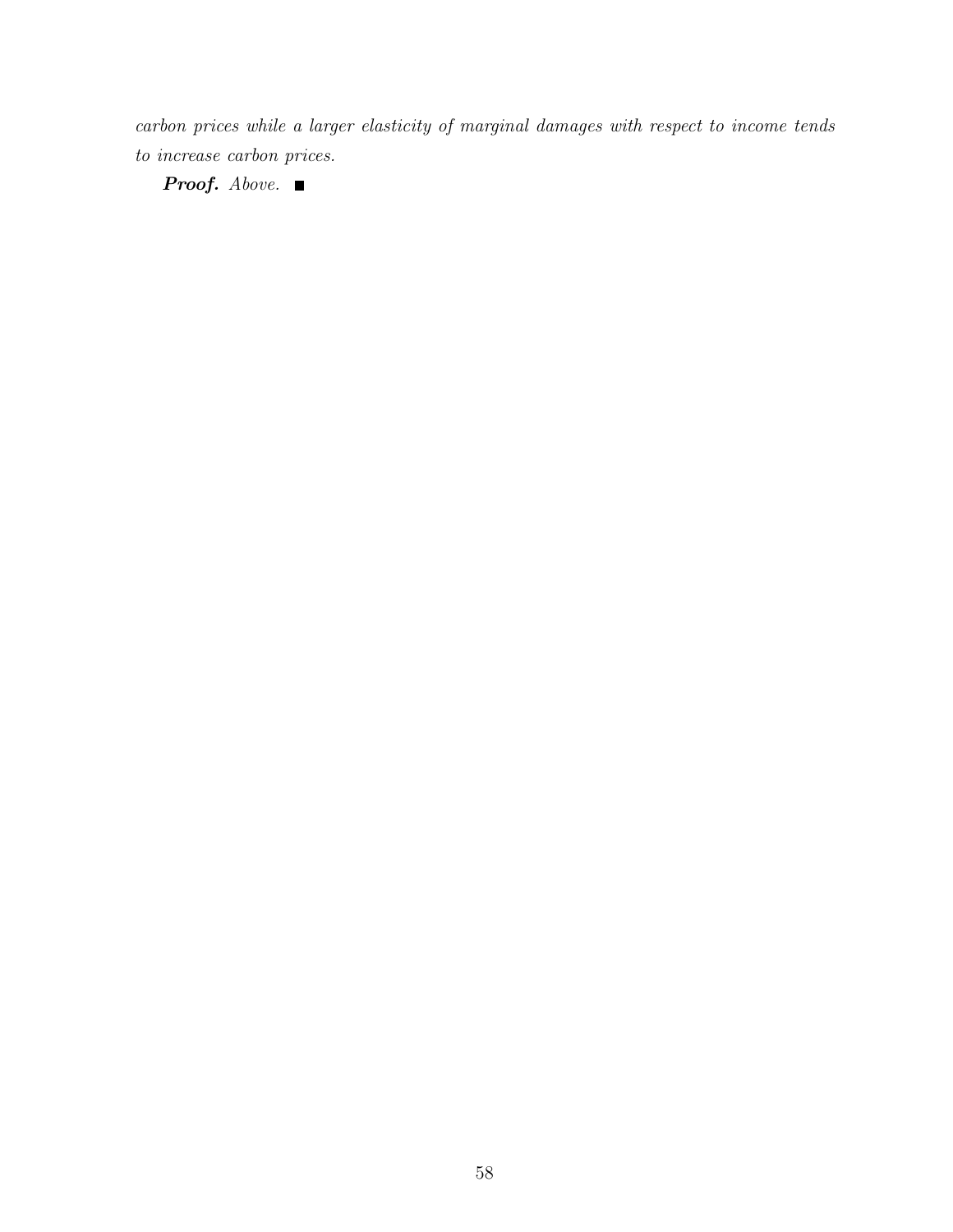*carbon prices while a larger elasticity of marginal damages with respect to income tends to increase carbon prices.*

***Proof.*** *Above.* ■